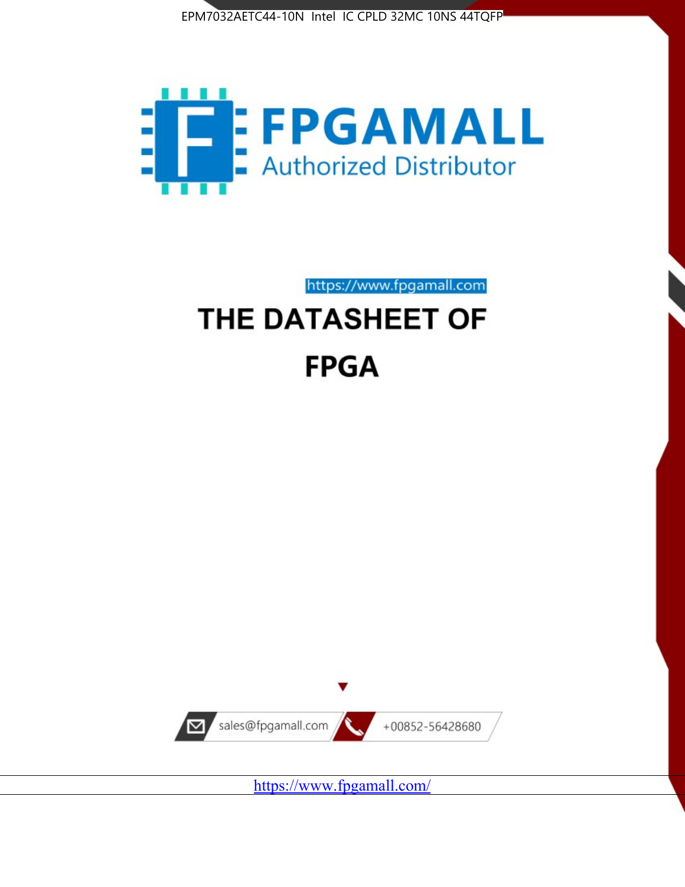EPM7032AETC44-10N Intel IC CPLD 32MC 10NS 44TQFP

# FPGAMALL

Authorized Distributor

https://www.fpgamall.com

# THE DATASHEET OF

# FPGA

sales@fpgamall.com

+00852-56428680

https://www.fpgamall.com/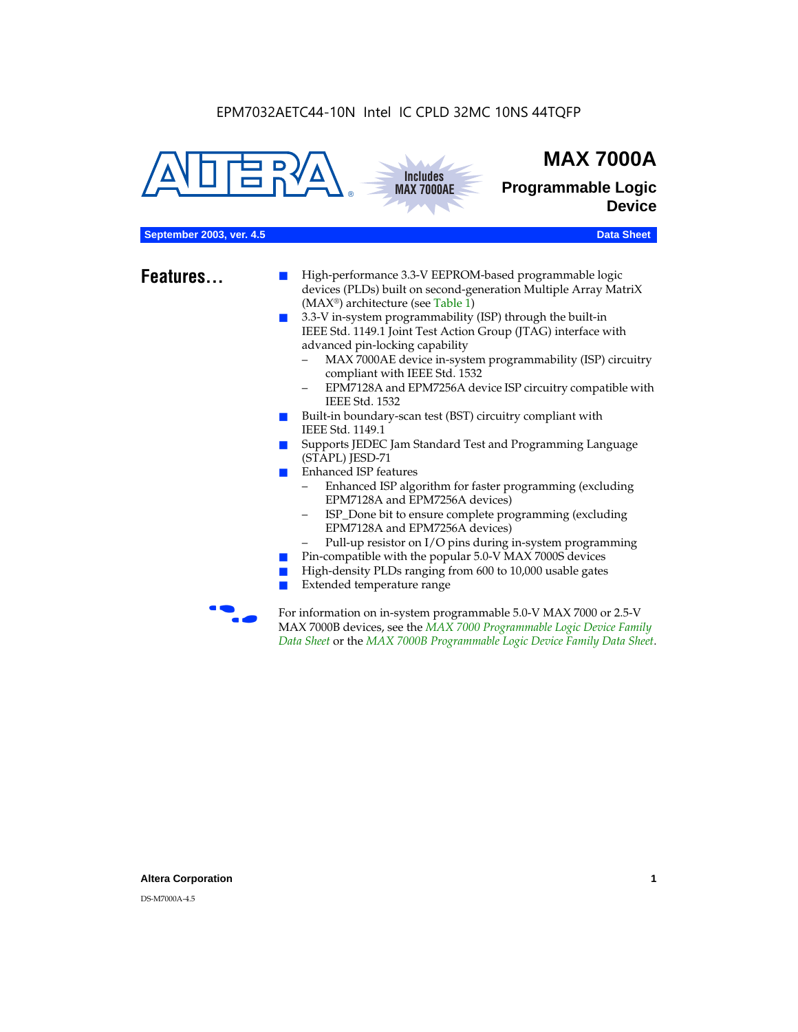EPM7032AETC44-10N Intel IC CPLD 32MC 10NS 44TQFP

# MAX 7000A

## Programmable Logic Device

Includes MAX 7000AE

**September 2003, ver. 4.5** **Data Sheet**

## Features...

- High-performance 3.3-V EEPROM-based programmable logic devices (PLDs) built on second-generation Multiple Array MatriX (MAX®) architecture (see Table 1)
- 3.3-V in-system programmability (ISP) through the built-in IEEE Std. 1149.1 Joint Test Action Group (JTAG) interface with advanced pin-locking capability
  - MAX 7000AE device in-system programmability (ISP) circuitry compliant with IEEE Std. 1532
  - EPM7128A and EPM7256A device ISP circuitry compatible with IEEE Std. 1532
- Built-in boundary-scan test (BST) circuitry compliant with IEEE Std. 1149.1
- Supports JEDEC Jam Standard Test and Programming Language (STAPL) JESD-71
- Enhanced ISP features
  - Enhanced ISP algorithm for faster programming (excluding EPM7128A and EPM7256A devices)
  - ISP_Done bit to ensure complete programming (excluding EPM7128A and EPM7256A devices)
  - Pull-up resistor on I/O pins during in-system programming
- Pin-compatible with the popular 5.0-V MAX 7000S devices
- High-density PLDs ranging from 600 to 10,000 usable gates
- Extended temperature range

For information on in-system programmable 5.0-V MAX 7000 or 2.5-V MAX 7000B devices, see the *MAX 7000 Programmable Logic Device Family Data Sheet* or the *MAX 7000B Programmable Logic Device Family Data Sheet*.

**Altera Corporation**

DS-M7000A-4.5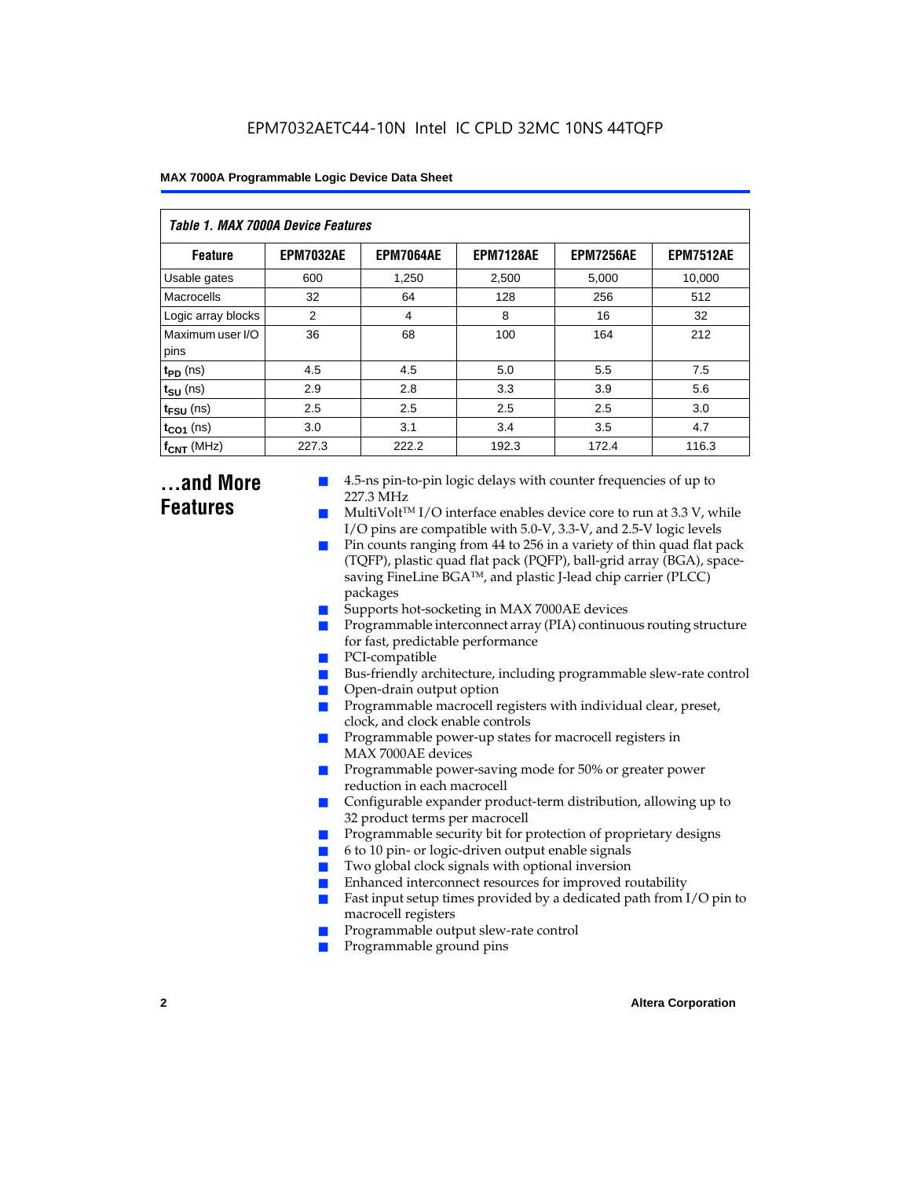*Table 1. MAX 7000A Device Features*

| Feature | EPM7032AE | EPM7064AE | EPM7128AE | EPM7256AE | EPM7512AE |
|---|---|---|---|---|---|
| Usable gates | 600 | 1,250 | 2,500 | 5,000 | 10,000 |
| Macrocells | 32 | 64 | 128 | 256 | 512 |
| Logic array blocks | 2 | 4 | 8 | 16 | 32 |
| Maximum user I/O pins | 36 | 68 | 100 | 164 | 212 |
| $t_{PD}$ (ns) | 4.5 | 4.5 | 5.0 | 5.5 | 7.5 |
| $t_{SU}$ (ns) | 2.9 | 2.8 | 3.3 | 3.9 | 5.6 |
| $t_{FSU}$ (ns) | 2.5 | 2.5 | 2.5 | 2.5 | 3.0 |
| $t_{CO1}$ (ns) | 3.0 | 3.1 | 3.4 | 3.5 | 4.7 |
| $f_{CNT}$ (MHz) | 227.3 | 222.2 | 192.3 | 172.4 | 116.3 |

## ...and More Features

- 4.5-ns pin-to-pin logic delays with counter frequencies of up to 227.3 MHz
- MultiVolt™ I/O interface enables device core to run at 3.3 V, while I/O pins are compatible with 5.0-V, 3.3-V, and 2.5-V logic levels
- Pin counts ranging from 44 to 256 in a variety of thin quad flat pack (TQFP), plastic quad flat pack (PQFP), ball-grid array (BGA), space-saving FineLine BGA™, and plastic J-lead chip carrier (PLCC) packages
- Supports hot-socketing in MAX 7000AE devices
- Programmable interconnect array (PIA) continuous routing structure for fast, predictable performance
- PCI-compatible
- Bus-friendly architecture, including programmable slew-rate control
- Open-drain output option
- Programmable macrocell registers with individual clear, preset, clock, and clock enable controls
- Programmable power-up states for macrocell registers in MAX 7000AE devices
- Programmable power-saving mode for 50% or greater power reduction in each macrocell
- Configurable expander product-term distribution, allowing up to 32 product terms per macrocell
- Programmable security bit for protection of proprietary designs
- 6 to 10 pin- or logic-driven output enable signals
- Two global clock signals with optional inversion
- Enhanced interconnect resources for improved routability
- Fast input setup times provided by a dedicated path from I/O pin to macrocell registers
- Programmable output slew-rate control
- Programmable ground pins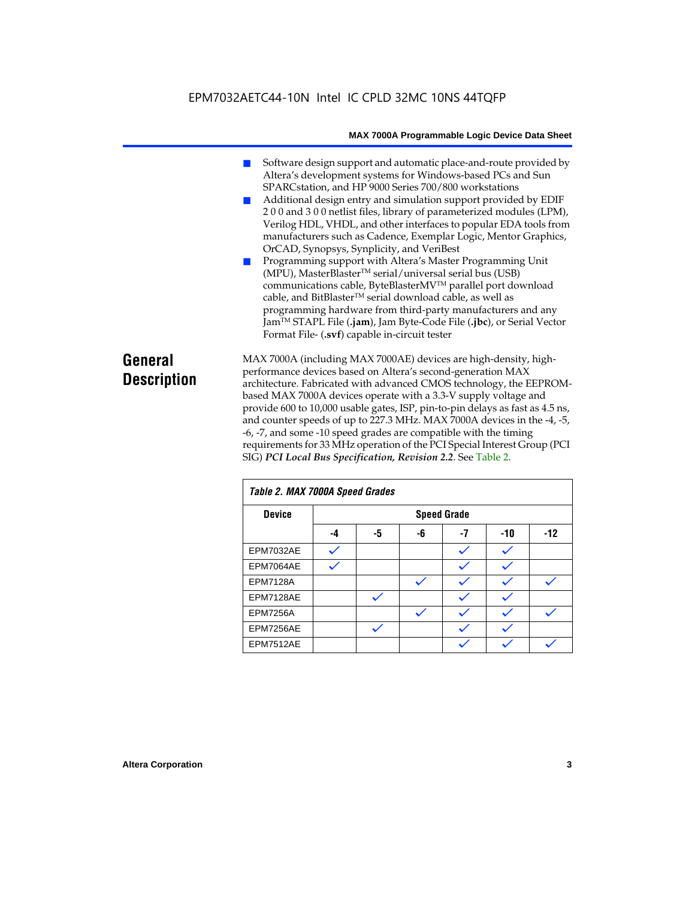- Software design support and automatic place-and-route provided by Altera's development systems for Windows-based PCs and Sun SPARCstation, and HP 9000 Series 700/800 workstations
- Additional design entry and simulation support provided by EDIF 2 0 0 and 3 0 0 netlist files, library of parameterized modules (LPM), Verilog HDL, VHDL, and other interfaces to popular EDA tools from manufacturers such as Cadence, Exemplar Logic, Mentor Graphics, OrCAD, Synopsys, Synplicity, and VeriBest
- Programming support with Altera's Master Programming Unit (MPU), MasterBlaster™ serial/universal serial bus (USB) communications cable, ByteBlasterMV™ parallel port download cable, and BitBlaster™ serial download cable, as well as programming hardware from third-party manufacturers and any Jam™ STAPL File (**.jam**), Jam Byte-Code File (**.jbc**), or Serial Vector Format File- (**.svf**) capable in-circuit tester

## General Description

MAX 7000A (including MAX 7000AE) devices are high-density, high-performance devices based on Altera's second-generation MAX architecture. Fabricated with advanced CMOS technology, the EEPROM-based MAX 7000A devices operate with a 3.3-V supply voltage and provide 600 to 10,000 usable gates, ISP, pin-to-pin delays as fast as 4.5 ns, and counter speeds of up to 227.3 MHz. MAX 7000A devices in the -4, -5, -6, -7, and some -10 speed grades are compatible with the timing requirements for 33 MHz operation of the PCI Special Interest Group (PCI SIG) ***PCI Local Bus Specification, Revision 2.2***. See Table 2.

*Table 2. MAX 7000A Speed Grades*

| Device | Speed Grade | | | | | |
|---|---|---|---|---|---|---|
| | -4 | -5 | -6 | -7 | -10 | -12 |
| EPM7032AE | ✓ | | | ✓ | ✓ | |
| EPM7064AE | ✓ | | | ✓ | ✓ | |
| EPM7128A | | | ✓ | ✓ | ✓ | ✓ |
| EPM7128AE | | ✓ | | ✓ | ✓ | |
| EPM7256A | | | ✓ | ✓ | ✓ | ✓ |
| EPM7256AE | | ✓ | | ✓ | ✓ | |
| EPM7512AE | | | | ✓ | ✓ | ✓ |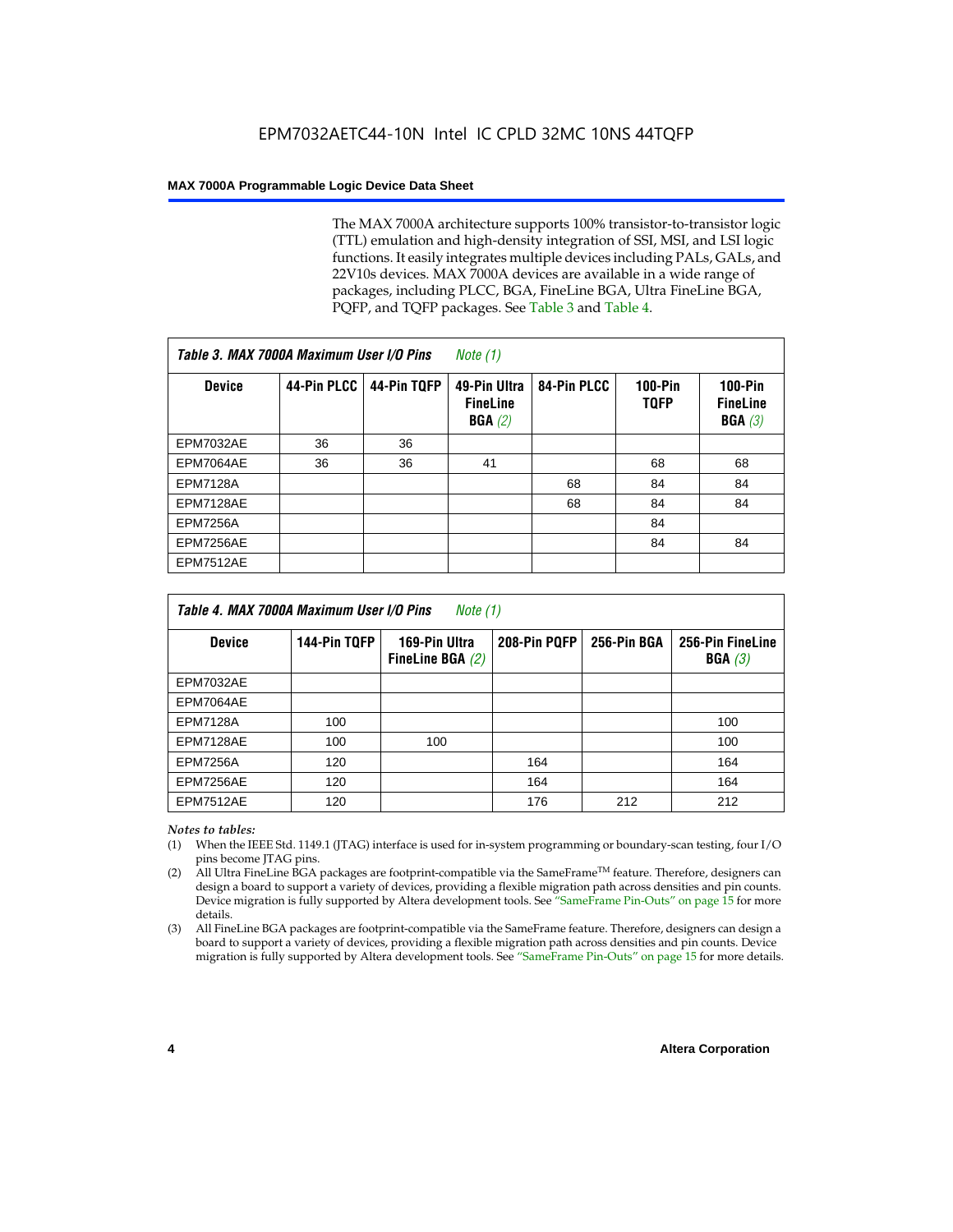The MAX 7000A architecture supports 100% transistor-to-transistor logic (TTL) emulation and high-density integration of SSI, MSI, and LSI logic functions. It easily integrates multiple devices including PALs, GALs, and 22V10s devices. MAX 7000A devices are available in a wide range of packages, including PLCC, BGA, FineLine BGA, Ultra FineLine BGA, PQFP, and TQFP packages. See Table 3 and Table 4.

**Table 3. MAX 7000A Maximum User I/O Pins** *Note (1)*

| Device | 44-Pin PLCC | 44-Pin TQFP | 49-Pin Ultra FineLine BGA *(2)* | 84-Pin PLCC | 100-Pin TQFP | 100-Pin FineLine BGA *(3)* |
|---|---|---|---|---|---|---|
| EPM7032AE | 36 | 36 | | | | |
| EPM7064AE | 36 | 36 | 41 | | 68 | 68 |
| EPM7128A | | | | 68 | 84 | 84 |
| EPM7128AE | | | | 68 | 84 | 84 |
| EPM7256A | | | | | 84 | |
| EPM7256AE | | | | | 84 | 84 |
| EPM7512AE | | | | | | |

**Table 4. MAX 7000A Maximum User I/O Pins** *Note (1)*

| Device | 144-Pin TQFP | 169-Pin Ultra FineLine BGA *(2)* | 208-Pin PQFP | 256-Pin BGA | 256-Pin FineLine BGA *(3)* |
|---|---|---|---|---|---|
| EPM7032AE | | | | | |
| EPM7064AE | | | | | |
| EPM7128A | 100 | | | | 100 |
| EPM7128AE | 100 | 100 | | | 100 |
| EPM7256A | 120 | | 164 | | 164 |
| EPM7256AE | 120 | | 164 | | 164 |
| EPM7512AE | 120 | | 176 | 212 | 212 |

*Notes to tables:*

(1) When the IEEE Std. 1149.1 (JTAG) interface is used for in-system programming or boundary-scan testing, four I/O pins become JTAG pins.

(2) All Ultra FineLine BGA packages are footprint-compatible via the SameFrame™ feature. Therefore, designers can design a board to support a variety of devices, providing a flexible migration path across densities and pin counts. Device migration is fully supported by Altera development tools. See "SameFrame Pin-Outs" on page 15 for more details.

(3) All FineLine BGA packages are footprint-compatible via the SameFrame feature. Therefore, designers can design a board to support a variety of devices, providing a flexible migration path across densities and pin counts. Device migration is fully supported by Altera development tools. See "SameFrame Pin-Outs" on page 15 for more details.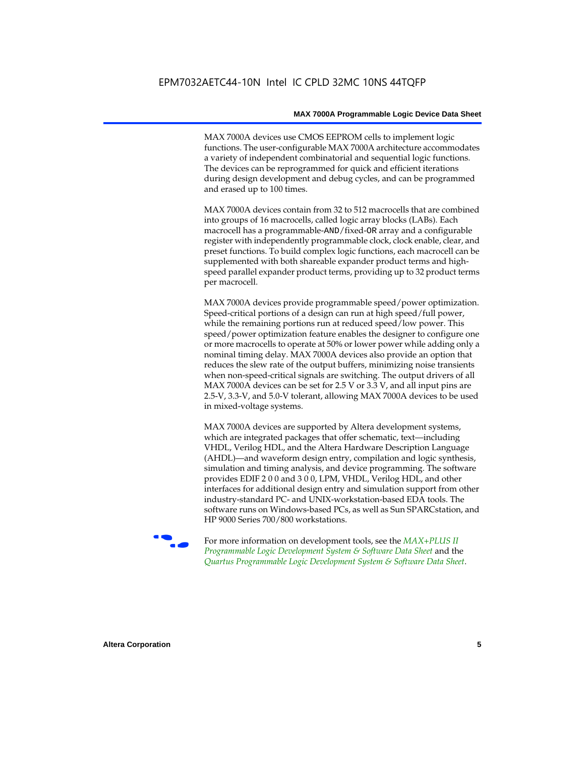MAX 7000A devices use CMOS EEPROM cells to implement logic functions. The user-configurable MAX 7000A architecture accommodates a variety of independent combinatorial and sequential logic functions. The devices can be reprogrammed for quick and efficient iterations during design development and debug cycles, and can be programmed and erased up to 100 times.

MAX 7000A devices contain from 32 to 512 macrocells that are combined into groups of 16 macrocells, called logic array blocks (LABs). Each macrocell has a programmable-AND/fixed-OR array and a configurable register with independently programmable clock, clock enable, clear, and preset functions. To build complex logic functions, each macrocell can be supplemented with both shareable expander product terms and high-speed parallel expander product terms, providing up to 32 product terms per macrocell.

MAX 7000A devices provide programmable speed/power optimization. Speed-critical portions of a design can run at high speed/full power, while the remaining portions run at reduced speed/low power. This speed/power optimization feature enables the designer to configure one or more macrocells to operate at 50% or lower power while adding only a nominal timing delay. MAX 7000A devices also provide an option that reduces the slew rate of the output buffers, minimizing noise transients when non-speed-critical signals are switching. The output drivers of all MAX 7000A devices can be set for 2.5 V or 3.3 V, and all input pins are 2.5-V, 3.3-V, and 5.0-V tolerant, allowing MAX 7000A devices to be used in mixed-voltage systems.

MAX 7000A devices are supported by Altera development systems, which are integrated packages that offer schematic, text—including VHDL, Verilog HDL, and the Altera Hardware Description Language (AHDL)—and waveform design entry, compilation and logic synthesis, simulation and timing analysis, and device programming. The software provides EDIF 2 0 0 and 3 0 0, LPM, VHDL, Verilog HDL, and other interfaces for additional design entry and simulation support from other industry-standard PC- and UNIX-workstation-based EDA tools. The software runs on Windows-based PCs, as well as Sun SPARCstation, and HP 9000 Series 700/800 workstations.

For more information on development tools, see the *MAX+PLUS II Programmable Logic Development System & Software Data Sheet* and the *Quartus Programmable Logic Development System & Software Data Sheet*.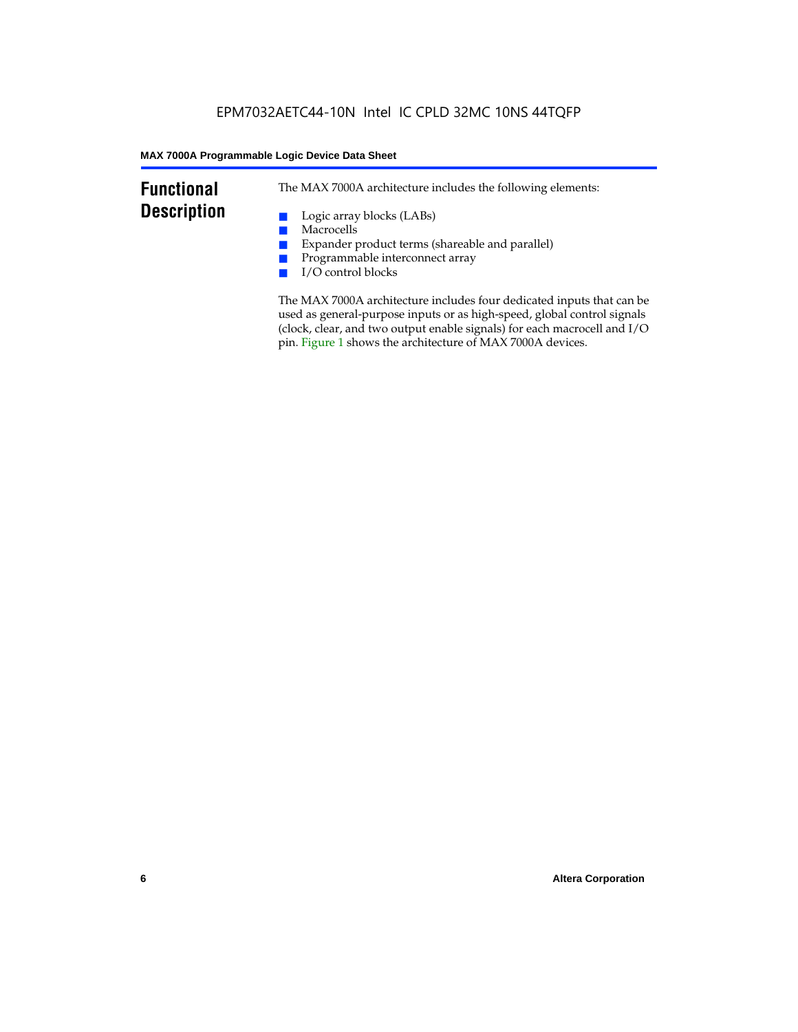# Functional Description

The MAX 7000A architecture includes the following elements:

- Logic array blocks (LABs)
- Macrocells
- Expander product terms (shareable and parallel)
- Programmable interconnect array
- I/O control blocks

The MAX 7000A architecture includes four dedicated inputs that can be used as general-purpose inputs or as high-speed, global control signals (clock, clear, and two output enable signals) for each macrocell and I/O pin. Figure 1 shows the architecture of MAX 7000A devices.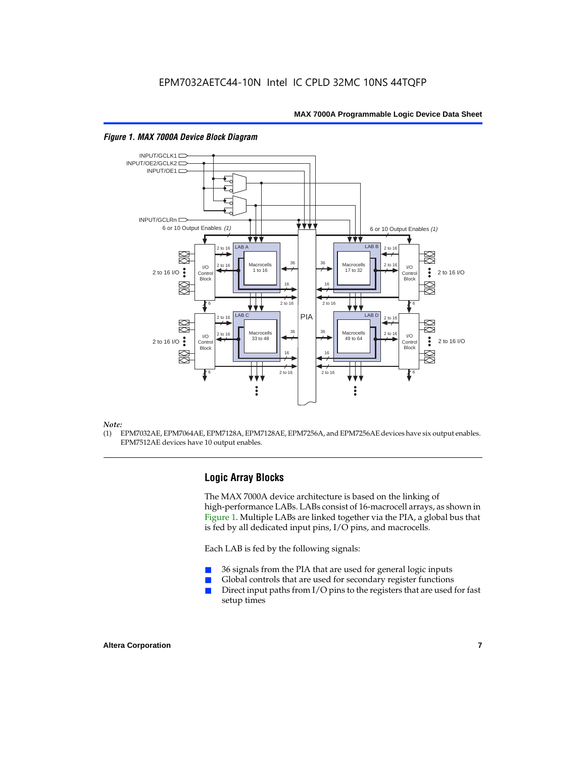*Figure 1. MAX 7000A Device Block Diagram*

*Note:*
(1) EPM7032AE, EPM7064AE, EPM7128A, EPM7128AE, EPM7256A, and EPM7256AE devices have six output enables. EPM7512AE devices have 10 output enables.

## Logic Array Blocks

The MAX 7000A device architecture is based on the linking of high-performance LABs. LABs consist of 16-macrocell arrays, as shown in Figure 1. Multiple LABs are linked together via the PIA, a global bus that is fed by all dedicated input pins, I/O pins, and macrocells.

Each LAB is fed by the following signals:

- 36 signals from the PIA that are used for general logic inputs
- Global controls that are used for secondary register functions
- Direct input paths from I/O pins to the registers that are used for fast setup times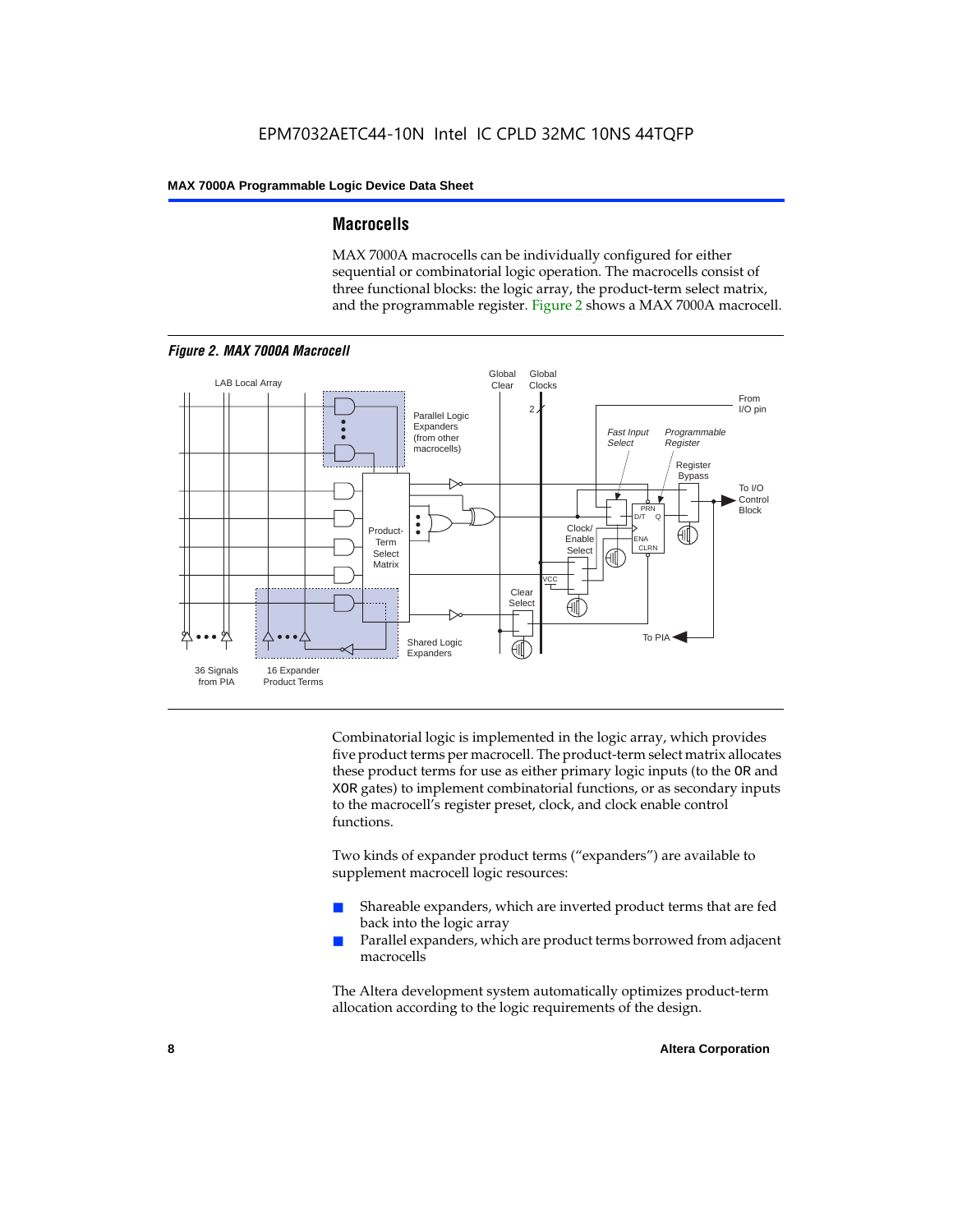## Macrocells

MAX 7000A macrocells can be individually configured for either sequential or combinatorial logic operation. The macrocells consist of three functional blocks: the logic array, the product-term select matrix, and the programmable register. Figure 2 shows a MAX 7000A macrocell.

*Figure 2. MAX 7000A Macrocell*

Combinatorial logic is implemented in the logic array, which provides five product terms per macrocell. The product-term select matrix allocates these product terms for use as either primary logic inputs (to the OR and XOR gates) to implement combinatorial functions, or as secondary inputs to the macrocell's register preset, clock, and clock enable control functions.

Two kinds of expander product terms ("expanders") are available to supplement macrocell logic resources:

- Shareable expanders, which are inverted product terms that are fed back into the logic array
- Parallel expanders, which are product terms borrowed from adjacent macrocells

The Altera development system automatically optimizes product-term allocation according to the logic requirements of the design.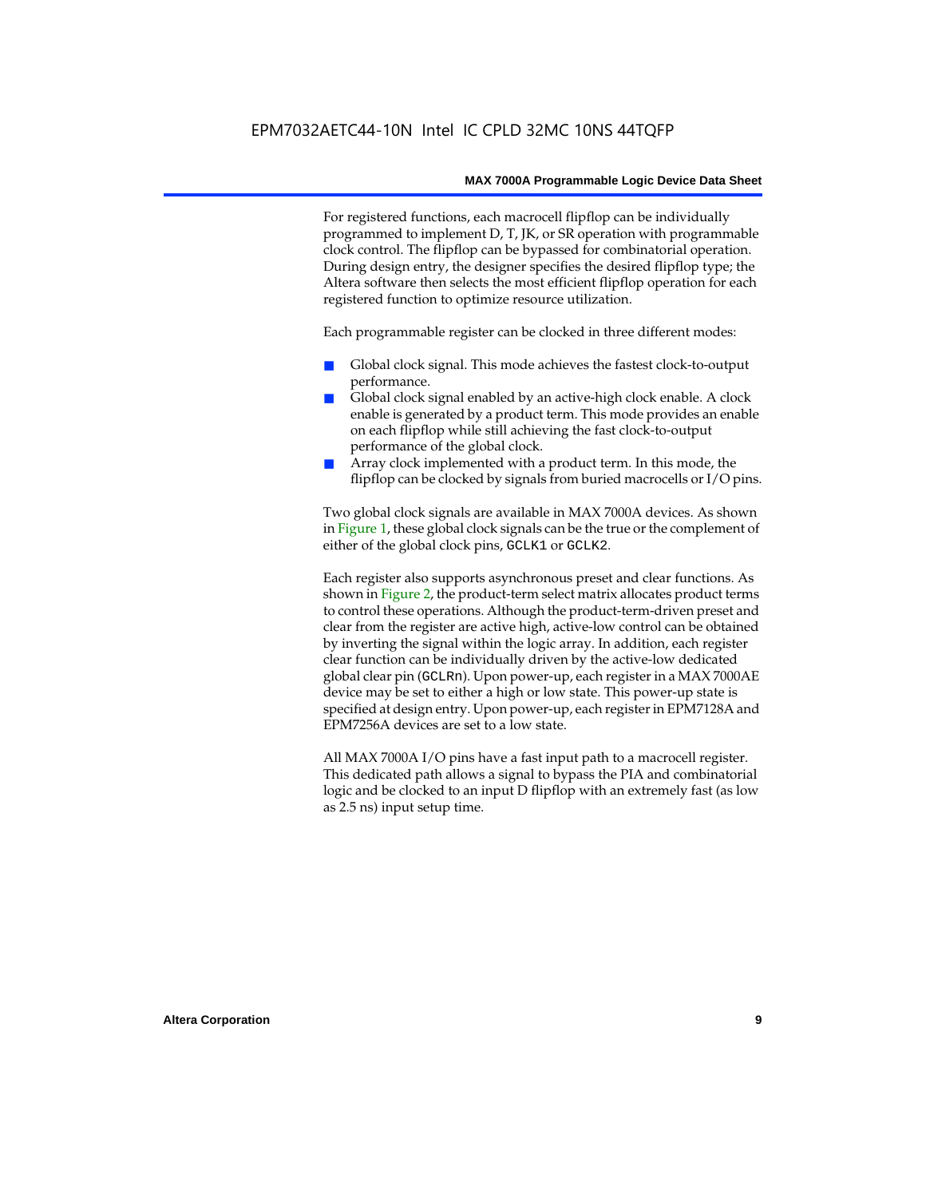For registered functions, each macrocell flipflop can be individually programmed to implement D, T, JK, or SR operation with programmable clock control. The flipflop can be bypassed for combinatorial operation. During design entry, the designer specifies the desired flipflop type; the Altera software then selects the most efficient flipflop operation for each registered function to optimize resource utilization.

Each programmable register can be clocked in three different modes:

- Global clock signal. This mode achieves the fastest clock-to-output performance.
- Global clock signal enabled by an active-high clock enable. A clock enable is generated by a product term. This mode provides an enable on each flipflop while still achieving the fast clock-to-output performance of the global clock.
- Array clock implemented with a product term. In this mode, the flipflop can be clocked by signals from buried macrocells or I/O pins.

Two global clock signals are available in MAX 7000A devices. As shown in Figure 1, these global clock signals can be the true or the complement of either of the global clock pins, `GCLK1` or `GCLK2`.

Each register also supports asynchronous preset and clear functions. As shown in Figure 2, the product-term select matrix allocates product terms to control these operations. Although the product-term-driven preset and clear from the register are active high, active-low control can be obtained by inverting the signal within the logic array. In addition, each register clear function can be individually driven by the active-low dedicated global clear pin (`GCLRn`). Upon power-up, each register in a MAX 7000AE device may be set to either a high or low state. This power-up state is specified at design entry. Upon power-up, each register in EPM7128A and EPM7256A devices are set to a low state.

All MAX 7000A I/O pins have a fast input path to a macrocell register. This dedicated path allows a signal to bypass the PIA and combinatorial logic and be clocked to an input D flipflop with an extremely fast (as low as 2.5 ns) input setup time.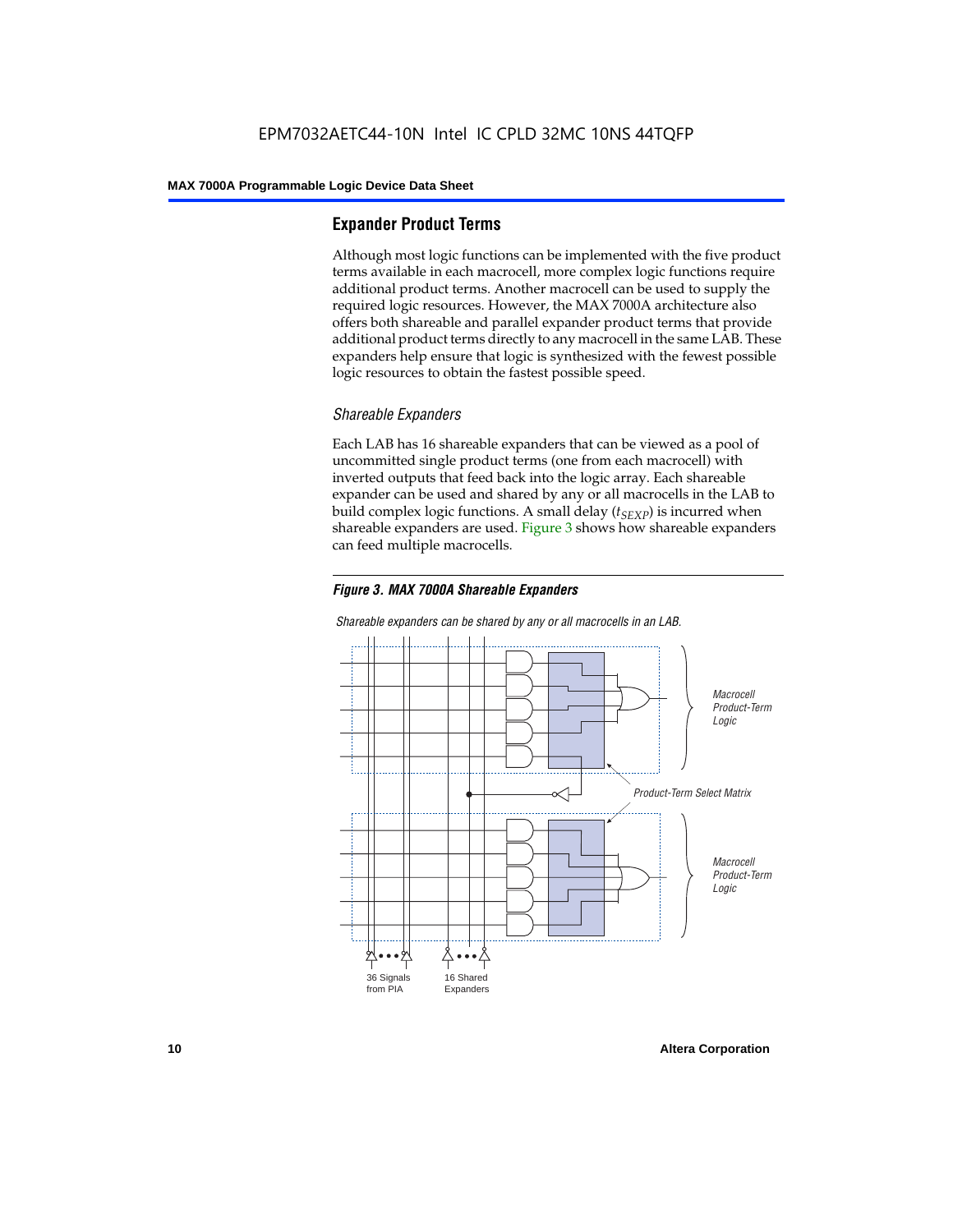## Expander Product Terms

Although most logic functions can be implemented with the five product terms available in each macrocell, more complex logic functions require additional product terms. Another macrocell can be used to supply the required logic resources. However, the MAX 7000A architecture also offers both shareable and parallel expander product terms that provide additional product terms directly to any macrocell in the same LAB. These expanders help ensure that logic is synthesized with the fewest possible logic resources to obtain the fastest possible speed.

### *Shareable Expanders*

Each LAB has 16 shareable expanders that can be viewed as a pool of uncommitted single product terms (one from each macrocell) with inverted outputs that feed back into the logic array. Each shareable expander can be used and shared by any or all macrocells in the LAB to build complex logic functions. A small delay ($t_{SEXP}$) is incurred when shareable expanders are used. Figure 3 shows how shareable expanders can feed multiple macrocells.

***Figure 3. MAX 7000A Shareable Expanders***

*Shareable expanders can be shared by any or all macrocells in an LAB.*

*Macrocell Product-Term Logic*

*Product-Term Select Matrix*

*Macrocell Product-Term Logic*

36 Signals from PIA

16 Shared Expanders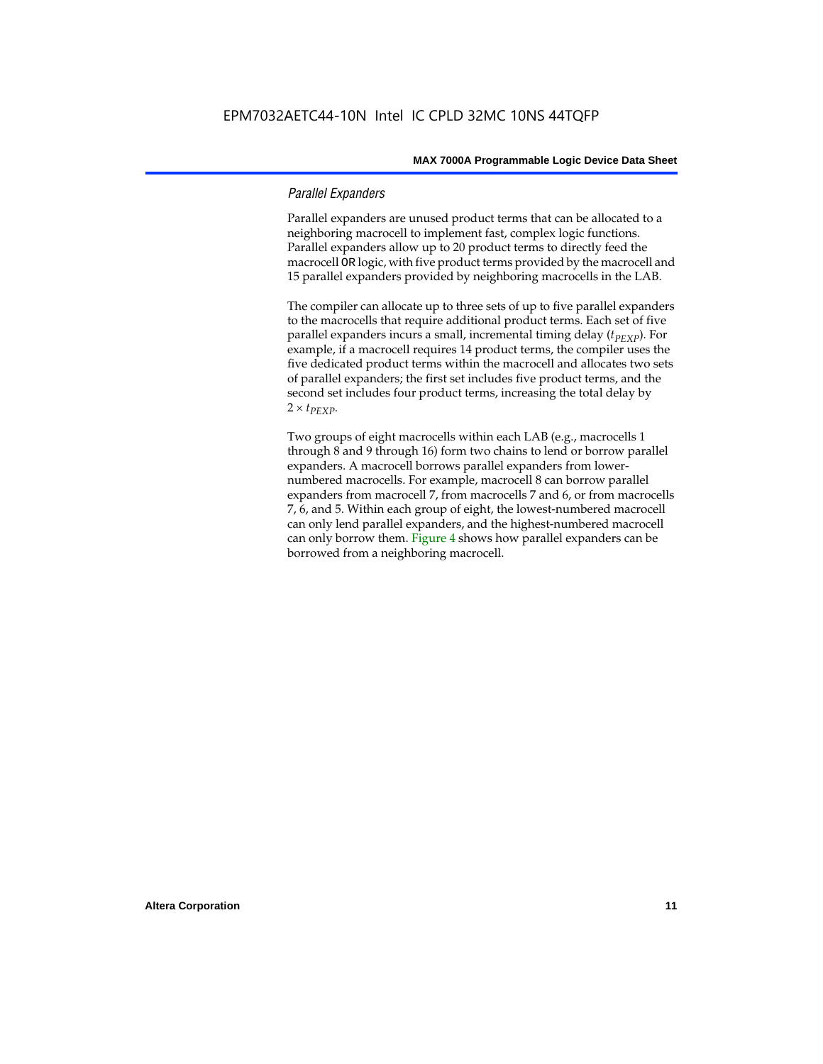### *Parallel Expanders*

Parallel expanders are unused product terms that can be allocated to a neighboring macrocell to implement fast, complex logic functions. Parallel expanders allow up to 20 product terms to directly feed the macrocell OR logic, with five product terms provided by the macrocell and 15 parallel expanders provided by neighboring macrocells in the LAB.

The compiler can allocate up to three sets of up to five parallel expanders to the macrocells that require additional product terms. Each set of five parallel expanders incurs a small, incremental timing delay ($t_{PEXP}$). For example, if a macrocell requires 14 product terms, the compiler uses the five dedicated product terms within the macrocell and allocates two sets of parallel expanders; the first set includes five product terms, and the second set includes four product terms, increasing the total delay by $2 \times t_{PEXP}$.

Two groups of eight macrocells within each LAB (e.g., macrocells 1 through 8 and 9 through 16) form two chains to lend or borrow parallel expanders. A macrocell borrows parallel expanders from lower-numbered macrocells. For example, macrocell 8 can borrow parallel expanders from macrocell 7, from macrocells 7 and 6, or from macrocells 7, 6, and 5. Within each group of eight, the lowest-numbered macrocell can only lend parallel expanders, and the highest-numbered macrocell can only borrow them. Figure 4 shows how parallel expanders can be borrowed from a neighboring macrocell.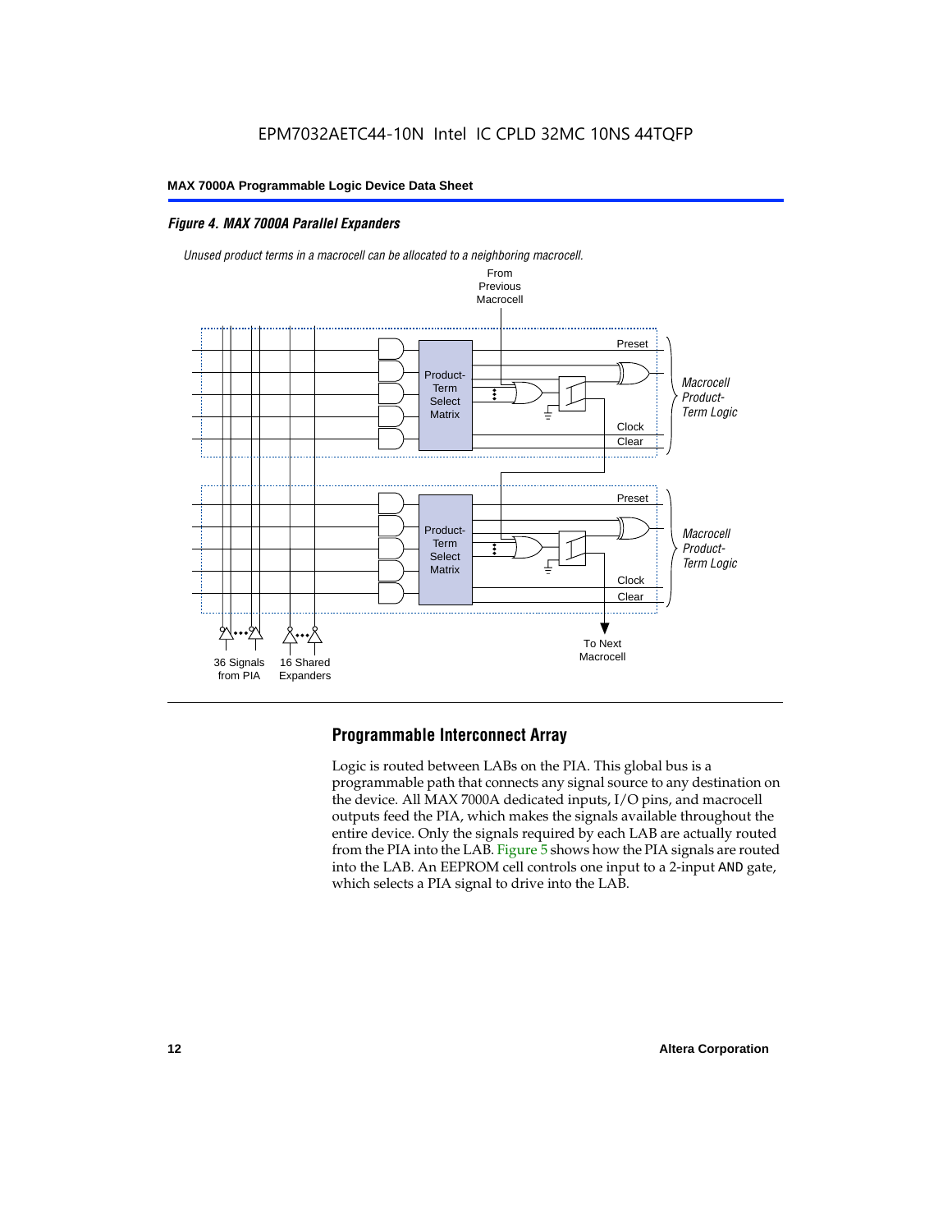*Figure 4. MAX 7000A Parallel Expanders*

*Unused product terms in a macrocell can be allocated to a neighboring macrocell.*

From Previous Macrocell

Product-Term Select Matrix

Preset

Clock

Clear

*Macrocell Product-Term Logic*

Product-Term Select Matrix

Preset

Clock

Clear

*Macrocell Product-Term Logic*

36 Signals from PIA

16 Shared Expanders

To Next Macrocell

## Programmable Interconnect Array

Logic is routed between LABs on the PIA. This global bus is a programmable path that connects any signal source to any destination on the device. All MAX 7000A dedicated inputs, I/O pins, and macrocell outputs feed the PIA, which makes the signals available throughout the entire device. Only the signals required by each LAB are actually routed from the PIA into the LAB. Figure 5 shows how the PIA signals are routed into the LAB. An EEPROM cell controls one input to a 2-input AND gate, which selects a PIA signal to drive into the LAB.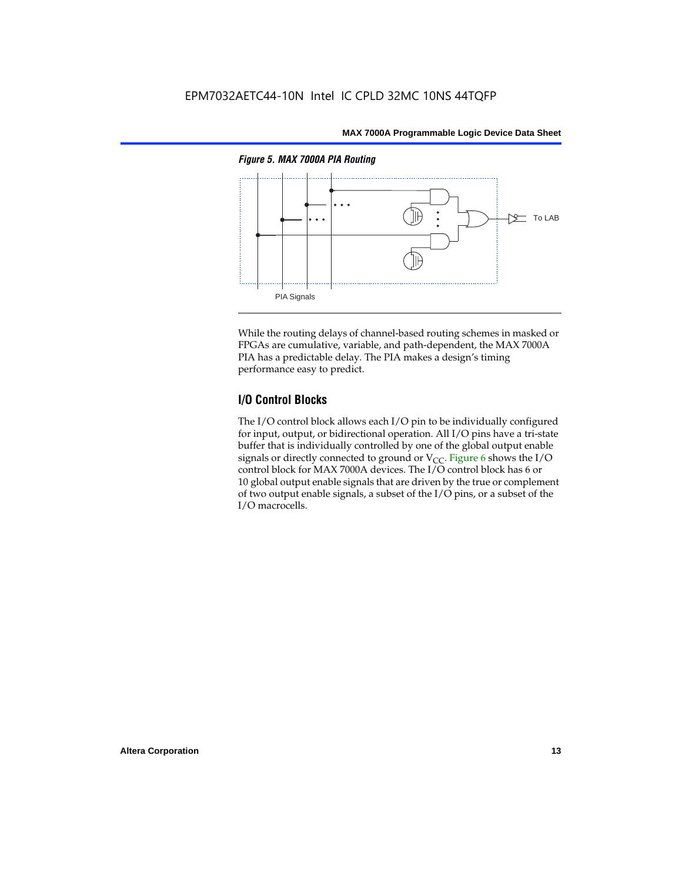*Figure 5. MAX 7000A PIA Routing*

PIA Signals

To LAB

While the routing delays of channel-based routing schemes in masked or FPGAs are cumulative, variable, and path-dependent, the MAX 7000A PIA has a predictable delay. The PIA makes a design's timing performance easy to predict.

## I/O Control Blocks

The I/O control block allows each I/O pin to be individually configured for input, output, or bidirectional operation. All I/O pins have a tri-state buffer that is individually controlled by one of the global output enable signals or directly connected to ground or $V_{CC}$. Figure 6 shows the I/O control block for MAX 7000A devices. The I/O control block has 6 or 10 global output enable signals that are driven by the true or complement of two output enable signals, a subset of the I/O pins, or a subset of the I/O macrocells.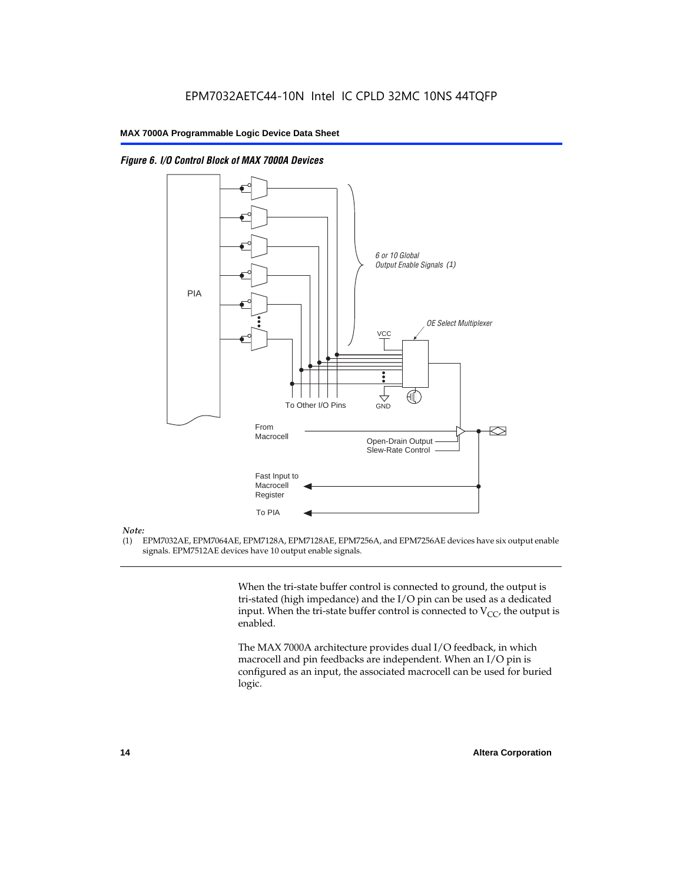*Figure 6. I/O Control Block of MAX 7000A Devices*

PIA

6 or 10 Global Output Enable Signals (1)

OE Select Multiplexer

VCC

GND

To Other I/O Pins

From Macrocell

Open-Drain Output

Slew-Rate Control

Fast Input to Macrocell Register

To PIA

*Note:*

(1) EPM7032AE, EPM7064AE, EPM7128A, EPM7128AE, EPM7256A, and EPM7256AE devices have six output enable signals. EPM7512AE devices have 10 output enable signals.

When the tri-state buffer control is connected to ground, the output is tri-stated (high impedance) and the I/O pin can be used as a dedicated input. When the tri-state buffer control is connected to $V_{CC}$, the output is enabled.

The MAX 7000A architecture provides dual I/O feedback, in which macrocell and pin feedbacks are independent. When an I/O pin is configured as an input, the associated macrocell can be used for buried logic.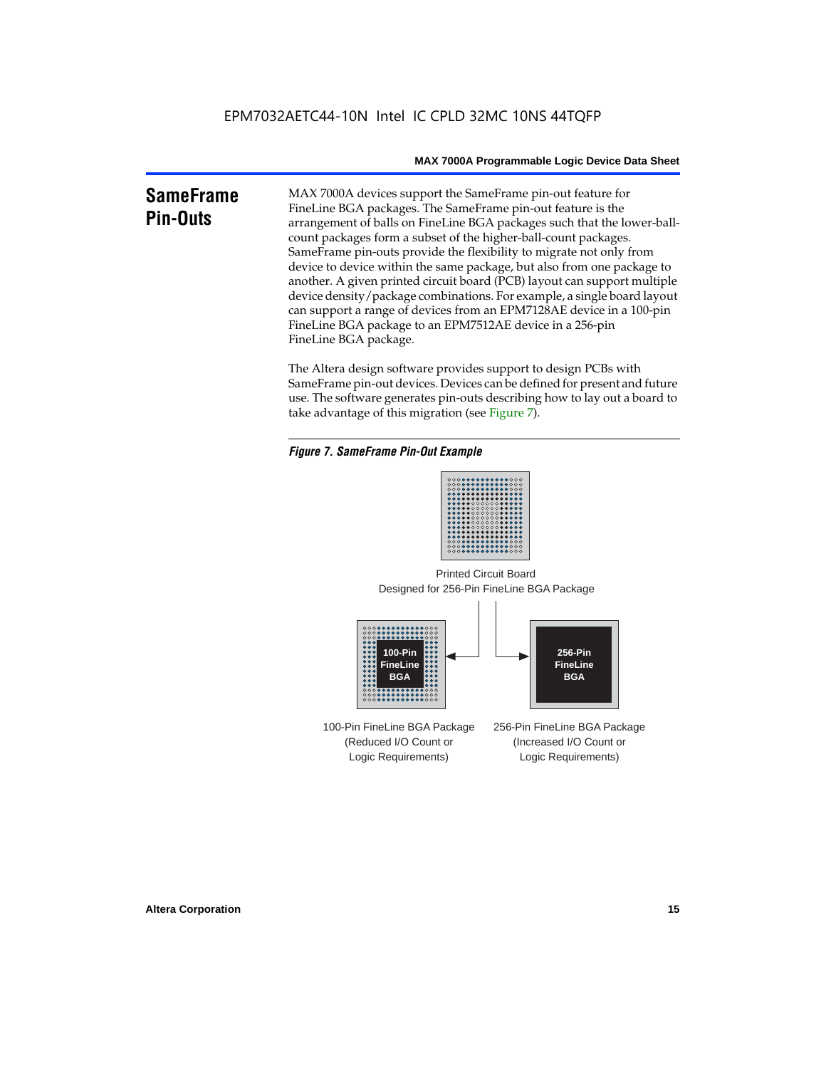## SameFrame Pin-Outs

MAX 7000A devices support the SameFrame pin-out feature for FineLine BGA packages. The SameFrame pin-out feature is the arrangement of balls on FineLine BGA packages such that the lower-ball-count packages form a subset of the higher-ball-count packages. SameFrame pin-outs provide the flexibility to migrate not only from device to device within the same package, but also from one package to another. A given printed circuit board (PCB) layout can support multiple device density/package combinations. For example, a single board layout can support a range of devices from an EPM7128AE device in a 100-pin FineLine BGA package to an EPM7512AE device in a 256-pin FineLine BGA package.

The Altera design software provides support to design PCBs with SameFrame pin-out devices. Devices can be defined for present and future use. The software generates pin-outs describing how to lay out a board to take advantage of this migration (see Figure 7).

*Figure 7. SameFrame Pin-Out Example*

Printed Circuit Board Designed for 256-Pin FineLine BGA Package

100-Pin FineLine BGA

256-Pin FineLine BGA

100-Pin FineLine BGA Package (Reduced I/O Count or Logic Requirements)

256-Pin FineLine BGA Package (Increased I/O Count or Logic Requirements)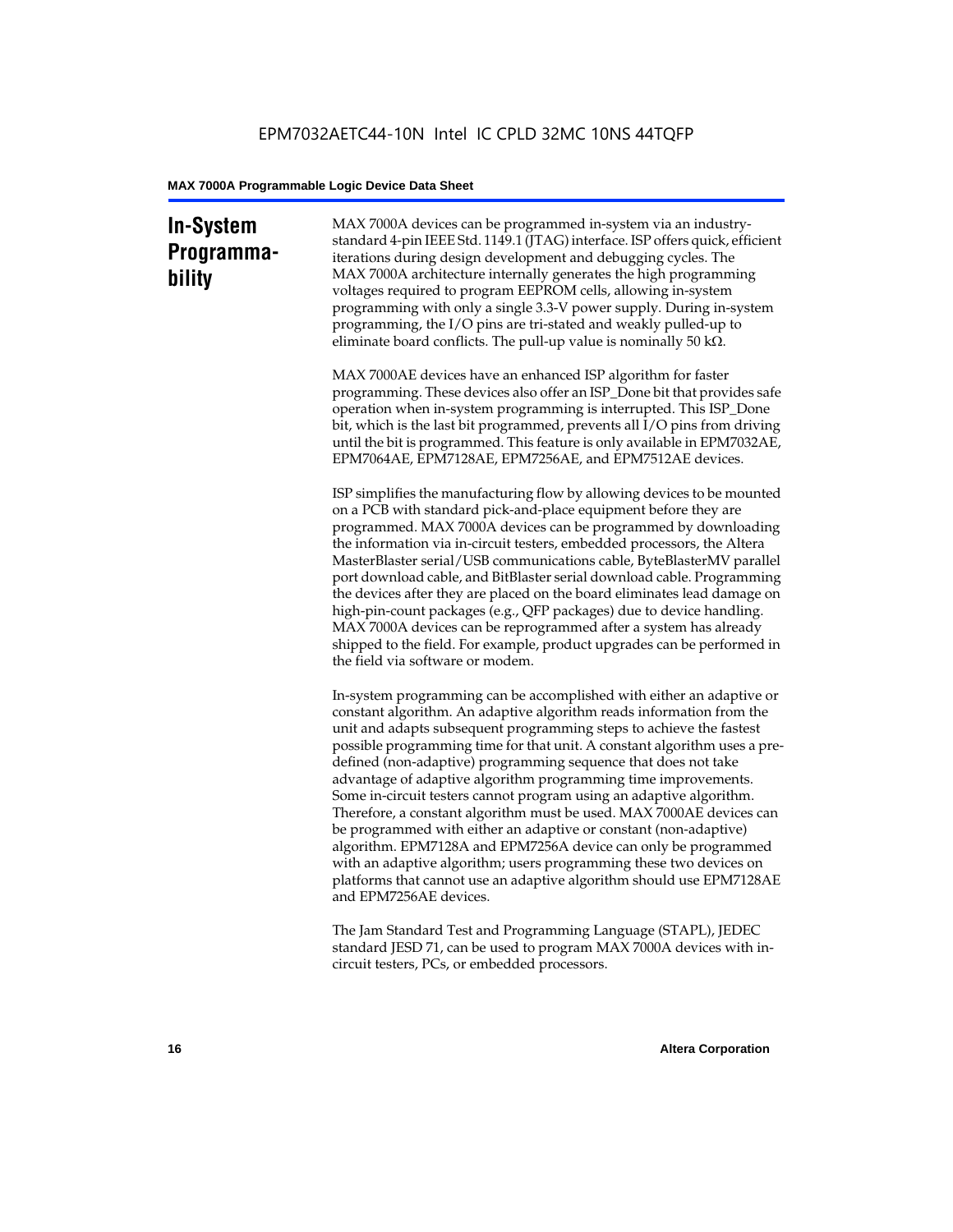## In-System Programmability

MAX 7000A devices can be programmed in-system via an industry-standard 4-pin IEEE Std. 1149.1 (JTAG) interface. ISP offers quick, efficient iterations during design development and debugging cycles. The MAX 7000A architecture internally generates the high programming voltages required to program EEPROM cells, allowing in-system programming with only a single 3.3-V power supply. During in-system programming, the I/O pins are tri-stated and weakly pulled-up to eliminate board conflicts. The pull-up value is nominally 50 kΩ.

MAX 7000AE devices have an enhanced ISP algorithm for faster programming. These devices also offer an ISP_Done bit that provides safe operation when in-system programming is interrupted. This ISP_Done bit, which is the last bit programmed, prevents all I/O pins from driving until the bit is programmed. This feature is only available in EPM7032AE, EPM7064AE, EPM7128AE, EPM7256AE, and EPM7512AE devices.

ISP simplifies the manufacturing flow by allowing devices to be mounted on a PCB with standard pick-and-place equipment before they are programmed. MAX 7000A devices can be programmed by downloading the information via in-circuit testers, embedded processors, the Altera MasterBlaster serial/USB communications cable, ByteBlasterMV parallel port download cable, and BitBlaster serial download cable. Programming the devices after they are placed on the board eliminates lead damage on high-pin-count packages (e.g., QFP packages) due to device handling. MAX 7000A devices can be reprogrammed after a system has already shipped to the field. For example, product upgrades can be performed in the field via software or modem.

In-system programming can be accomplished with either an adaptive or constant algorithm. An adaptive algorithm reads information from the unit and adapts subsequent programming steps to achieve the fastest possible programming time for that unit. A constant algorithm uses a pre-defined (non-adaptive) programming sequence that does not take advantage of adaptive algorithm programming time improvements. Some in-circuit testers cannot program using an adaptive algorithm. Therefore, a constant algorithm must be used. MAX 7000AE devices can be programmed with either an adaptive or constant (non-adaptive) algorithm. EPM7128A and EPM7256A device can only be programmed with an adaptive algorithm; users programming these two devices on platforms that cannot use an adaptive algorithm should use EPM7128AE and EPM7256AE devices.

The Jam Standard Test and Programming Language (STAPL), JEDEC standard JESD 71, can be used to program MAX 7000A devices with in-circuit testers, PCs, or embedded processors.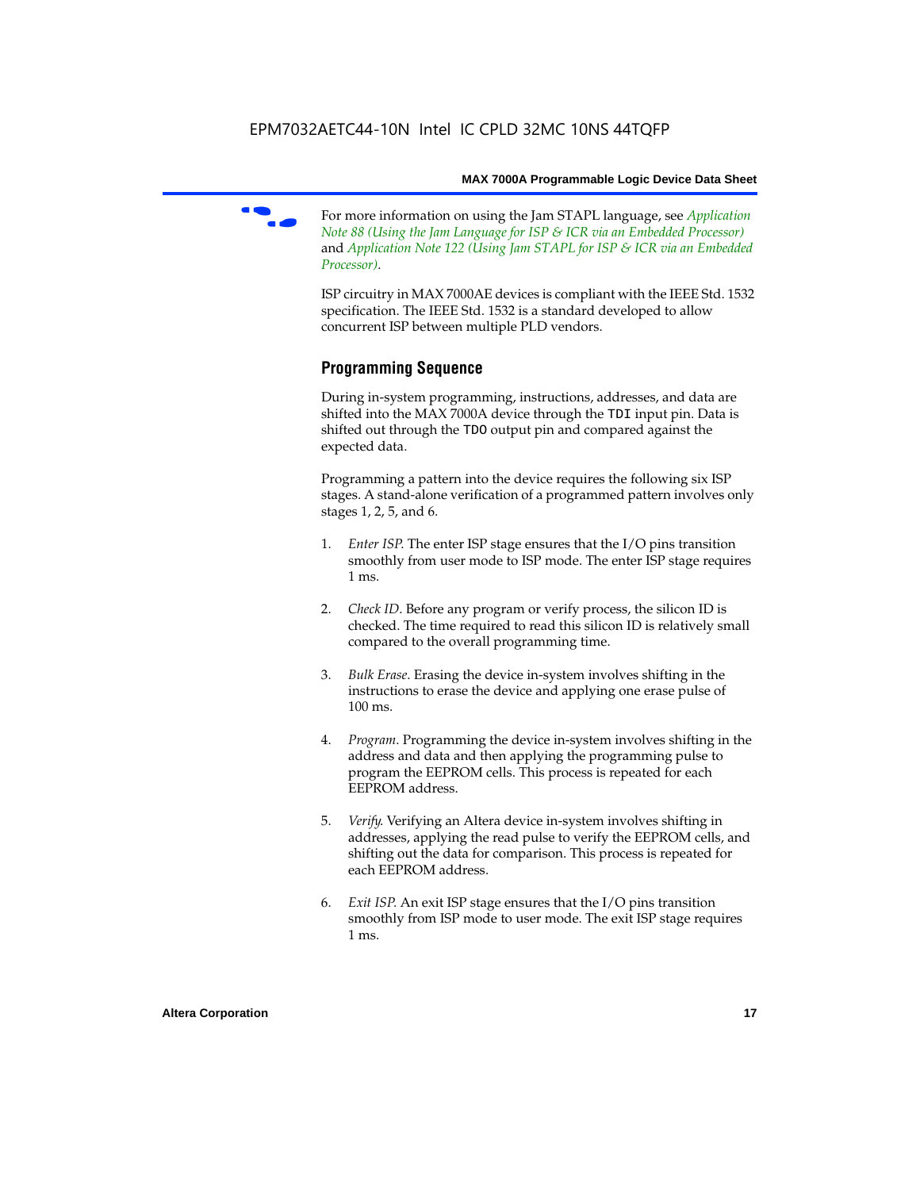For more information on using the Jam STAPL language, see *Application Note 88 (Using the Jam Language for ISP & ICR via an Embedded Processor)* and *Application Note 122 (Using Jam STAPL for ISP & ICR via an Embedded Processor)*.

ISP circuitry in MAX 7000AE devices is compliant with the IEEE Std. 1532 specification. The IEEE Std. 1532 is a standard developed to allow concurrent ISP between multiple PLD vendors.

## Programming Sequence

During in-system programming, instructions, addresses, and data are shifted into the MAX 7000A device through the `TDI` input pin. Data is shifted out through the `TDO` output pin and compared against the expected data.

Programming a pattern into the device requires the following six ISP stages. A stand-alone verification of a programmed pattern involves only stages 1, 2, 5, and 6.

1. *Enter ISP*. The enter ISP stage ensures that the I/O pins transition smoothly from user mode to ISP mode. The enter ISP stage requires 1 ms.

2. *Check ID*. Before any program or verify process, the silicon ID is checked. The time required to read this silicon ID is relatively small compared to the overall programming time.

3. *Bulk Erase*. Erasing the device in-system involves shifting in the instructions to erase the device and applying one erase pulse of 100 ms.

4. *Program*. Programming the device in-system involves shifting in the address and data and then applying the programming pulse to program the EEPROM cells. This process is repeated for each EEPROM address.

5. *Verify*. Verifying an Altera device in-system involves shifting in addresses, applying the read pulse to verify the EEPROM cells, and shifting out the data for comparison. This process is repeated for each EEPROM address.

6. *Exit ISP*. An exit ISP stage ensures that the I/O pins transition smoothly from ISP mode to user mode. The exit ISP stage requires 1 ms.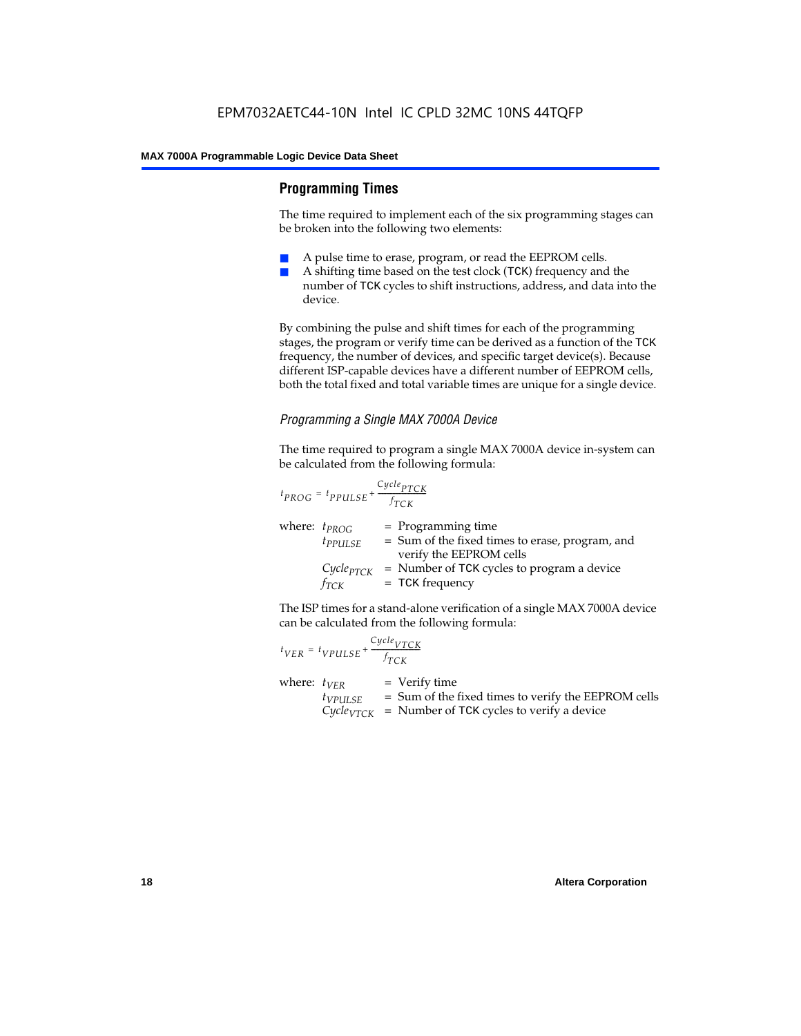## Programming Times

The time required to implement each of the six programming stages can be broken into the following two elements:

- A pulse time to erase, program, or read the EEPROM cells.
- A shifting time based on the test clock (`TCK`) frequency and the number of `TCK` cycles to shift instructions, address, and data into the device.

By combining the pulse and shift times for each of the programming stages, the program or verify time can be derived as a function of the `TCK` frequency, the number of devices, and specific target device(s). Because different ISP-capable devices have a different number of EEPROM cells, both the total fixed and total variable times are unique for a single device.

### *Programming a Single MAX 7000A Device*

The time required to program a single MAX 7000A device in-system can be calculated from the following formula:

$$t_{PROG} = t_{PPULSE} + \frac{Cycle_{PTCK}}{f_{TCK}}$$

where:
- $t_{PROG}$ = Programming time
- $t_{PPULSE}$ = Sum of the fixed times to erase, program, and verify the EEPROM cells
- $Cycle_{PTCK}$ = Number of `TCK` cycles to program a device
- $f_{TCK}$ = `TCK` frequency

The ISP times for a stand-alone verification of a single MAX 7000A device can be calculated from the following formula:

$$t_{VER} = t_{VPULSE} + \frac{Cycle_{VTCK}}{f_{TCK}}$$

where:
- $t_{VER}$ = Verify time
- $t_{VPULSE}$ = Sum of the fixed times to verify the EEPROM cells
- $Cycle_{VTCK}$ = Number of `TCK` cycles to verify a device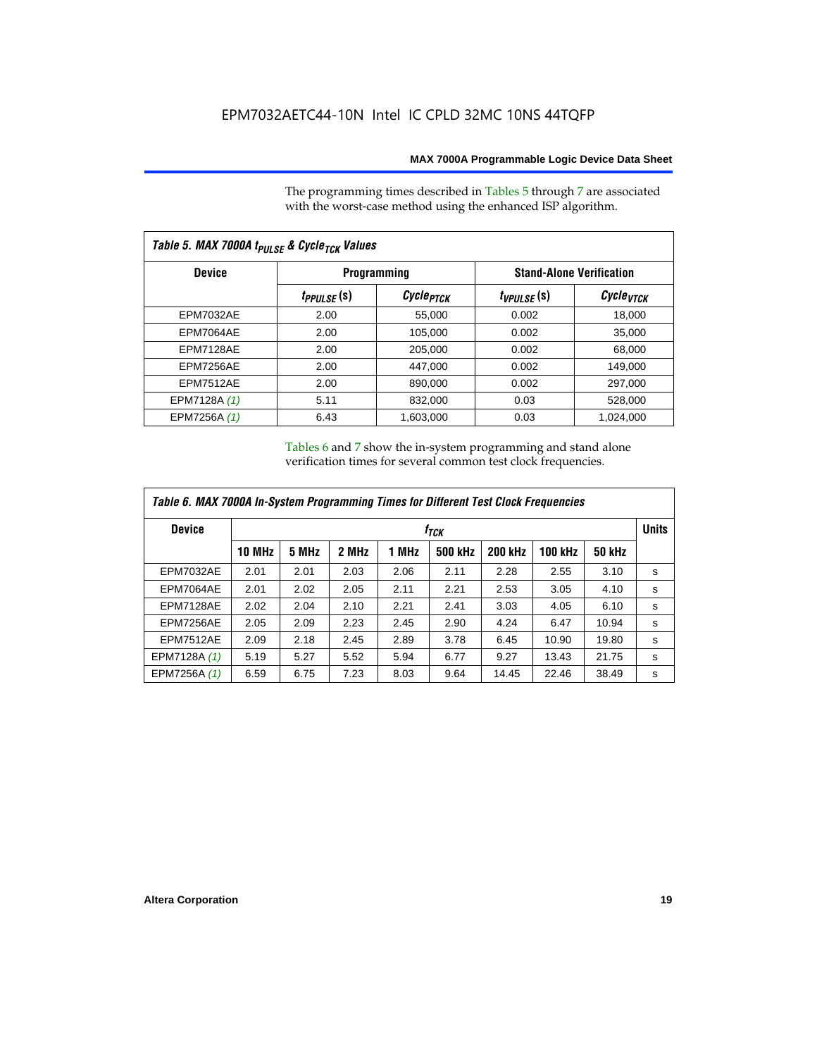The programming times described in Tables 5 through 7 are associated with the worst-case method using the enhanced ISP algorithm.

| Table 5. MAX 7000A $t_{PULSE}$ & $Cycle_{TCK}$ Values | | | | |
|---|---|---|---|---|
| **Device** | **Programming** | | **Stand-Alone Verification** | |
| | $t_{PPULSE}$ (s) | $Cycle_{PTCK}$ | $t_{VPULSE}$ (s) | $Cycle_{VTCK}$ |
| EPM7032AE | 2.00 | 55,000 | 0.002 | 18,000 |
| EPM7064AE | 2.00 | 105,000 | 0.002 | 35,000 |
| EPM7128AE | 2.00 | 205,000 | 0.002 | 68,000 |
| EPM7256AE | 2.00 | 447,000 | 0.002 | 149,000 |
| EPM7512AE | 2.00 | 890,000 | 0.002 | 297,000 |
| EPM7128A *(1)* | 5.11 | 832,000 | 0.03 | 528,000 |
| EPM7256A *(1)* | 6.43 | 1,603,000 | 0.03 | 1,024,000 |

Tables 6 and 7 show the in-system programming and stand alone verification times for several common test clock frequencies.

| Table 6. MAX 7000A In-System Programming Times for Different Test Clock Frequencies | | | | | | | | | |
|---|---|---|---|---|---|---|---|---|---|
| **Device** | $f_{TCK}$ | | | | | | | | **Units** |
| | **10 MHz** | **5 MHz** | **2 MHz** | **1 MHz** | **500 kHz** | **200 kHz** | **100 kHz** | **50 kHz** | |
| EPM7032AE | 2.01 | 2.01 | 2.03 | 2.06 | 2.11 | 2.28 | 2.55 | 3.10 | s |
| EPM7064AE | 2.01 | 2.02 | 2.05 | 2.11 | 2.21 | 2.53 | 3.05 | 4.10 | s |
| EPM7128AE | 2.02 | 2.04 | 2.10 | 2.21 | 2.41 | 3.03 | 4.05 | 6.10 | s |
| EPM7256AE | 2.05 | 2.09 | 2.23 | 2.45 | 2.90 | 4.24 | 6.47 | 10.94 | s |
| EPM7512AE | 2.09 | 2.18 | 2.45 | 2.89 | 3.78 | 6.45 | 10.90 | 19.80 | s |
| EPM7128A *(1)* | 5.19 | 5.27 | 5.52 | 5.94 | 6.77 | 9.27 | 13.43 | 21.75 | s |
| EPM7256A *(1)* | 6.59 | 6.75 | 7.23 | 8.03 | 9.64 | 14.45 | 22.46 | 38.49 | s |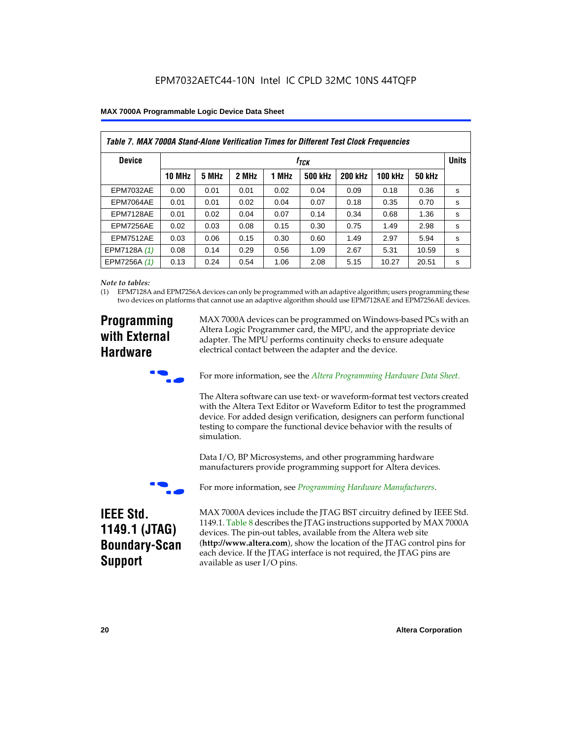Table 7. MAX 7000A Stand-Alone Verification Times for Different Test Clock Frequencies

| Device | $f_{TCK}$ | | | | | | | | Units |
|---|---|---|---|---|---|---|---|---|---|
| | 10 MHz | 5 MHz | 2 MHz | 1 MHz | 500 kHz | 200 kHz | 100 kHz | 50 kHz | |
| EPM7032AE | 0.00 | 0.01 | 0.01 | 0.02 | 0.04 | 0.09 | 0.18 | 0.36 | s |
| EPM7064AE | 0.01 | 0.01 | 0.02 | 0.04 | 0.07 | 0.18 | 0.35 | 0.70 | s |
| EPM7128AE | 0.01 | 0.02 | 0.04 | 0.07 | 0.14 | 0.34 | 0.68 | 1.36 | s |
| EPM7256AE | 0.02 | 0.03 | 0.08 | 0.15 | 0.30 | 0.75 | 1.49 | 2.98 | s |
| EPM7512AE | 0.03 | 0.06 | 0.15 | 0.30 | 0.60 | 1.49 | 2.97 | 5.94 | s |
| EPM7128A *(1)* | 0.08 | 0.14 | 0.29 | 0.56 | 1.09 | 2.67 | 5.31 | 10.59 | s |
| EPM7256A *(1)* | 0.13 | 0.24 | 0.54 | 1.06 | 2.08 | 5.15 | 10.27 | 20.51 | s |

*Note to tables:*

(1) EPM7128A and EPM7256A devices can only be programmed with an adaptive algorithm; users programming these two devices on platforms that cannot use an adaptive algorithm should use EPM7128AE and EPM7256AE devices.

## Programming with External Hardware

MAX 7000A devices can be programmed on Windows-based PCs with an Altera Logic Programmer card, the MPU, and the appropriate device adapter. The MPU performs continuity checks to ensure adequate electrical contact between the adapter and the device.

For more information, see the *Altera Programming Hardware Data Sheet.*

The Altera software can use text- or waveform-format test vectors created with the Altera Text Editor or Waveform Editor to test the programmed device. For added design verification, designers can perform functional testing to compare the functional device behavior with the results of simulation.

Data I/O, BP Microsystems, and other programming hardware manufacturers provide programming support for Altera devices.

For more information, see *Programming Hardware Manufacturers*.

## IEEE Std. 1149.1 (JTAG) Boundary-Scan Support

MAX 7000A devices include the JTAG BST circuitry defined by IEEE Std. 1149.1. Table 8 describes the JTAG instructions supported by MAX 7000A devices. The pin-out tables, available from the Altera web site (**http://www.altera.com**), show the location of the JTAG control pins for each device. If the JTAG interface is not required, the JTAG pins are available as user I/O pins.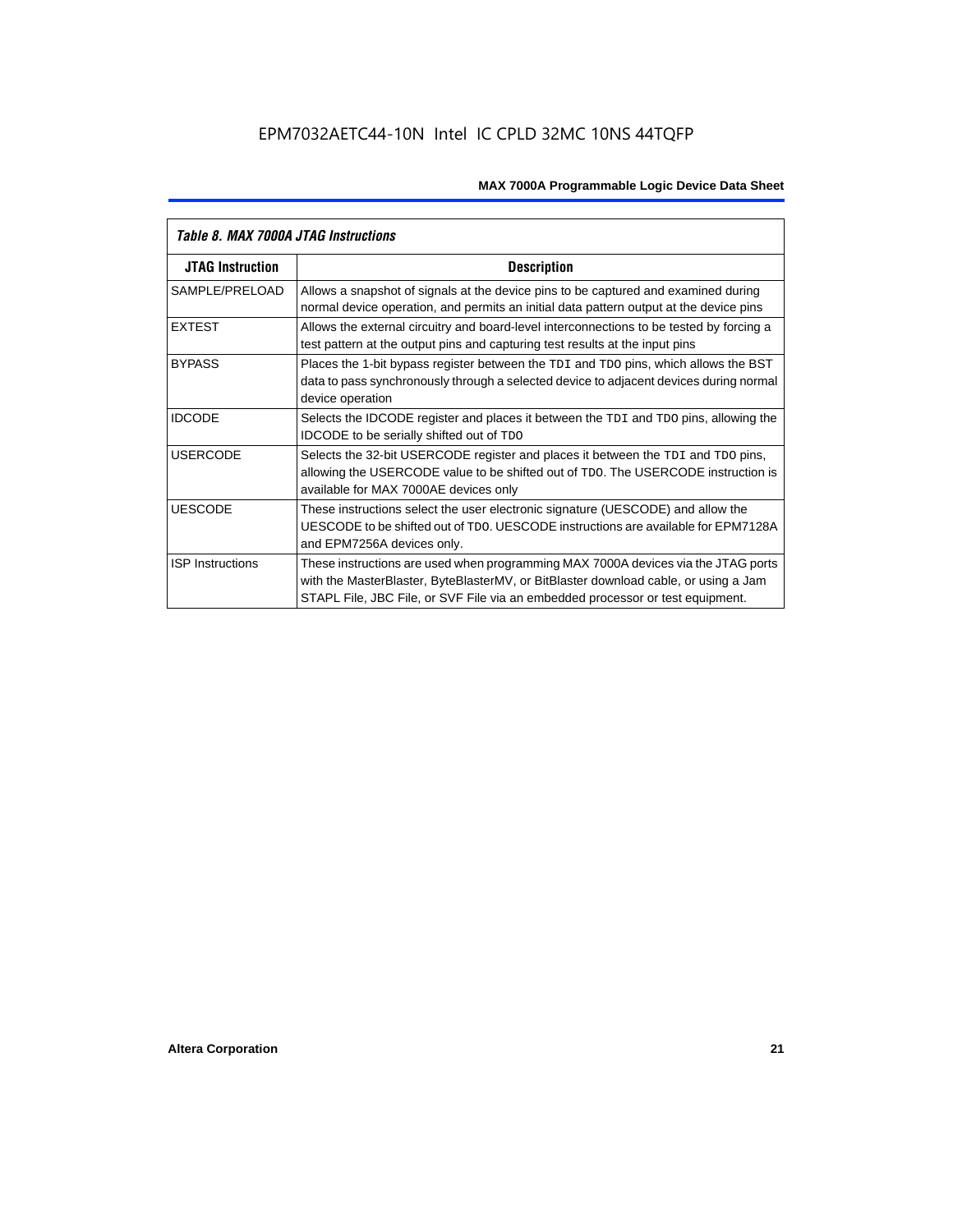**Table 8. MAX 7000A JTAG Instructions**

| JTAG Instruction | Description |
|---|---|
| SAMPLE/PRELOAD | Allows a snapshot of signals at the device pins to be captured and examined during normal device operation, and permits an initial data pattern output at the device pins |
| EXTEST | Allows the external circuitry and board-level interconnections to be tested by forcing a test pattern at the output pins and capturing test results at the input pins |
| BYPASS | Places the 1-bit bypass register between the TDI and TDO pins, which allows the BST data to pass synchronously through a selected device to adjacent devices during normal device operation |
| IDCODE | Selects the IDCODE register and places it between the TDI and TDO pins, allowing the IDCODE to be serially shifted out of TDO |
| USERCODE | Selects the 32-bit USERCODE register and places it between the TDI and TDO pins, allowing the USERCODE value to be shifted out of TDO. The USERCODE instruction is available for MAX 7000AE devices only |
| UESCODE | These instructions select the user electronic signature (UESCODE) and allow the UESCODE to be shifted out of TDO. UESCODE instructions are available for EPM7128A and EPM7256A devices only. |
| ISP Instructions | These instructions are used when programming MAX 7000A devices via the JTAG ports with the MasterBlaster, ByteBlasterMV, or BitBlaster download cable, or using a Jam STAPL File, JBC File, or SVF File via an embedded processor or test equipment. |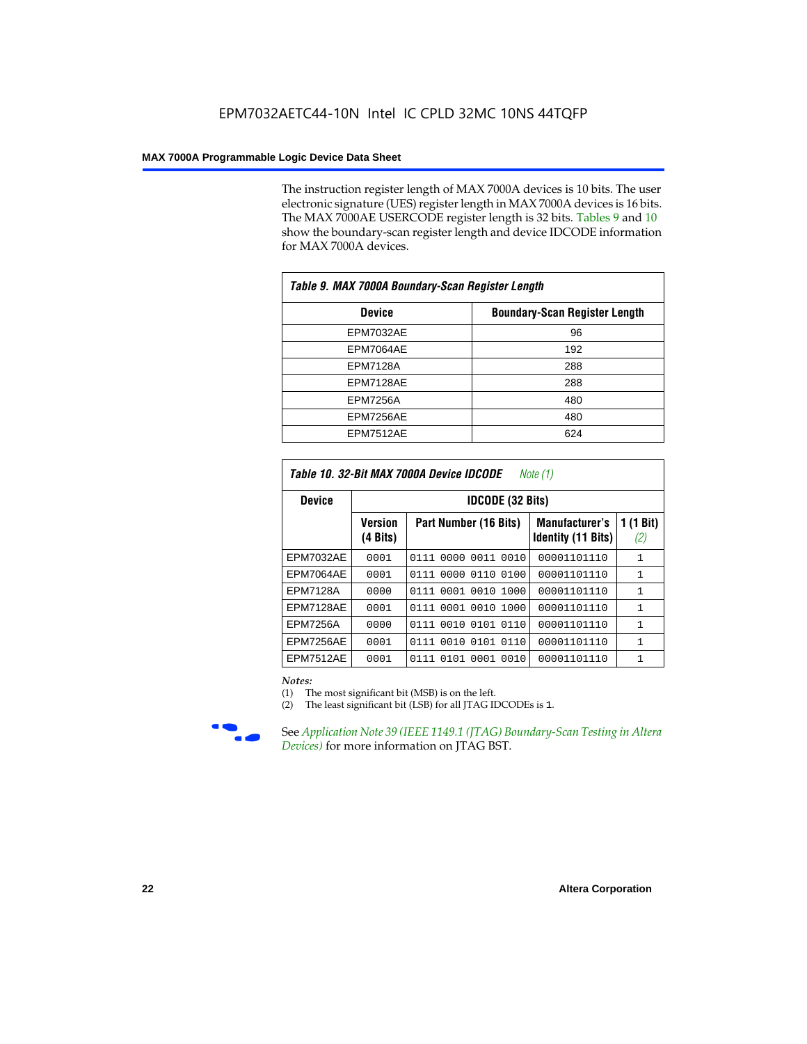The instruction register length of MAX 7000A devices is 10 bits. The user electronic signature (UES) register length in MAX 7000A devices is 16 bits. The MAX 7000AE USERCODE register length is 32 bits. Tables 9 and 10 show the boundary-scan register length and device IDCODE information for MAX 7000A devices.

**Table 9. MAX 7000A Boundary-Scan Register Length**

| Device | Boundary-Scan Register Length |
|---|---|
| EPM7032AE | 96 |
| EPM7064AE | 192 |
| EPM7128A | 288 |
| EPM7128AE | 288 |
| EPM7256A | 480 |
| EPM7256AE | 480 |
| EPM7512AE | 624 |

**Table 10. 32-Bit MAX 7000A Device IDCODE** *Note (1)*

| Device | IDCODE (32 Bits) | | | |
|---|---|---|---|---|
| | Version (4 Bits) | Part Number (16 Bits) | Manufacturer's Identity (11 Bits) | 1 (1 Bit) *(2)* |
| EPM7032AE | 0001 | 0111 0000 0011 0010 | 00001101110 | 1 |
| EPM7064AE | 0001 | 0111 0000 0110 0100 | 00001101110 | 1 |
| EPM7128A | 0000 | 0111 0001 0010 1000 | 00001101110 | 1 |
| EPM7128AE | 0001 | 0111 0001 0010 1000 | 00001101110 | 1 |
| EPM7256A | 0000 | 0111 0010 0101 0110 | 00001101110 | 1 |
| EPM7256AE | 0001 | 0111 0010 0101 0110 | 00001101110 | 1 |
| EPM7512AE | 0001 | 0111 0101 0001 0010 | 00001101110 | 1 |

*Notes:*

(1) The most significant bit (MSB) is on the left.

(2) The least significant bit (LSB) for all JTAG IDCODEs is 1.

See *Application Note 39 (IEEE 1149.1 (JTAG) Boundary-Scan Testing in Altera Devices)* for more information on JTAG BST.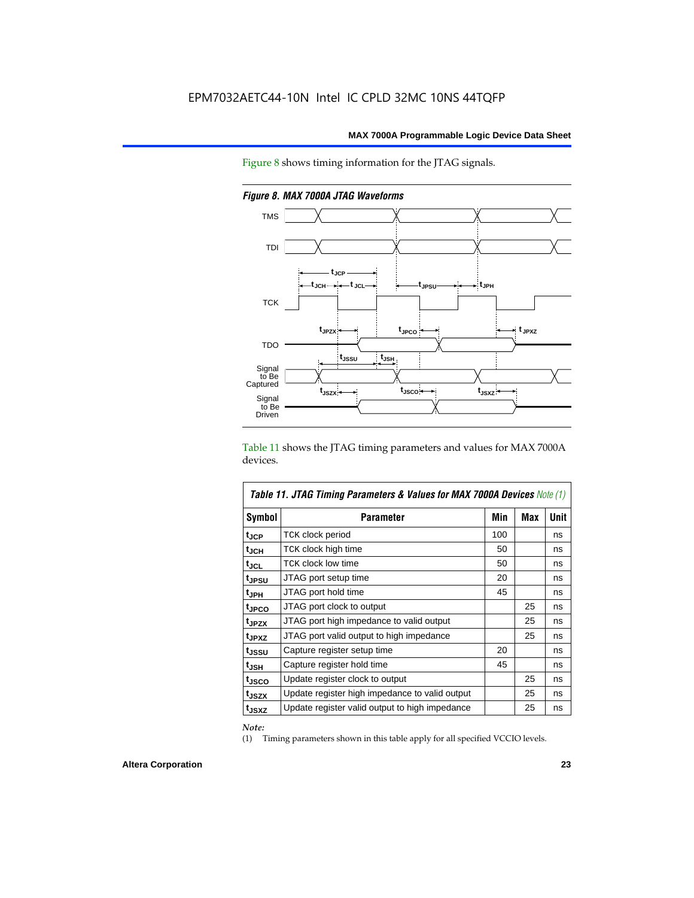Figure 8 shows timing information for the JTAG signals.

*Figure 8. MAX 7000A JTAG Waveforms*

Table 11 shows the JTAG timing parameters and values for MAX 7000A devices.

| *Table 11. JTAG Timing Parameters & Values for MAX 7000A Devices Note (1)* | | | | |
|---|---|---|---|---|
| **Symbol** | **Parameter** | **Min** | **Max** | **Unit** |
| $t_{JCP}$ | TCK clock period | 100 | | ns |
| $t_{JCH}$ | TCK clock high time | 50 | | ns |
| $t_{JCL}$ | TCK clock low time | 50 | | ns |
| $t_{JPSU}$ | JTAG port setup time | 20 | | ns |
| $t_{JPH}$ | JTAG port hold time | 45 | | ns |
| $t_{JPCO}$ | JTAG port clock to output | | 25 | ns |
| $t_{JPZX}$ | JTAG port high impedance to valid output | | 25 | ns |
| $t_{JPXZ}$ | JTAG port valid output to high impedance | | 25 | ns |
| $t_{JSSU}$ | Capture register setup time | 20 | | ns |
| $t_{JSH}$ | Capture register hold time | 45 | | ns |
| $t_{JSCO}$ | Update register clock to output | | 25 | ns |
| $t_{JSZX}$ | Update register high impedance to valid output | | 25 | ns |
| $t_{JSXZ}$ | Update register valid output to high impedance | | 25 | ns |

*Note:*

(1) Timing parameters shown in this table apply for all specified VCCIO levels.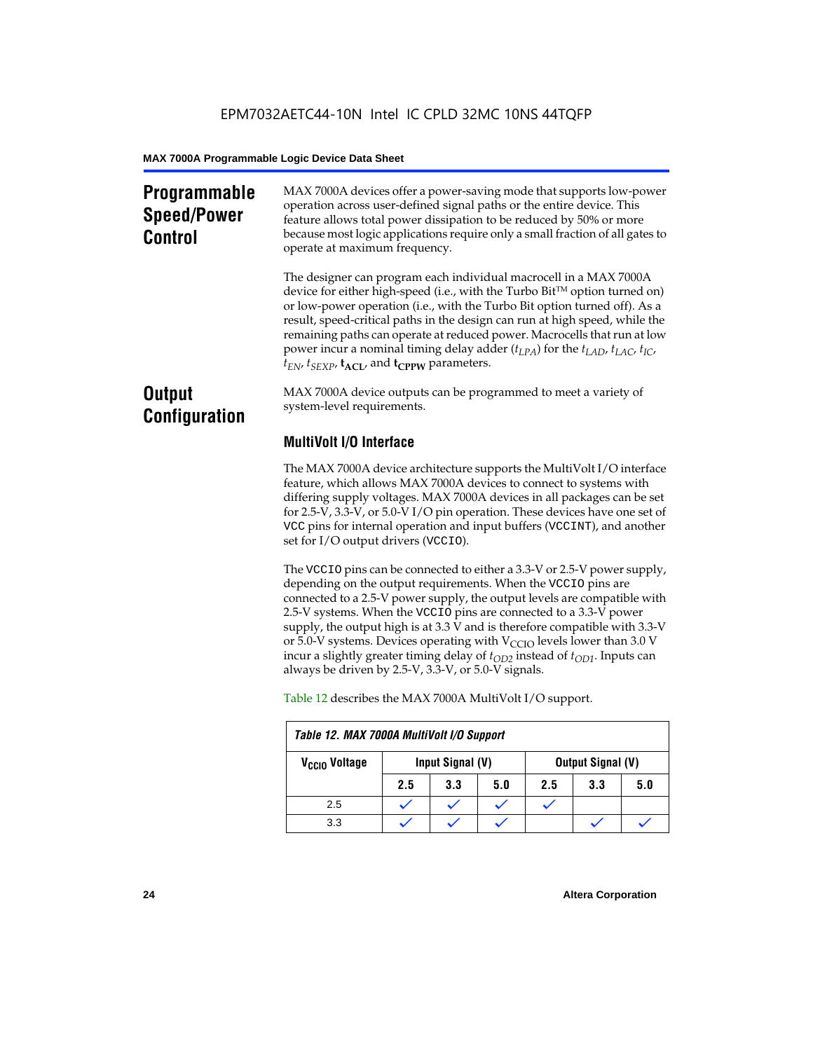## Programmable Speed/Power Control

MAX 7000A devices offer a power-saving mode that supports low-power operation across user-defined signal paths or the entire device. This feature allows total power dissipation to be reduced by 50% or more because most logic applications require only a small fraction of all gates to operate at maximum frequency.

The designer can program each individual macrocell in a MAX 7000A device for either high-speed (i.e., with the Turbo Bit™ option turned on) or low-power operation (i.e., with the Turbo Bit option turned off). As a result, speed-critical paths in the design can run at high speed, while the remaining paths can operate at reduced power. Macrocells that run at low power incur a nominal timing delay adder ($t_{LPA}$) for the $t_{LAD}$, $t_{LAC}$, $t_{IC}$, $t_{EN}$, $t_{SEXP}$, $\mathbf{t_{ACL}}$, and $\mathbf{t_{CPPW}}$ parameters.

## Output Configuration

MAX 7000A device outputs can be programmed to meet a variety of system-level requirements.

### MultiVolt I/O Interface

The MAX 7000A device architecture supports the MultiVolt I/O interface feature, which allows MAX 7000A devices to connect to systems with differing supply voltages. MAX 7000A devices in all packages can be set for 2.5-V, 3.3-V, or 5.0-V I/O pin operation. These devices have one set of VCC pins for internal operation and input buffers (VCCINT), and another set for I/O output drivers (VCCIO).

The VCCIO pins can be connected to either a 3.3-V or 2.5-V power supply, depending on the output requirements. When the VCCIO pins are connected to a 2.5-V power supply, the output levels are compatible with 2.5-V systems. When the VCCIO pins are connected to a 3.3-V power supply, the output high is at 3.3 V and is therefore compatible with 3.3-V or 5.0-V systems. Devices operating with $V_{CCIO}$ levels lower than 3.0 V incur a slightly greater timing delay of $t_{OD2}$ instead of $t_{OD1}$. Inputs can always be driven by 2.5-V, 3.3-V, or 5.0-V signals.

Table 12 describes the MAX 7000A MultiVolt I/O support.

*Table 12. MAX 7000A MultiVolt I/O Support*

| $V_{CCIO}$ Voltage | Input Signal (V) | | | Output Signal (V) | | |
|---|---|---|---|---|---|---|
| | 2.5 | 3.3 | 5.0 | 2.5 | 3.3 | 5.0 |
| 2.5 | ✓ | ✓ | ✓ | ✓ | | |
| 3.3 | ✓ | ✓ | ✓ | | ✓ | ✓ |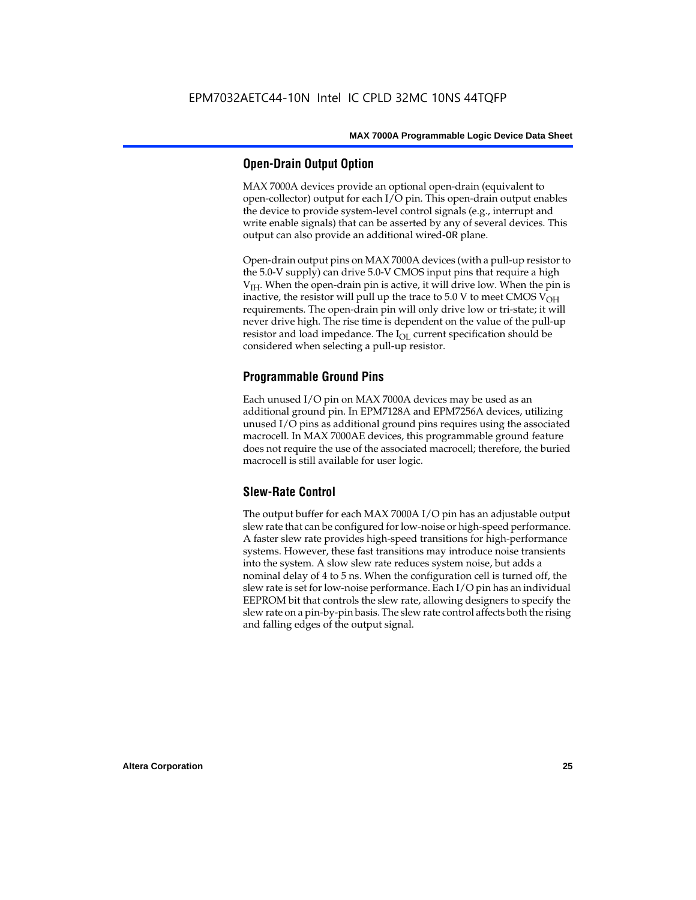## Open-Drain Output Option

MAX 7000A devices provide an optional open-drain (equivalent to open-collector) output for each I/O pin. This open-drain output enables the device to provide system-level control signals (e.g., interrupt and write enable signals) that can be asserted by any of several devices. This output can also provide an additional wired-OR plane.

Open-drain output pins on MAX 7000A devices (with a pull-up resistor to the 5.0-V supply) can drive 5.0-V CMOS input pins that require a high $V_{IH}$. When the open-drain pin is active, it will drive low. When the pin is inactive, the resistor will pull up the trace to 5.0 V to meet CMOS $V_{OH}$ requirements. The open-drain pin will only drive low or tri-state; it will never drive high. The rise time is dependent on the value of the pull-up resistor and load impedance. The $I_{OL}$ current specification should be considered when selecting a pull-up resistor.

## Programmable Ground Pins

Each unused I/O pin on MAX 7000A devices may be used as an additional ground pin. In EPM7128A and EPM7256A devices, utilizing unused I/O pins as additional ground pins requires using the associated macrocell. In MAX 7000AE devices, this programmable ground feature does not require the use of the associated macrocell; therefore, the buried macrocell is still available for user logic.

## Slew-Rate Control

The output buffer for each MAX 7000A I/O pin has an adjustable output slew rate that can be configured for low-noise or high-speed performance. A faster slew rate provides high-speed transitions for high-performance systems. However, these fast transitions may introduce noise transients into the system. A slow slew rate reduces system noise, but adds a nominal delay of 4 to 5 ns. When the configuration cell is turned off, the slew rate is set for low-noise performance. Each I/O pin has an individual EEPROM bit that controls the slew rate, allowing designers to specify the slew rate on a pin-by-pin basis. The slew rate control affects both the rising and falling edges of the output signal.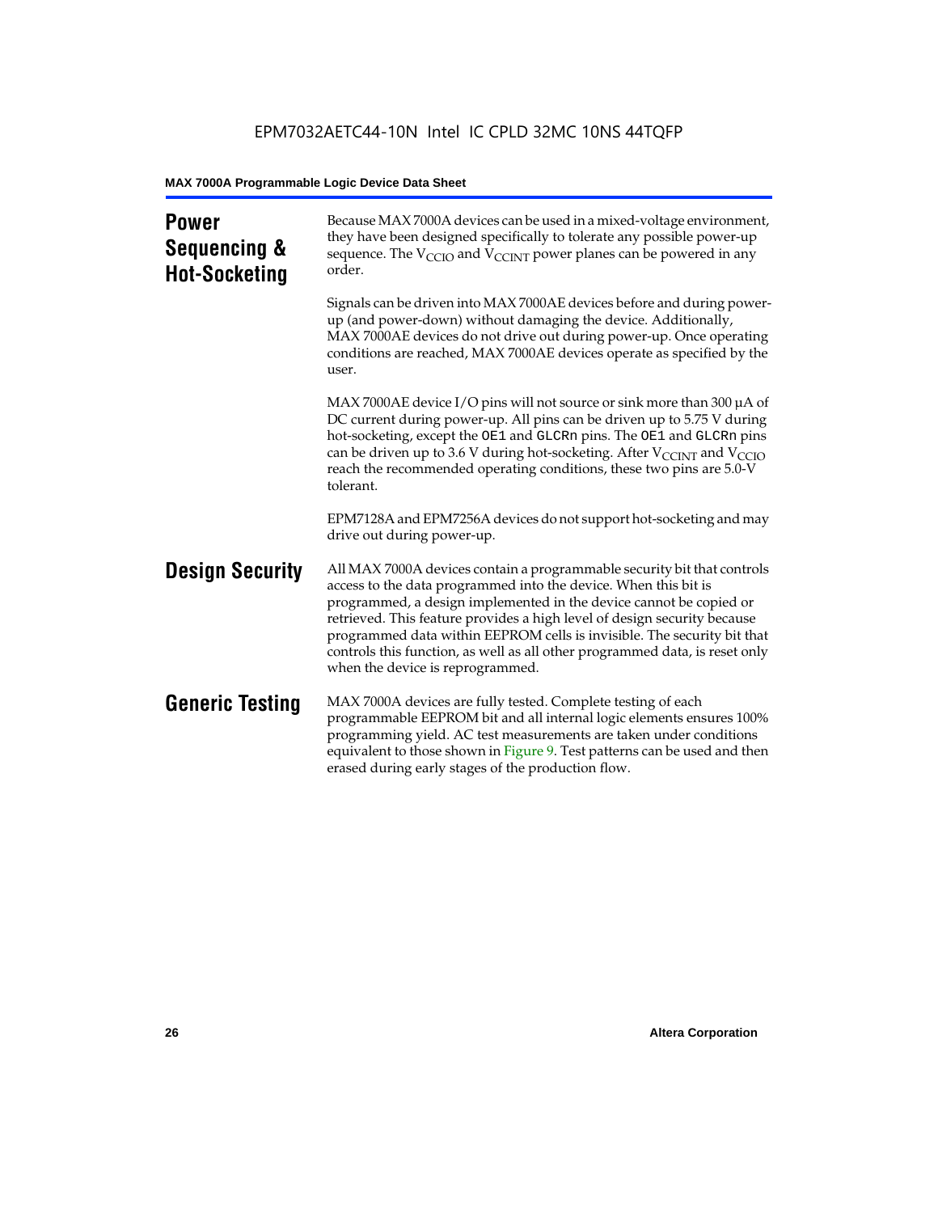## Power Sequencing & Hot-Socketing

Because MAX 7000A devices can be used in a mixed-voltage environment, they have been designed specifically to tolerate any possible power-up sequence. The $V_{CCIO}$ and $V_{CCINT}$ power planes can be powered in any order.

Signals can be driven into MAX 7000AE devices before and during power-up (and power-down) without damaging the device. Additionally, MAX 7000AE devices do not drive out during power-up. Once operating conditions are reached, MAX 7000AE devices operate as specified by the user.

MAX 7000AE device I/O pins will not source or sink more than 300 µA of DC current during power-up. All pins can be driven up to 5.75 V during hot-socketing, except the `OE1` and `GLCRn` pins. The `OE1` and `GLCRn` pins can be driven up to 3.6 V during hot-socketing. After $V_{CCINT}$ and $V_{CCIO}$ reach the recommended operating conditions, these two pins are 5.0-V tolerant.

EPM7128A and EPM7256A devices do not support hot-socketing and may drive out during power-up.

## Design Security

All MAX 7000A devices contain a programmable security bit that controls access to the data programmed into the device. When this bit is programmed, a design implemented in the device cannot be copied or retrieved. This feature provides a high level of design security because programmed data within EEPROM cells is invisible. The security bit that controls this function, as well as all other programmed data, is reset only when the device is reprogrammed.

## Generic Testing

MAX 7000A devices are fully tested. Complete testing of each programmable EEPROM bit and all internal logic elements ensures 100% programming yield. AC test measurements are taken under conditions equivalent to those shown in Figure 9. Test patterns can be used and then erased during early stages of the production flow.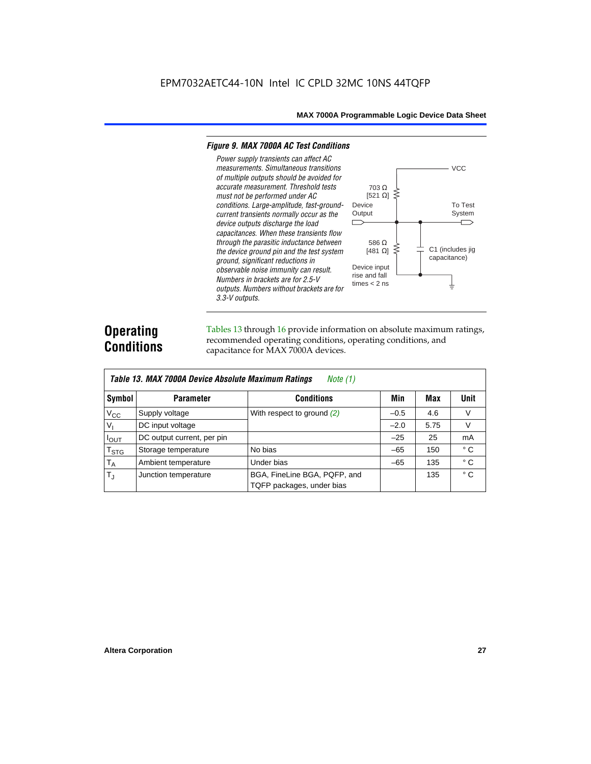EPM7032AETC44-10N Intel IC CPLD 32MC 10NS 44TQFP

### Figure 9. MAX 7000A AC Test Conditions

*Power supply transients can affect AC measurements. Simultaneous transitions of multiple outputs should be avoided for accurate measurement. Threshold tests must not be performed under AC conditions. Large-amplitude, fast-ground-current transients normally occur as the device outputs discharge the load capacitances. When these transients flow through the parasitic inductance between the device ground pin and the test system ground, significant reductions in observable noise immunity can result. Numbers in brackets are for 2.5-V outputs. Numbers without brackets are for 3.3-V outputs.*

VCC

703 Ω [521 Ω]

Device Output

To Test System

586 Ω [481 Ω]

C1 (includes jig capacitance)

Device input rise and fall times < 2 ns

## Operating Conditions

Tables 13 through 16 provide information on absolute maximum ratings, recommended operating conditions, operating conditions, and capacitance for MAX 7000A devices.

**Table 13. MAX 7000A Device Absolute Maximum Ratings** *Note (1)*

| Symbol | Parameter | Conditions | Min | Max | Unit |
|---|---|---|---|---|---|
| $V_{CC}$ | Supply voltage | With respect to ground *(2)* | –0.5 | 4.6 | V |
| $V_I$ | DC input voltage | | –2.0 | 5.75 | V |
| $I_{OUT}$ | DC output current, per pin | | –25 | 25 | mA |
| $T_{STG}$ | Storage temperature | No bias | –65 | 150 | ° C |
| $T_A$ | Ambient temperature | Under bias | –65 | 135 | ° C |
| $T_J$ | Junction temperature | BGA, FineLine BGA, PQFP, and TQFP packages, under bias | | 135 | ° C |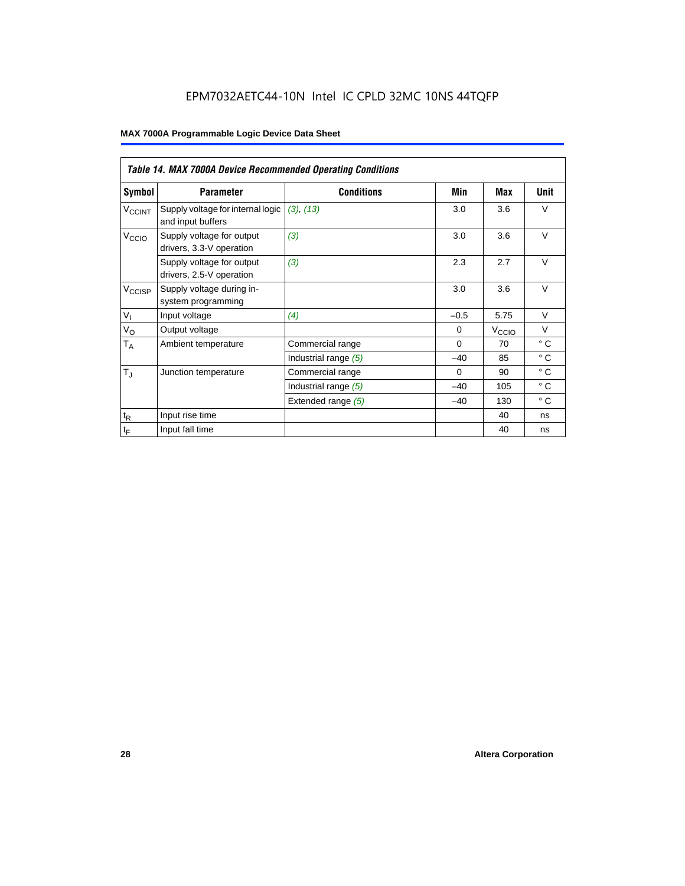EPM7032AETC44-10N Intel IC CPLD 32MC 10NS 44TQFP

**Table 14. MAX 7000A Device Recommended Operating Conditions**

| Symbol | Parameter | Conditions | Min | Max | Unit |
|---|---|---|---|---|---|
| $V_{CCINT}$ | Supply voltage for internal logic and input buffers | *(3), (13)* | 3.0 | 3.6 | V |
| $V_{CCIO}$ | Supply voltage for output drivers, 3.3-V operation | *(3)* | 3.0 | 3.6 | V |
| | Supply voltage for output drivers, 2.5-V operation | *(3)* | 2.3 | 2.7 | V |
| $V_{CCISP}$ | Supply voltage during in-system programming | | 3.0 | 3.6 | V |
| $V_I$ | Input voltage | *(4)* | –0.5 | 5.75 | V |
| $V_O$ | Output voltage | | 0 | $V_{CCIO}$ | V |
| $T_A$ | Ambient temperature | Commercial range | 0 | 70 | ° C |
| | | Industrial range *(5)* | –40 | 85 | ° C |
| $T_J$ | Junction temperature | Commercial range | 0 | 90 | ° C |
| | | Industrial range *(5)* | –40 | 105 | ° C |
| | | Extended range *(5)* | –40 | 130 | ° C |
| $t_R$ | Input rise time | | | 40 | ns |
| $t_F$ | Input fall time | | | 40 | ns |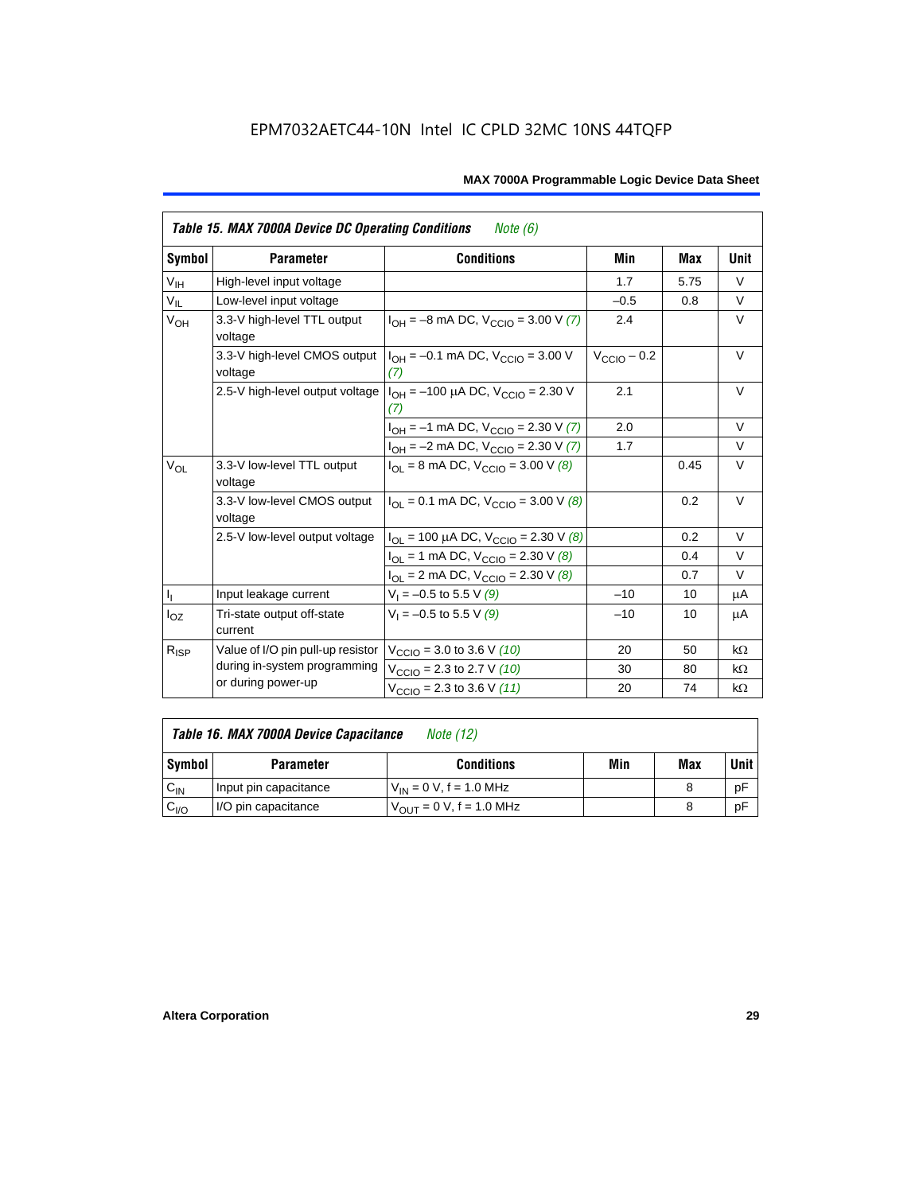EPM7032AETC44-10N Intel IC CPLD 32MC 10NS 44TQFP

| Table 15. MAX 7000A Device DC Operating Conditions *Note (6)* | | | | | |
|---|---|---|---|---|---|
| **Symbol** | **Parameter** | **Conditions** | **Min** | **Max** | **Unit** |
| $V_{IH}$ | High-level input voltage | | 1.7 | 5.75 | V |
| $V_{IL}$ | Low-level input voltage | | –0.5 | 0.8 | V |
| $V_{OH}$ | 3.3-V high-level TTL output voltage | $I_{OH}$ = –8 mA DC, $V_{CCIO}$ = 3.00 V *(7)* | 2.4 | | V |
| | 3.3-V high-level CMOS output voltage | $I_{OH}$ = –0.1 mA DC, $V_{CCIO}$ = 3.00 V *(7)* | $V_{CCIO}$ – 0.2 | | V |
| | 2.5-V high-level output voltage | $I_{OH}$ = –100 µA DC, $V_{CCIO}$ = 2.30 V *(7)* | 2.1 | | V |
| | | $I_{OH}$ = –1 mA DC, $V_{CCIO}$ = 2.30 V *(7)* | 2.0 | | V |
| | | $I_{OH}$ = –2 mA DC, $V_{CCIO}$ = 2.30 V *(7)* | 1.7 | | V |
| $V_{OL}$ | 3.3-V low-level TTL output voltage | $I_{OL}$ = 8 mA DC, $V_{CCIO}$ = 3.00 V *(8)* | | 0.45 | V |
| | 3.3-V low-level CMOS output voltage | $I_{OL}$ = 0.1 mA DC, $V_{CCIO}$ = 3.00 V *(8)* | | 0.2 | V |
| | 2.5-V low-level output voltage | $I_{OL}$ = 100 µA DC, $V_{CCIO}$ = 2.30 V *(8)* | | 0.2 | V |
| | | $I_{OL}$ = 1 mA DC, $V_{CCIO}$ = 2.30 V *(8)* | | 0.4 | V |
| | | $I_{OL}$ = 2 mA DC, $V_{CCIO}$ = 2.30 V *(8)* | | 0.7 | V |
| $I_I$ | Input leakage current | $V_I$ = –0.5 to 5.5 V *(9)* | –10 | 10 | µA |
| $I_{OZ}$ | Tri-state output off-state current | $V_I$ = –0.5 to 5.5 V *(9)* | –10 | 10 | µA |
| $R_{ISP}$ | Value of I/O pin pull-up resistor during in-system programming or during power-up | $V_{CCIO}$ = 3.0 to 3.6 V *(10)* | 20 | 50 | kΩ |
| | | $V_{CCIO}$ = 2.3 to 2.7 V *(10)* | 30 | 80 | kΩ |
| | | $V_{CCIO}$ = 2.3 to 3.6 V *(11)* | 20 | 74 | kΩ |

| Table 16. MAX 7000A Device Capacitance *Note (12)* | | | | | |
|---|---|---|---|---|---|
| **Symbol** | **Parameter** | **Conditions** | **Min** | **Max** | **Unit** |
| $C_{IN}$ | Input pin capacitance | $V_{IN}$ = 0 V, f = 1.0 MHz | | 8 | pF |
| $C_{I/O}$ | I/O pin capacitance | $V_{OUT}$ = 0 V, f = 1.0 MHz | | 8 | pF |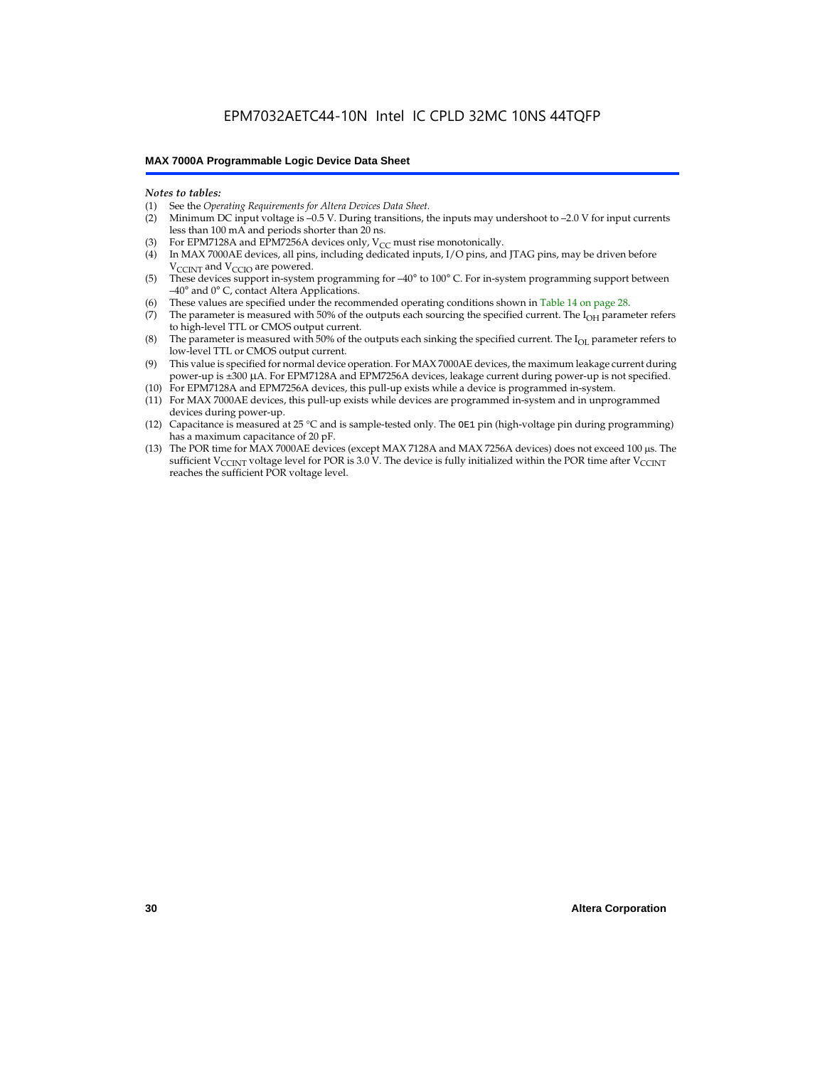*Notes to tables:*

(1) See the *Operating Requirements for Altera Devices Data Sheet*.
(2) Minimum DC input voltage is –0.5 V. During transitions, the inputs may undershoot to –2.0 V for input currents less than 100 mA and periods shorter than 20 ns.
(3) For EPM7128A and EPM7256A devices only, $V_{CC}$ must rise monotonically.
(4) In MAX 7000AE devices, all pins, including dedicated inputs, I/O pins, and JTAG pins, may be driven before $V_{CCINT}$ and $V_{CCIO}$ are powered.
(5) These devices support in-system programming for –40° to 100° C. For in-system programming support between –40° and 0° C, contact Altera Applications.
(6) These values are specified under the recommended operating conditions shown in Table 14 on page 28.
(7) The parameter is measured with 50% of the outputs each sourcing the specified current. The $I_{OH}$ parameter refers to high-level TTL or CMOS output current.
(8) The parameter is measured with 50% of the outputs each sinking the specified current. The $I_{OL}$ parameter refers to low-level TTL or CMOS output current.
(9) This value is specified for normal device operation. For MAX 7000AE devices, the maximum leakage current during power-up is ±300 µA. For EPM7128A and EPM7256A devices, leakage current during power-up is not specified.
(10) For EPM7128A and EPM7256A devices, this pull-up exists while a device is programmed in-system.
(11) For MAX 7000AE devices, this pull-up exists while devices are programmed in-system and in unprogrammed devices during power-up.
(12) Capacitance is measured at 25 °C and is sample-tested only. The `OE1` pin (high-voltage pin during programming) has a maximum capacitance of 20 pF.
(13) The POR time for MAX 7000AE devices (except MAX 7128A and MAX 7256A devices) does not exceed 100 µs. The sufficient $V_{CCINT}$ voltage level for POR is 3.0 V. The device is fully initialized within the POR time after $V_{CCINT}$ reaches the sufficient POR voltage level.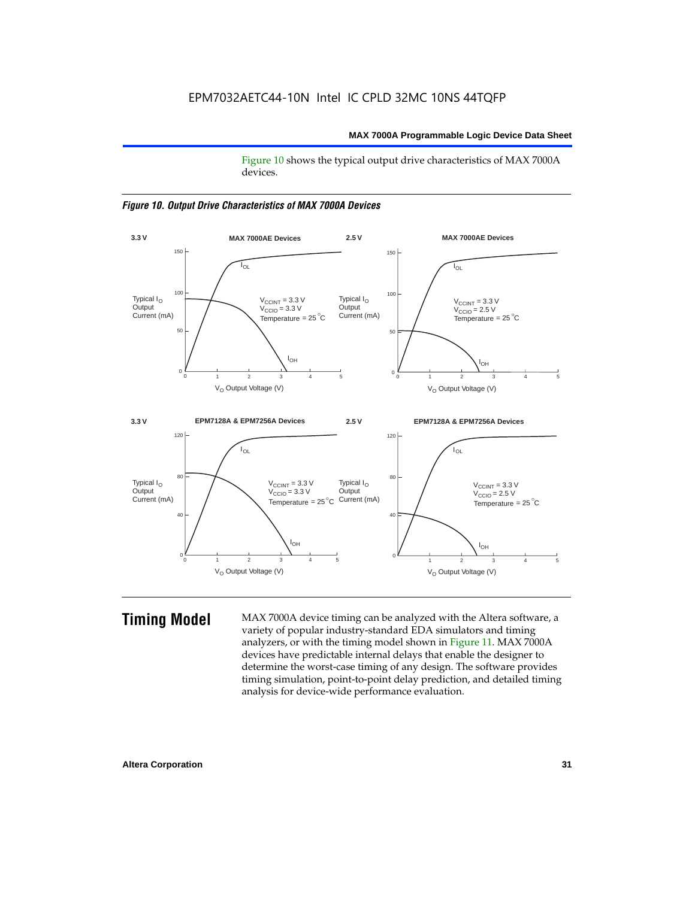Figure 10 shows the typical output drive characteristics of MAX 7000A devices.

*Figure 10. Output Drive Characteristics of MAX 7000A Devices*

## Timing Model

MAX 7000A device timing can be analyzed with the Altera software, a variety of popular industry-standard EDA simulators and timing analyzers, or with the timing model shown in Figure 11. MAX 7000A devices have predictable internal delays that enable the designer to determine the worst-case timing of any design. The software provides timing simulation, point-to-point delay prediction, and detailed timing analysis for device-wide performance evaluation.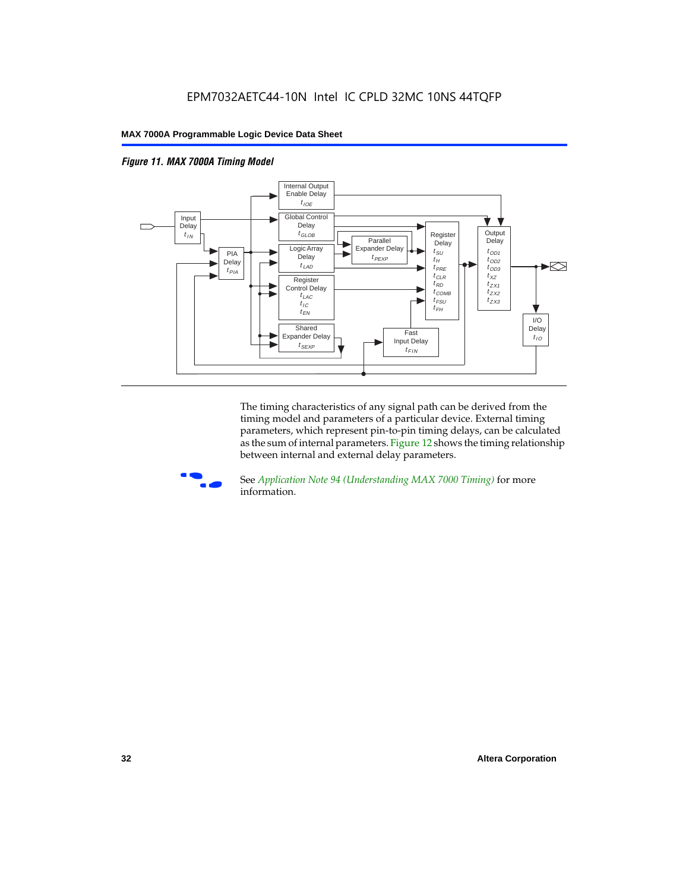*Figure 11. MAX 7000A Timing Model*

The timing characteristics of any signal path can be derived from the timing model and parameters of a particular device. External timing parameters, which represent pin-to-pin timing delays, can be calculated as the sum of internal parameters. Figure 12 shows the timing relationship between internal and external delay parameters.

See *Application Note 94 (Understanding MAX 7000 Timing)* for more information.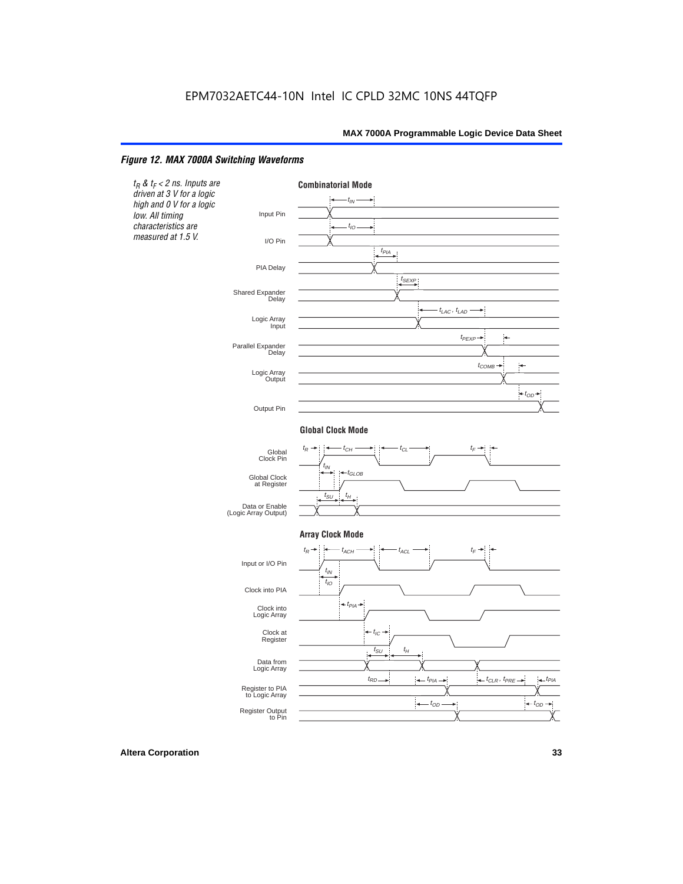## Figure 12. MAX 7000A Switching Waveforms

*$t_R$ & $t_F$ < 2 ns. Inputs are driven at 3 V for a logic high and 0 V for a logic low. All timing characteristics are measured at 1.5 V.*

**Combinatorial Mode**

Input Pin ($t_{IN}$), I/O Pin ($t_{IO}$), PIA Delay ($t_{PIA}$), Shared Expander Delay ($t_{SEXP}$), Logic Array Input ($t_{LAC}$, $t_{LAD}$), Parallel Expander Delay ($t_{PEXP}$), Logic Array Output ($t_{COMB}$), Output Pin ($t_{OD}$)

**Global Clock Mode**

Global Clock Pin ($t_R$, $t_{CH}$, $t_{CL}$, $t_F$), Global Clock at Register ($t_{IN}$, $t_{GLOB}$), Data or Enable (Logic Array Output) ($t_{SU}$, $t_H$)

**Array Clock Mode**

Input or I/O Pin ($t_R$, $t_{ACH}$, $t_{ACL}$, $t_F$), Clock into PIA ($t_{IN}$, $t_{IO}$), Clock into Logic Array ($t_{PIA}$), Clock at Register ($t_{IC}$), Data from Logic Array ($t_{SU}$, $t_H$), Register to PIA to Logic Array ($t_{RD}$, $t_{PIA}$, $t_{CLR}$, $t_{PRE}$, $t_{PIA}$), Register Output to Pin ($t_{OD}$, $t_{OD}$)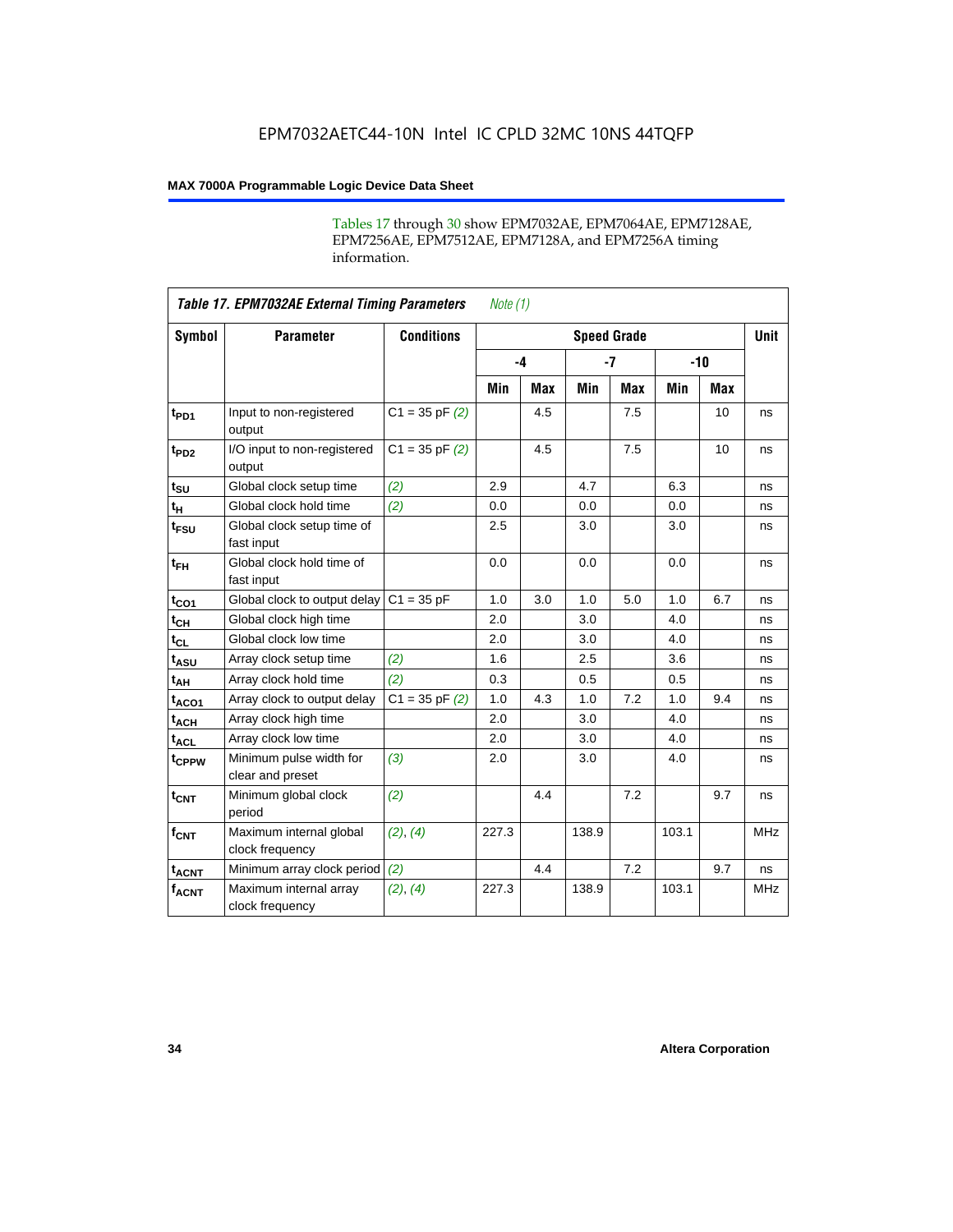EPM7032AETC44-10N Intel IC CPLD 32MC 10NS 44TQFP

Tables 17 through 30 show EPM7032AE, EPM7064AE, EPM7128AE, EPM7256AE, EPM7512AE, EPM7128A, and EPM7256A timing information.

**Table 17. EPM7032AE External Timing Parameters** *Note (1)*

| Symbol | Parameter | Conditions | Speed Grade | | | | | | Unit |
|---|---|---|---|---|---|---|---|---|---|
| | | | -4 | | -7 | | -10 | | |
| | | | Min | Max | Min | Max | Min | Max | |
| $t_{PD1}$ | Input to non-registered output | C1 = 35 pF *(2)* | | 4.5 | | 7.5 | | 10 | ns |
| $t_{PD2}$ | I/O input to non-registered output | C1 = 35 pF *(2)* | | 4.5 | | 7.5 | | 10 | ns |
| $t_{SU}$ | Global clock setup time | *(2)* | 2.9 | | 4.7 | | 6.3 | | ns |
| $t_{H}$ | Global clock hold time | *(2)* | 0.0 | | 0.0 | | 0.0 | | ns |
| $t_{FSU}$ | Global clock setup time of fast input | | 2.5 | | 3.0 | | 3.0 | | ns |
| $t_{FH}$ | Global clock hold time of fast input | | 0.0 | | 0.0 | | 0.0 | | ns |
| $t_{CO1}$ | Global clock to output delay | C1 = 35 pF | 1.0 | 3.0 | 1.0 | 5.0 | 1.0 | 6.7 | ns |
| $t_{CH}$ | Global clock high time | | 2.0 | | 3.0 | | 4.0 | | ns |
| $t_{CL}$ | Global clock low time | | 2.0 | | 3.0 | | 4.0 | | ns |
| $t_{ASU}$ | Array clock setup time | *(2)* | 1.6 | | 2.5 | | 3.6 | | ns |
| $t_{AH}$ | Array clock hold time | *(2)* | 0.3 | | 0.5 | | 0.5 | | ns |
| $t_{ACO1}$ | Array clock to output delay | C1 = 35 pF *(2)* | 1.0 | 4.3 | 1.0 | 7.2 | 1.0 | 9.4 | ns |
| $t_{ACH}$ | Array clock high time | | 2.0 | | 3.0 | | 4.0 | | ns |
| $t_{ACL}$ | Array clock low time | | 2.0 | | 3.0 | | 4.0 | | ns |
| $t_{CPPW}$ | Minimum pulse width for clear and preset | *(3)* | 2.0 | | 3.0 | | 4.0 | | ns |
| $t_{CNT}$ | Minimum global clock period | *(2)* | | 4.4 | | 7.2 | | 9.7 | ns |
| $f_{CNT}$ | Maximum internal global clock frequency | *(2)*, *(4)* | 227.3 | | 138.9 | | 103.1 | | MHz |
| $t_{ACNT}$ | Minimum array clock period | *(2)* | | 4.4 | | 7.2 | | 9.7 | ns |
| $f_{ACNT}$ | Maximum internal array clock frequency | *(2)*, *(4)* | 227.3 | | 138.9 | | 103.1 | | MHz |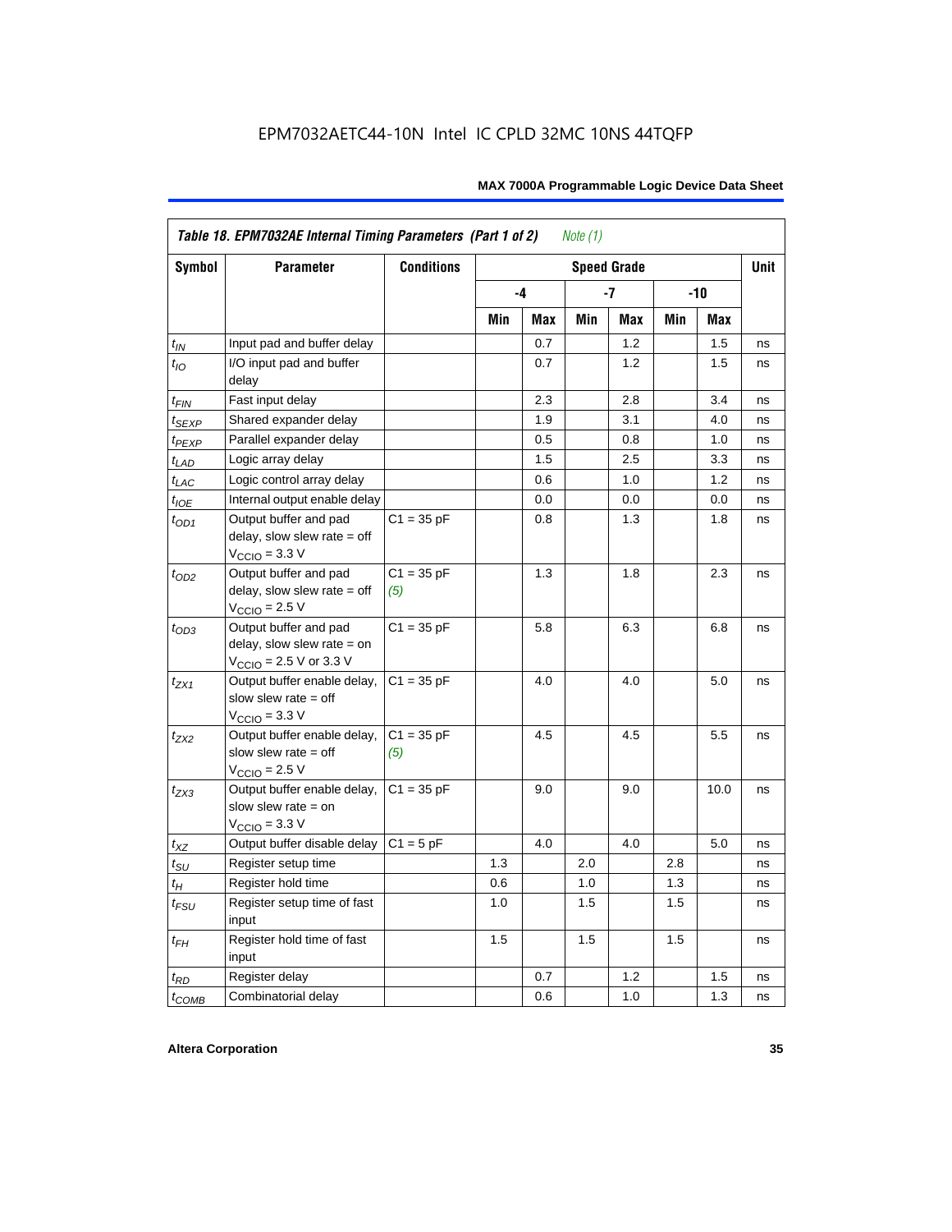EPM7032AETC44-10N Intel IC CPLD 32MC 10NS 44TQFP

| Table 18. EPM7032AE Internal Timing Parameters (Part 1 of 2) *Note (1)* | | | | | | | | | |
|---|---|---|---|---|---|---|---|---|---|
| Symbol | Parameter | Conditions | Speed Grade | | | | | | Unit |
| | | | -4 | | -7 | | -10 | | |
| | | | Min | Max | Min | Max | Min | Max | |
| $t_{IN}$ | Input pad and buffer delay | | | 0.7 | | 1.2 | | 1.5 | ns |
| $t_{IO}$ | I/O input pad and buffer delay | | | 0.7 | | 1.2 | | 1.5 | ns |
| $t_{FIN}$ | Fast input delay | | | 2.3 | | 2.8 | | 3.4 | ns |
| $t_{SEXP}$ | Shared expander delay | | | 1.9 | | 3.1 | | 4.0 | ns |
| $t_{PEXP}$ | Parallel expander delay | | | 0.5 | | 0.8 | | 1.0 | ns |
| $t_{LAD}$ | Logic array delay | | | 1.5 | | 2.5 | | 3.3 | ns |
| $t_{LAC}$ | Logic control array delay | | | 0.6 | | 1.0 | | 1.2 | ns |
| $t_{IOE}$ | Internal output enable delay | | | 0.0 | | 0.0 | | 0.0 | ns |
| $t_{OD1}$ | Output buffer and pad delay, slow slew rate = off $V_{CCIO}$ = 3.3 V | C1 = 35 pF | | 0.8 | | 1.3 | | 1.8 | ns |
| $t_{OD2}$ | Output buffer and pad delay, slow slew rate = off $V_{CCIO}$ = 2.5 V | C1 = 35 pF *(5)* | | 1.3 | | 1.8 | | 2.3 | ns |
| $t_{OD3}$ | Output buffer and pad delay, slow slew rate = on $V_{CCIO}$ = 2.5 V or 3.3 V | C1 = 35 pF | | 5.8 | | 6.3 | | 6.8 | ns |
| $t_{ZX1}$ | Output buffer enable delay, slow slew rate = off $V_{CCIO}$ = 3.3 V | C1 = 35 pF | | 4.0 | | 4.0 | | 5.0 | ns |
| $t_{ZX2}$ | Output buffer enable delay, slow slew rate = off $V_{CCIO}$ = 2.5 V | C1 = 35 pF *(5)* | | 4.5 | | 4.5 | | 5.5 | ns |
| $t_{ZX3}$ | Output buffer enable delay, slow slew rate = on $V_{CCIO}$ = 3.3 V | C1 = 35 pF | | 9.0 | | 9.0 | | 10.0 | ns |
| $t_{XZ}$ | Output buffer disable delay | C1 = 5 pF | | 4.0 | | 4.0 | | 5.0 | ns |
| $t_{SU}$ | Register setup time | | 1.3 | | 2.0 | | 2.8 | | ns |
| $t_{H}$ | Register hold time | | 0.6 | | 1.0 | | 1.3 | | ns |
| $t_{FSU}$ | Register setup time of fast input | | 1.0 | | 1.5 | | 1.5 | | ns |
| $t_{FH}$ | Register hold time of fast input | | 1.5 | | 1.5 | | 1.5 | | ns |
| $t_{RD}$ | Register delay | | | 0.7 | | 1.2 | | 1.5 | ns |
| $t_{COMB}$ | Combinatorial delay | | | 0.6 | | 1.0 | | 1.3 | ns |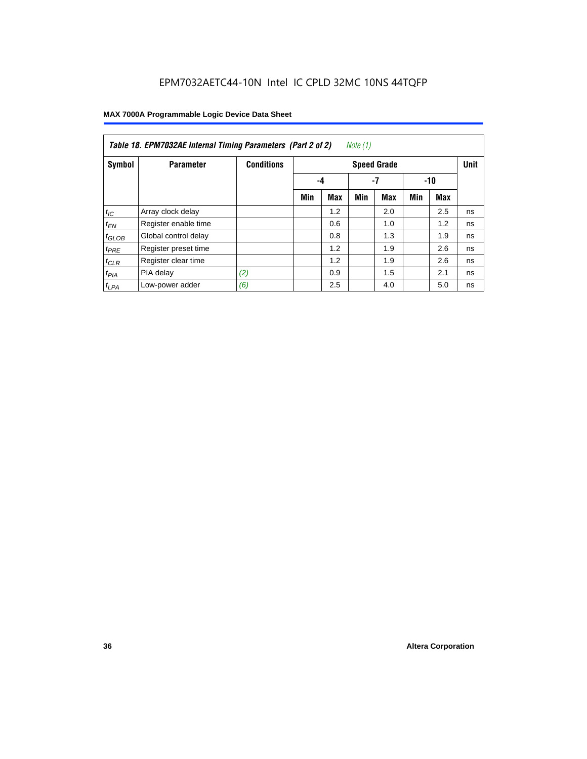*Table 18. EPM7032AE Internal Timing Parameters (Part 2 of 2)* *Note (1)*

| Symbol | Parameter | Conditions | Speed Grade | | | | | | Unit |
|---|---|---|---|---|---|---|---|---|---|
| | | | -4 | | -7 | | -10 | | |
| | | | Min | Max | Min | Max | Min | Max | |
| $t_{IC}$ | Array clock delay | | | 1.2 | | 2.0 | | 2.5 | ns |
| $t_{EN}$ | Register enable time | | | 0.6 | | 1.0 | | 1.2 | ns |
| $t_{GLOB}$ | Global control delay | | | 0.8 | | 1.3 | | 1.9 | ns |
| $t_{PRE}$ | Register preset time | | | 1.2 | | 1.9 | | 2.6 | ns |
| $t_{CLR}$ | Register clear time | | | 1.2 | | 1.9 | | 2.6 | ns |
| $t_{PIA}$ | PIA delay | *(2)* | | 0.9 | | 1.5 | | 2.1 | ns |
| $t_{LPA}$ | Low-power adder | *(6)* | | 2.5 | | 4.0 | | 5.0 | ns |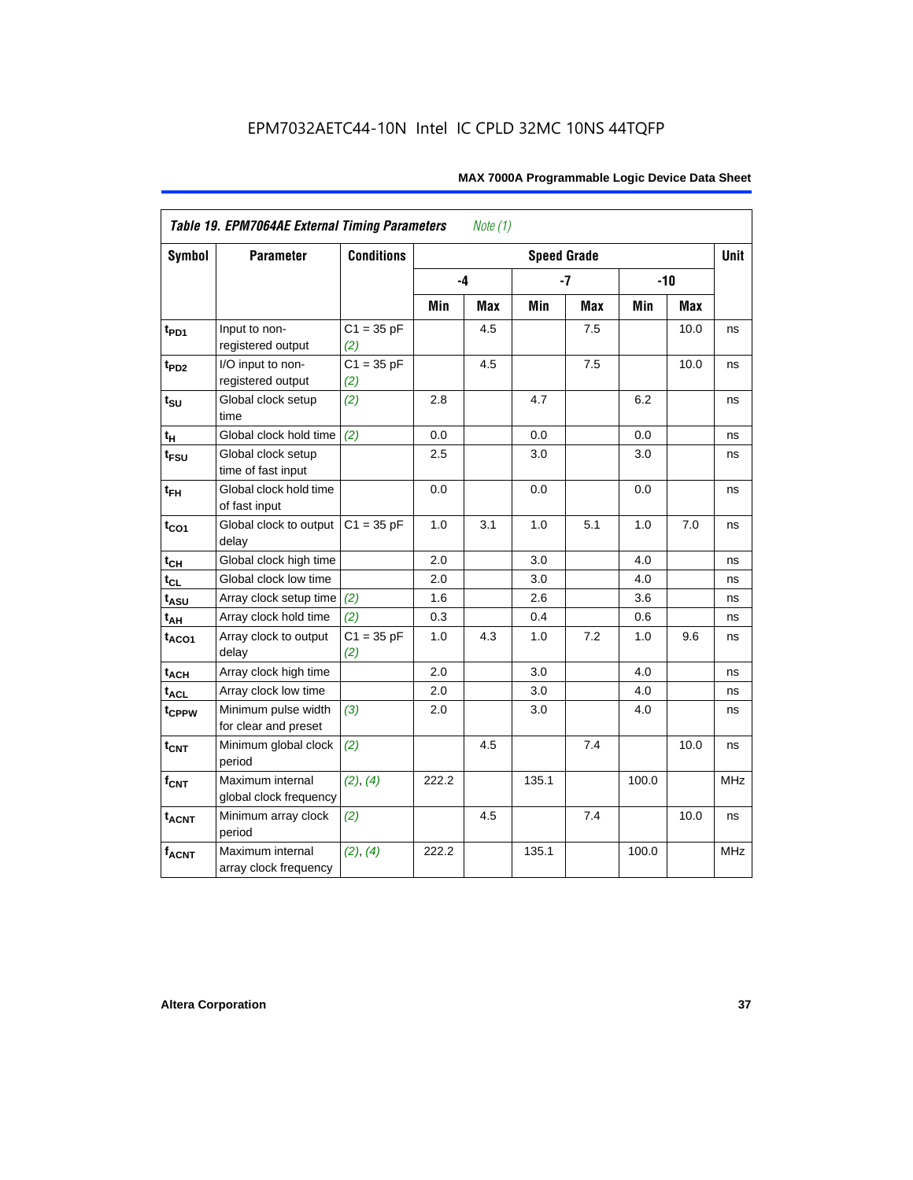EPM7032AETC44-10N Intel IC CPLD 32MC 10NS 44TQFP

| *Table 19. EPM7064AE External Timing Parameters* *Note (1)* | | | | | | | | | |
|---|---|---|---|---|---|---|---|---|---|
| **Symbol** | **Parameter** | **Conditions** | **Speed Grade** | | | | | | **Unit** |
| | | | **-4** | | **-7** | | **-10** | | |
| | | | **Min** | **Max** | **Min** | **Max** | **Min** | **Max** | |
| $t_{PD1}$ | Input to non-registered output | C1 = 35 pF *(2)* | | 4.5 | | 7.5 | | 10.0 | ns |
| $t_{PD2}$ | I/O input to non-registered output | C1 = 35 pF *(2)* | | 4.5 | | 7.5 | | 10.0 | ns |
| $t_{SU}$ | Global clock setup time | *(2)* | 2.8 | | 4.7 | | 6.2 | | ns |
| $t_H$ | Global clock hold time | *(2)* | 0.0 | | 0.0 | | 0.0 | | ns |
| $t_{FSU}$ | Global clock setup time of fast input | | 2.5 | | 3.0 | | 3.0 | | ns |
| $t_{FH}$ | Global clock hold time of fast input | | 0.0 | | 0.0 | | 0.0 | | ns |
| $t_{CO1}$ | Global clock to output delay | C1 = 35 pF | 1.0 | 3.1 | 1.0 | 5.1 | 1.0 | 7.0 | ns |
| $t_{CH}$ | Global clock high time | | 2.0 | | 3.0 | | 4.0 | | ns |
| $t_{CL}$ | Global clock low time | | 2.0 | | 3.0 | | 4.0 | | ns |
| $t_{ASU}$ | Array clock setup time | *(2)* | 1.6 | | 2.6 | | 3.6 | | ns |
| $t_{AH}$ | Array clock hold time | *(2)* | 0.3 | | 0.4 | | 0.6 | | ns |
| $t_{ACO1}$ | Array clock to output delay | C1 = 35 pF *(2)* | 1.0 | 4.3 | 1.0 | 7.2 | 1.0 | 9.6 | ns |
| $t_{ACH}$ | Array clock high time | | 2.0 | | 3.0 | | 4.0 | | ns |
| $t_{ACL}$ | Array clock low time | | 2.0 | | 3.0 | | 4.0 | | ns |
| $t_{CPPW}$ | Minimum pulse width for clear and preset | *(3)* | 2.0 | | 3.0 | | 4.0 | | ns |
| $t_{CNT}$ | Minimum global clock period | *(2)* | | 4.5 | | 7.4 | | 10.0 | ns |
| $f_{CNT}$ | Maximum internal global clock frequency | *(2)*, *(4)* | 222.2 | | 135.1 | | 100.0 | | MHz |
| $t_{ACNT}$ | Minimum array clock period | *(2)* | | 4.5 | | 7.4 | | 10.0 | ns |
| $f_{ACNT}$ | Maximum internal array clock frequency | *(2)*, *(4)* | 222.2 | | 135.1 | | 100.0 | | MHz |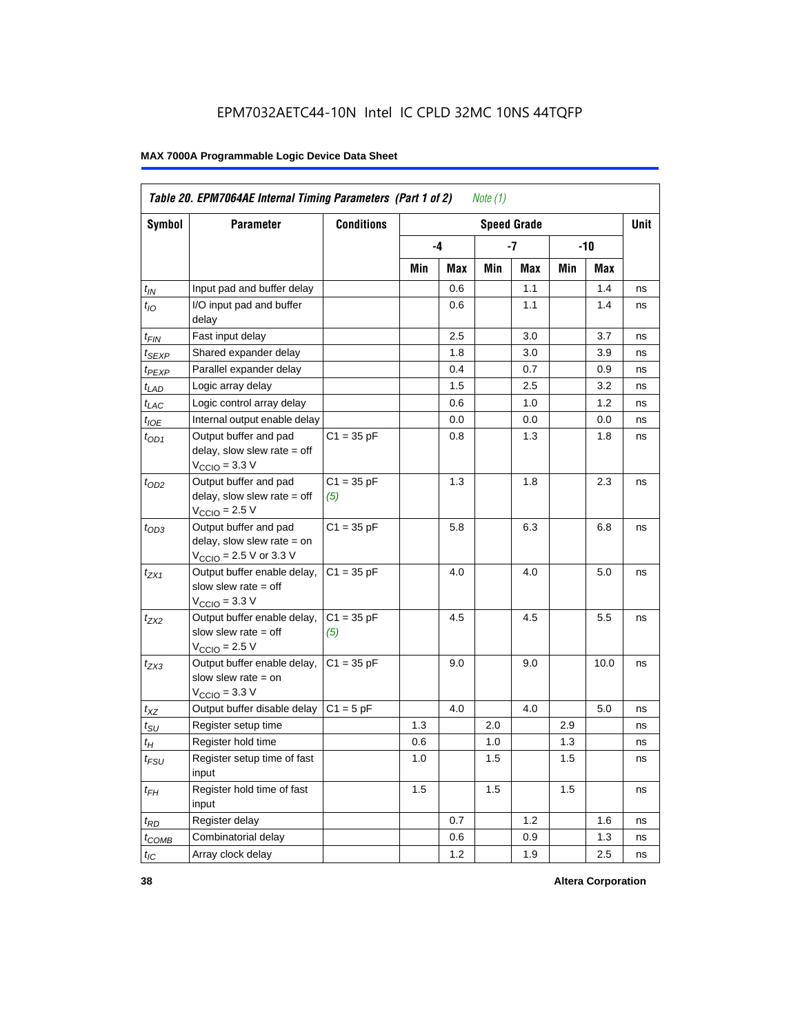EPM7032AETC44-10N Intel IC CPLD 32MC 10NS 44TQFP

**MAX 7000A Programmable Logic Device Data Sheet**

| *Table 20. EPM7064AE Internal Timing Parameters (Part 1 of 2) Note (1)* | | | | | | | | | |
|---|---|---|---|---|---|---|---|---|---|
| **Symbol** | **Parameter** | **Conditions** | **Speed Grade** | | | | | | **Unit** |
| | | | **-4** | | **-7** | | **-10** | | |
| | | | **Min** | **Max** | **Min** | **Max** | **Min** | **Max** | |
| $t_{IN}$ | Input pad and buffer delay | | | 0.6 | | 1.1 | | 1.4 | ns |
| $t_{IO}$ | I/O input pad and buffer delay | | | 0.6 | | 1.1 | | 1.4 | ns |
| $t_{FIN}$ | Fast input delay | | | 2.5 | | 3.0 | | 3.7 | ns |
| $t_{SEXP}$ | Shared expander delay | | | 1.8 | | 3.0 | | 3.9 | ns |
| $t_{PEXP}$ | Parallel expander delay | | | 0.4 | | 0.7 | | 0.9 | ns |
| $t_{LAD}$ | Logic array delay | | | 1.5 | | 2.5 | | 3.2 | ns |
| $t_{LAC}$ | Logic control array delay | | | 0.6 | | 1.0 | | 1.2 | ns |
| $t_{IOE}$ | Internal output enable delay | | | 0.0 | | 0.0 | | 0.0 | ns |
| $t_{OD1}$ | Output buffer and pad delay, slow slew rate = off $V_{CCIO}$ = 3.3 V | C1 = 35 pF | | 0.8 | | 1.3 | | 1.8 | ns |
| $t_{OD2}$ | Output buffer and pad delay, slow slew rate = off $V_{CCIO}$ = 2.5 V | C1 = 35 pF *(5)* | | 1.3 | | 1.8 | | 2.3 | ns |
| $t_{OD3}$ | Output buffer and pad delay, slow slew rate = on $V_{CCIO}$ = 2.5 V or 3.3 V | C1 = 35 pF | | 5.8 | | 6.3 | | 6.8 | ns |
| $t_{ZX1}$ | Output buffer enable delay, slow slew rate = off $V_{CCIO}$ = 3.3 V | C1 = 35 pF | | 4.0 | | 4.0 | | 5.0 | ns |
| $t_{ZX2}$ | Output buffer enable delay, slow slew rate = off $V_{CCIO}$ = 2.5 V | C1 = 35 pF *(5)* | | 4.5 | | 4.5 | | 5.5 | ns |
| $t_{ZX3}$ | Output buffer enable delay, slow slew rate = on $V_{CCIO}$ = 3.3 V | C1 = 35 pF | | 9.0 | | 9.0 | | 10.0 | ns |
| $t_{XZ}$ | Output buffer disable delay | C1 = 5 pF | | 4.0 | | 4.0 | | 5.0 | ns |
| $t_{SU}$ | Register setup time | | 1.3 | | 2.0 | | 2.9 | | ns |
| $t_{H}$ | Register hold time | | 0.6 | | 1.0 | | 1.3 | | ns |
| $t_{FSU}$ | Register setup time of fast input | | 1.0 | | 1.5 | | 1.5 | | ns |
| $t_{FH}$ | Register hold time of fast input | | 1.5 | | 1.5 | | 1.5 | | ns |
| $t_{RD}$ | Register delay | | | 0.7 | | 1.2 | | 1.6 | ns |
| $t_{COMB}$ | Combinatorial delay | | | 0.6 | | 0.9 | | 1.3 | ns |
| $t_{IC}$ | Array clock delay | | | 1.2 | | 1.9 | | 2.5 | ns |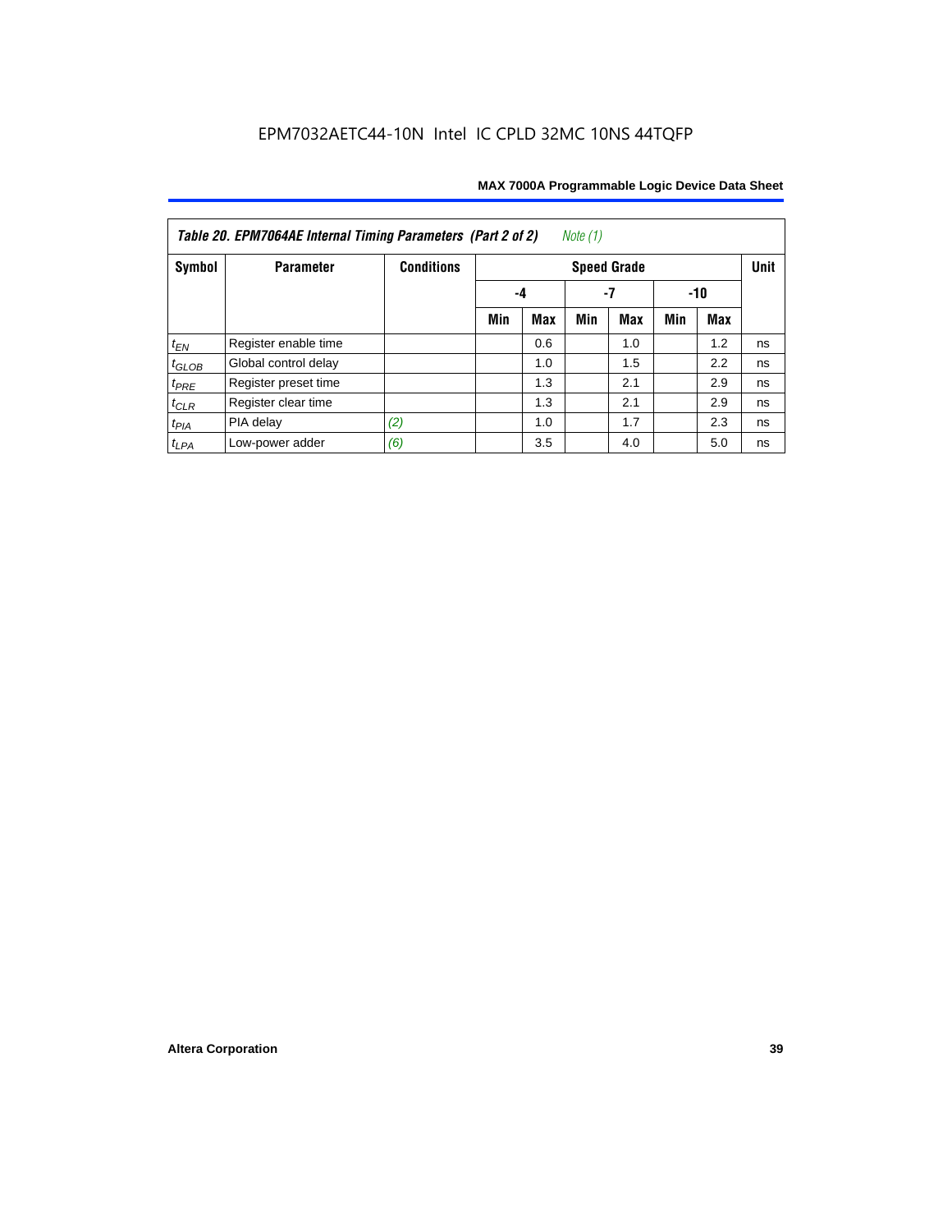EPM7032AETC44-10N Intel IC CPLD 32MC 10NS 44TQFP

**Table 20. EPM7064AE Internal Timing Parameters (Part 2 of 2)** *Note (1)*

| Symbol | Parameter | Conditions | Speed Grade | | | | | | Unit |
|---|---|---|---|---|---|---|---|---|---|
| | | | -4 | | -7 | | -10 | | |
| | | | Min | Max | Min | Max | Min | Max | |
| $t_{EN}$ | Register enable time | | | 0.6 | | 1.0 | | 1.2 | ns |
| $t_{GLOB}$ | Global control delay | | | 1.0 | | 1.5 | | 2.2 | ns |
| $t_{PRE}$ | Register preset time | | | 1.3 | | 2.1 | | 2.9 | ns |
| $t_{CLR}$ | Register clear time | | | 1.3 | | 2.1 | | 2.9 | ns |
| $t_{PIA}$ | PIA delay | *(2)* | | 1.0 | | 1.7 | | 2.3 | ns |
| $t_{LPA}$ | Low-power adder | *(6)* | | 3.5 | | 4.0 | | 5.0 | ns |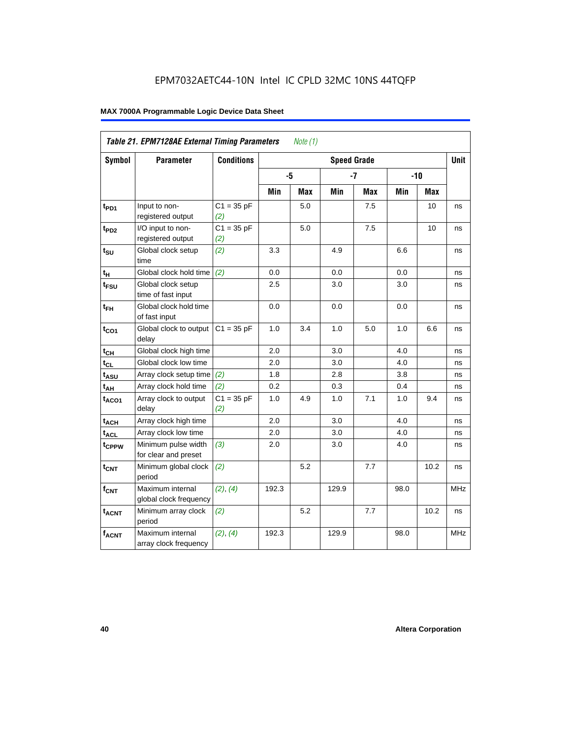EPM7032AETC44-10N Intel IC CPLD 32MC 10NS 44TQFP

| *Table 21. EPM7128AE External Timing Parameters* *Note (1)* | | | | | | | | | |
|---|---|---|---|---|---|---|---|---|---|
| Symbol | Parameter | Conditions | Speed Grade | | | | | | Unit |
| | | | -5 | | -7 | | -10 | | |
| | | | Min | Max | Min | Max | Min | Max | |
| $t_{PD1}$ | Input to non-registered output | C1 = 35 pF *(2)* | | 5.0 | | 7.5 | | 10 | ns |
| $t_{PD2}$ | I/O input to non-registered output | C1 = 35 pF *(2)* | | 5.0 | | 7.5 | | 10 | ns |
| $t_{SU}$ | Global clock setup time | *(2)* | 3.3 | | 4.9 | | 6.6 | | ns |
| $t_{H}$ | Global clock hold time | *(2)* | 0.0 | | 0.0 | | 0.0 | | ns |
| $t_{FSU}$ | Global clock setup time of fast input | | 2.5 | | 3.0 | | 3.0 | | ns |
| $t_{FH}$ | Global clock hold time of fast input | | 0.0 | | 0.0 | | 0.0 | | ns |
| $t_{CO1}$ | Global clock to output delay | C1 = 35 pF | 1.0 | 3.4 | 1.0 | 5.0 | 1.0 | 6.6 | ns |
| $t_{CH}$ | Global clock high time | | 2.0 | | 3.0 | | 4.0 | | ns |
| $t_{CL}$ | Global clock low time | | 2.0 | | 3.0 | | 4.0 | | ns |
| $t_{ASU}$ | Array clock setup time | *(2)* | 1.8 | | 2.8 | | 3.8 | | ns |
| $t_{AH}$ | Array clock hold time | *(2)* | 0.2 | | 0.3 | | 0.4 | | ns |
| $t_{ACO1}$ | Array clock to output delay | C1 = 35 pF *(2)* | 1.0 | 4.9 | 1.0 | 7.1 | 1.0 | 9.4 | ns |
| $t_{ACH}$ | Array clock high time | | 2.0 | | 3.0 | | 4.0 | | ns |
| $t_{ACL}$ | Array clock low time | | 2.0 | | 3.0 | | 4.0 | | ns |
| $t_{CPPW}$ | Minimum pulse width for clear and preset | *(3)* | 2.0 | | 3.0 | | 4.0 | | ns |
| $t_{CNT}$ | Minimum global clock period | *(2)* | | 5.2 | | 7.7 | | 10.2 | ns |
| $f_{CNT}$ | Maximum internal global clock frequency | *(2)*, *(4)* | 192.3 | | 129.9 | | 98.0 | | MHz |
| $t_{ACNT}$ | Minimum array clock period | *(2)* | | 5.2 | | 7.7 | | 10.2 | ns |
| $f_{ACNT}$ | Maximum internal array clock frequency | *(2)*, *(4)* | 192.3 | | 129.9 | | 98.0 | | MHz |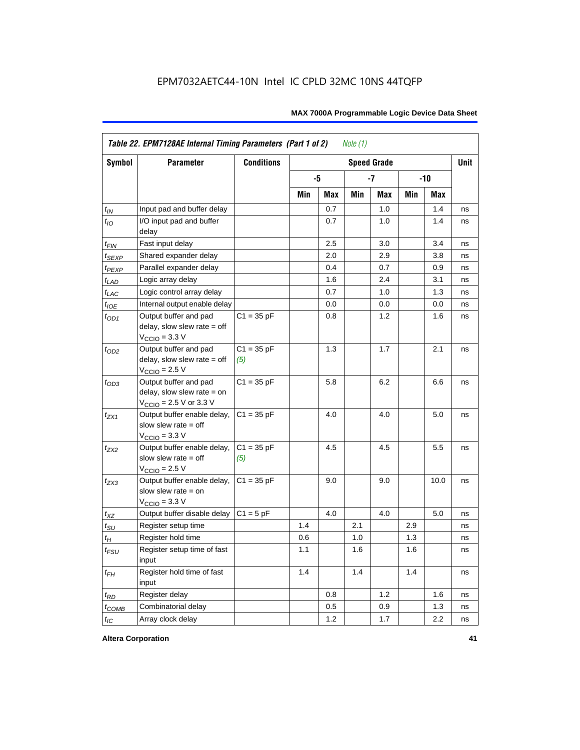**Table 22. EPM7128AE Internal Timing Parameters (Part 1 of 2)** *Note (1)*

| Symbol | Parameter | Conditions | Speed Grade | | | | | | Unit |
|---|---|---|---|---|---|---|---|---|---|
| | | | -5 | | -7 | | -10 | | |
| | | | Min | Max | Min | Max | Min | Max | |
| $t_{IN}$ | Input pad and buffer delay | | | 0.7 | | 1.0 | | 1.4 | ns |
| $t_{IO}$ | I/O input pad and buffer delay | | | 0.7 | | 1.0 | | 1.4 | ns |
| $t_{FIN}$ | Fast input delay | | | 2.5 | | 3.0 | | 3.4 | ns |
| $t_{SEXP}$ | Shared expander delay | | | 2.0 | | 2.9 | | 3.8 | ns |
| $t_{PEXP}$ | Parallel expander delay | | | 0.4 | | 0.7 | | 0.9 | ns |
| $t_{LAD}$ | Logic array delay | | | 1.6 | | 2.4 | | 3.1 | ns |
| $t_{LAC}$ | Logic control array delay | | | 0.7 | | 1.0 | | 1.3 | ns |
| $t_{IOE}$ | Internal output enable delay | | | 0.0 | | 0.0 | | 0.0 | ns |
| $t_{OD1}$ | Output buffer and pad delay, slow slew rate = off $V_{CCIO}$ = 3.3 V | C1 = 35 pF | | 0.8 | | 1.2 | | 1.6 | ns |
| $t_{OD2}$ | Output buffer and pad delay, slow slew rate = off $V_{CCIO}$ = 2.5 V | C1 = 35 pF *(5)* | | 1.3 | | 1.7 | | 2.1 | ns |
| $t_{OD3}$ | Output buffer and pad delay, slow slew rate = on $V_{CCIO}$ = 2.5 V or 3.3 V | C1 = 35 pF | | 5.8 | | 6.2 | | 6.6 | ns |
| $t_{ZX1}$ | Output buffer enable delay, slow slew rate = off $V_{CCIO}$ = 3.3 V | C1 = 35 pF | | 4.0 | | 4.0 | | 5.0 | ns |
| $t_{ZX2}$ | Output buffer enable delay, slow slew rate = off $V_{CCIO}$ = 2.5 V | C1 = 35 pF *(5)* | | 4.5 | | 4.5 | | 5.5 | ns |
| $t_{ZX3}$ | Output buffer enable delay, slow slew rate = on $V_{CCIO}$ = 3.3 V | C1 = 35 pF | | 9.0 | | 9.0 | | 10.0 | ns |
| $t_{XZ}$ | Output buffer disable delay | C1 = 5 pF | | 4.0 | | 4.0 | | 5.0 | ns |
| $t_{SU}$ | Register setup time | | 1.4 | | 2.1 | | 2.9 | | ns |
| $t_{H}$ | Register hold time | | 0.6 | | 1.0 | | 1.3 | | ns |
| $t_{FSU}$ | Register setup time of fast input | | 1.1 | | 1.6 | | 1.6 | | ns |
| $t_{FH}$ | Register hold time of fast input | | 1.4 | | 1.4 | | 1.4 | | ns |
| $t_{RD}$ | Register delay | | | 0.8 | | 1.2 | | 1.6 | ns |
| $t_{COMB}$ | Combinatorial delay | | | 0.5 | | 0.9 | | 1.3 | ns |
| $t_{IC}$ | Array clock delay | | | 1.2 | | 1.7 | | 2.2 | ns |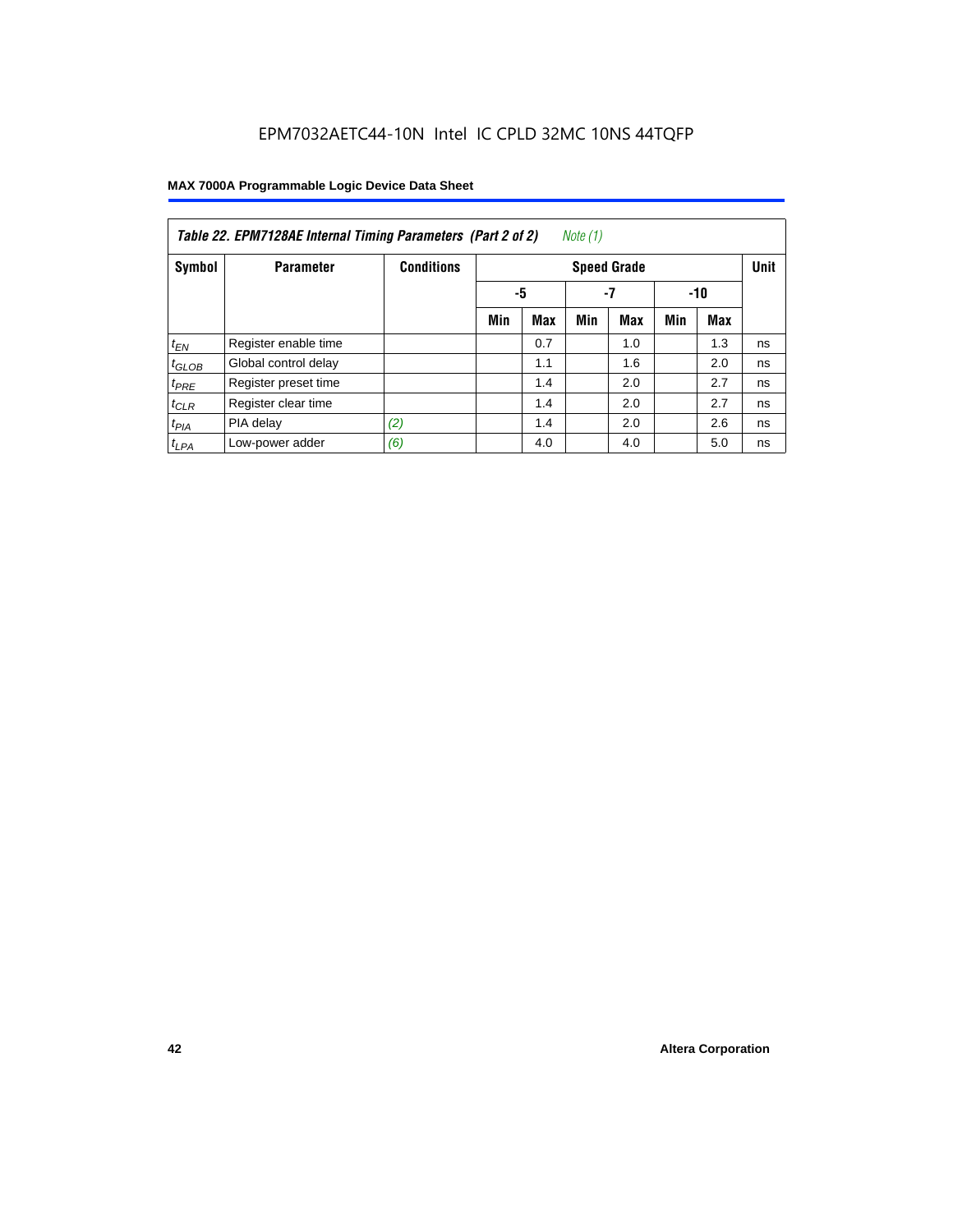EPM7032AETC44-10N Intel IC CPLD 32MC 10NS 44TQFP

**Table 22. EPM7128AE Internal Timing Parameters (Part 2 of 2)** *Note (1)*

| Symbol | Parameter | Conditions | Speed Grade | | | | | | Unit |
|---|---|---|---|---|---|---|---|---|---|
| | | | -5 | | -7 | | -10 | | |
| | | | Min | Max | Min | Max | Min | Max | |
| $t_{EN}$ | Register enable time | | | 0.7 | | 1.0 | | 1.3 | ns |
| $t_{GLOB}$ | Global control delay | | | 1.1 | | 1.6 | | 2.0 | ns |
| $t_{PRE}$ | Register preset time | | | 1.4 | | 2.0 | | 2.7 | ns |
| $t_{CLR}$ | Register clear time | | | 1.4 | | 2.0 | | 2.7 | ns |
| $t_{PIA}$ | PIA delay | *(2)* | | 1.4 | | 2.0 | | 2.6 | ns |
| $t_{LPA}$ | Low-power adder | *(6)* | | 4.0 | | 4.0 | | 5.0 | ns |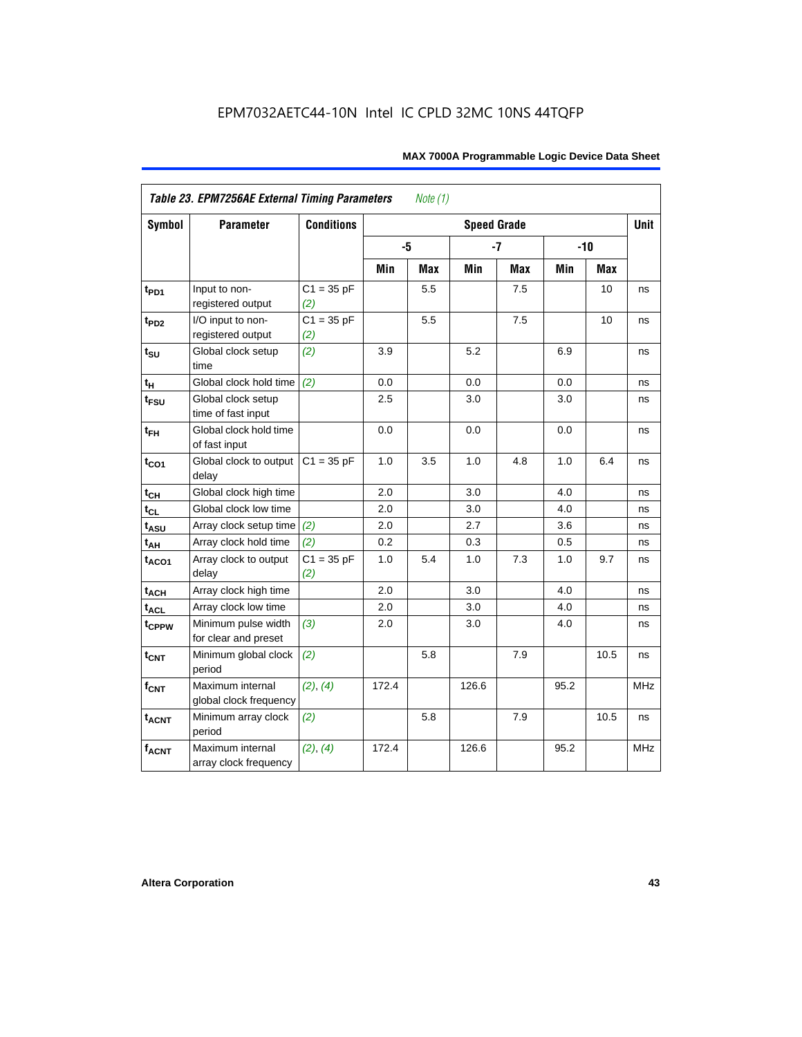EPM7032AETC44-10N Intel IC CPLD 32MC 10NS 44TQFP

| Table 23. EPM7256AE External Timing Parameters *Note (1)* | | | | | | | | | |
|---|---|---|---|---|---|---|---|---|---|
| Symbol | Parameter | Conditions | Speed Grade | | | | | | Unit |
| | | | -5 | | -7 | | -10 | | |
| | | | Min | Max | Min | Max | Min | Max | |
| $t_{PD1}$ | Input to non-registered output | C1 = 35 pF *(2)* | | 5.5 | | 7.5 | | 10 | ns |
| $t_{PD2}$ | I/O input to non-registered output | C1 = 35 pF *(2)* | | 5.5 | | 7.5 | | 10 | ns |
| $t_{SU}$ | Global clock setup time | *(2)* | 3.9 | | 5.2 | | 6.9 | | ns |
| $t_{H}$ | Global clock hold time | *(2)* | 0.0 | | 0.0 | | 0.0 | | ns |
| $t_{FSU}$ | Global clock setup time of fast input | | 2.5 | | 3.0 | | 3.0 | | ns |
| $t_{FH}$ | Global clock hold time of fast input | | 0.0 | | 0.0 | | 0.0 | | ns |
| $t_{CO1}$ | Global clock to output delay | C1 = 35 pF | 1.0 | 3.5 | 1.0 | 4.8 | 1.0 | 6.4 | ns |
| $t_{CH}$ | Global clock high time | | 2.0 | | 3.0 | | 4.0 | | ns |
| $t_{CL}$ | Global clock low time | | 2.0 | | 3.0 | | 4.0 | | ns |
| $t_{ASU}$ | Array clock setup time | *(2)* | 2.0 | | 2.7 | | 3.6 | | ns |
| $t_{AH}$ | Array clock hold time | *(2)* | 0.2 | | 0.3 | | 0.5 | | ns |
| $t_{ACO1}$ | Array clock to output delay | C1 = 35 pF *(2)* | 1.0 | 5.4 | 1.0 | 7.3 | 1.0 | 9.7 | ns |
| $t_{ACH}$ | Array clock high time | | 2.0 | | 3.0 | | 4.0 | | ns |
| $t_{ACL}$ | Array clock low time | | 2.0 | | 3.0 | | 4.0 | | ns |
| $t_{CPPW}$ | Minimum pulse width for clear and preset | *(3)* | 2.0 | | 3.0 | | 4.0 | | ns |
| $t_{CNT}$ | Minimum global clock period | *(2)* | | 5.8 | | 7.9 | | 10.5 | ns |
| $f_{CNT}$ | Maximum internal global clock frequency | *(2)*, *(4)* | 172.4 | | 126.6 | | 95.2 | | MHz |
| $t_{ACNT}$ | Minimum array clock period | *(2)* | | 5.8 | | 7.9 | | 10.5 | ns |
| $f_{ACNT}$ | Maximum internal array clock frequency | *(2)*, *(4)* | 172.4 | | 126.6 | | 95.2 | | MHz |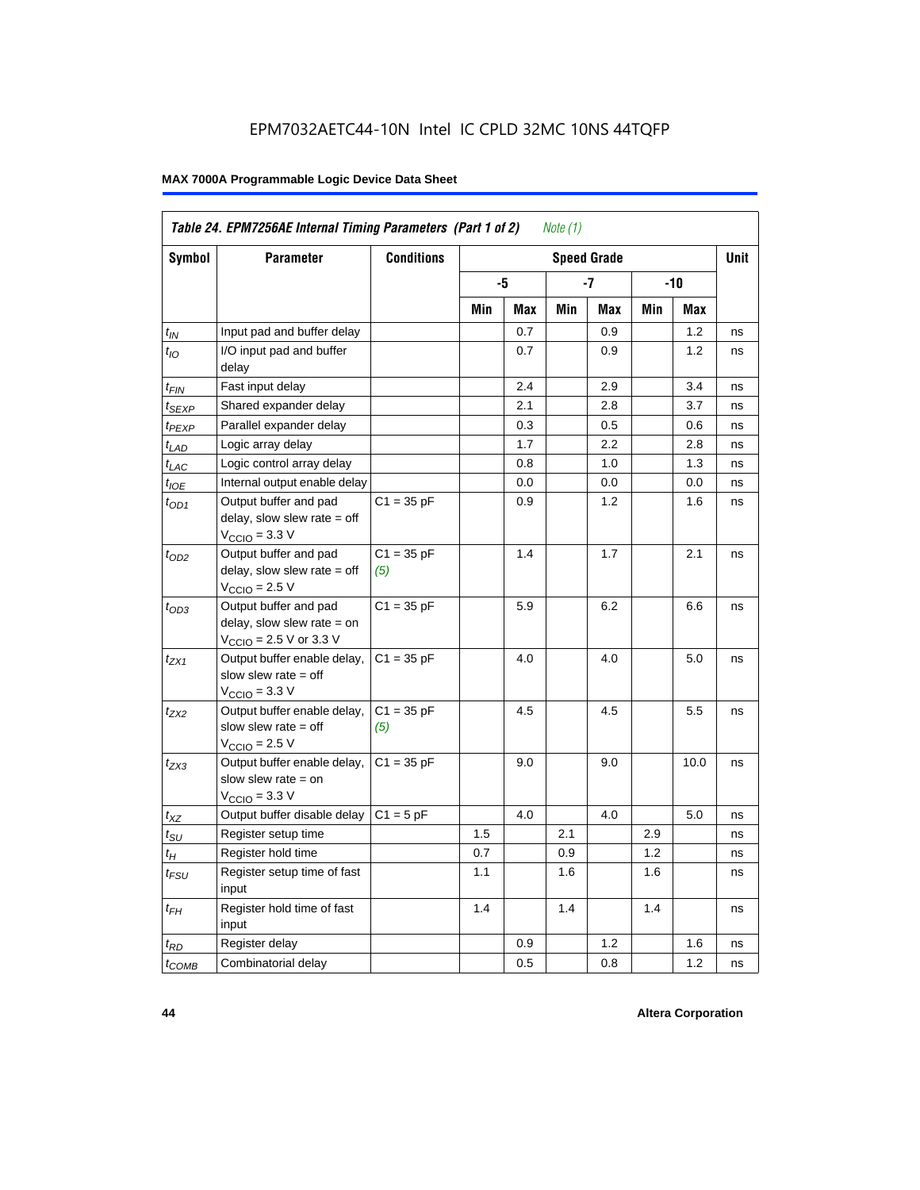EPM7032AETC44-10N Intel IC CPLD 32MC 10NS 44TQFP

**MAX 7000A Programmable Logic Device Data Sheet**

| *Table 24. EPM7256AE Internal Timing Parameters (Part 1 of 2) Note (1)* | | | | | | | | | |
|---|---|---|---|---|---|---|---|---|---|
| **Symbol** | **Parameter** | **Conditions** | **Speed Grade** | | | | | | **Unit** |
| | | | **-5** | | **-7** | | **-10** | | |
| | | | **Min** | **Max** | **Min** | **Max** | **Min** | **Max** | |
| $t_{IN}$ | Input pad and buffer delay | | | 0.7 | | 0.9 | | 1.2 | ns |
| $t_{IO}$ | I/O input pad and buffer delay | | | 0.7 | | 0.9 | | 1.2 | ns |
| $t_{FIN}$ | Fast input delay | | | 2.4 | | 2.9 | | 3.4 | ns |
| $t_{SEXP}$ | Shared expander delay | | | 2.1 | | 2.8 | | 3.7 | ns |
| $t_{PEXP}$ | Parallel expander delay | | | 0.3 | | 0.5 | | 0.6 | ns |
| $t_{LAD}$ | Logic array delay | | | 1.7 | | 2.2 | | 2.8 | ns |
| $t_{LAC}$ | Logic control array delay | | | 0.8 | | 1.0 | | 1.3 | ns |
| $t_{IOE}$ | Internal output enable delay | | | 0.0 | | 0.0 | | 0.0 | ns |
| $t_{OD1}$ | Output buffer and pad delay, slow slew rate = off $V_{CCIO}$ = 3.3 V | C1 = 35 pF | | 0.9 | | 1.2 | | 1.6 | ns |
| $t_{OD2}$ | Output buffer and pad delay, slow slew rate = off $V_{CCIO}$ = 2.5 V | C1 = 35 pF *(5)* | | 1.4 | | 1.7 | | 2.1 | ns |
| $t_{OD3}$ | Output buffer and pad delay, slow slew rate = on $V_{CCIO}$ = 2.5 V or 3.3 V | C1 = 35 pF | | 5.9 | | 6.2 | | 6.6 | ns |
| $t_{ZX1}$ | Output buffer enable delay, slow slew rate = off $V_{CCIO}$ = 3.3 V | C1 = 35 pF | | 4.0 | | 4.0 | | 5.0 | ns |
| $t_{ZX2}$ | Output buffer enable delay, slow slew rate = off $V_{CCIO}$ = 2.5 V | C1 = 35 pF *(5)* | | 4.5 | | 4.5 | | 5.5 | ns |
| $t_{ZX3}$ | Output buffer enable delay, slow slew rate = on $V_{CCIO}$ = 3.3 V | C1 = 35 pF | | 9.0 | | 9.0 | | 10.0 | ns |
| $t_{XZ}$ | Output buffer disable delay | C1 = 5 pF | | 4.0 | | 4.0 | | 5.0 | ns |
| $t_{SU}$ | Register setup time | | 1.5 | | 2.1 | | 2.9 | | ns |
| $t_{H}$ | Register hold time | | 0.7 | | 0.9 | | 1.2 | | ns |
| $t_{FSU}$ | Register setup time of fast input | | 1.1 | | 1.6 | | 1.6 | | ns |
| $t_{FH}$ | Register hold time of fast input | | 1.4 | | 1.4 | | 1.4 | | ns |
| $t_{RD}$ | Register delay | | | 0.9 | | 1.2 | | 1.6 | ns |
| $t_{COMB}$ | Combinatorial delay | | | 0.5 | | 0.8 | | 1.2 | ns |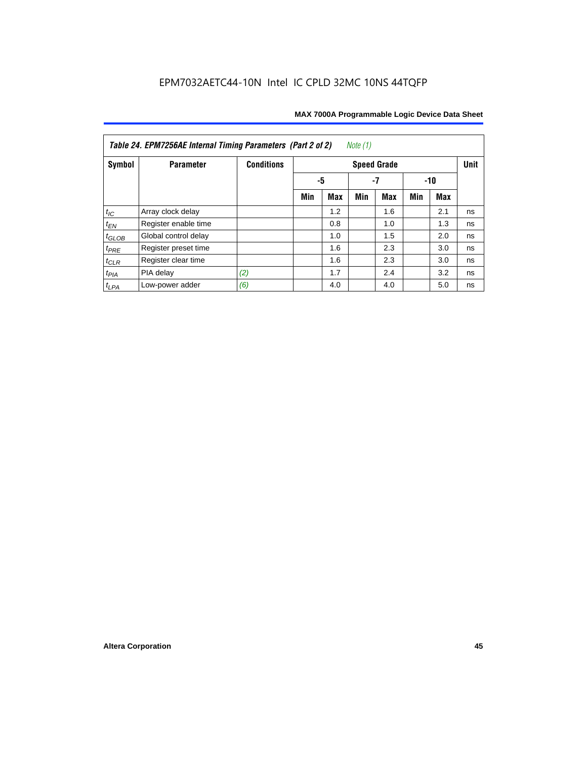EPM7032AETC44-10N Intel IC CPLD 32MC 10NS 44TQFP

| *Table 24. EPM7256AE Internal Timing Parameters (Part 2 of 2)* *Note (1)* | | | | | | | | | |
|---|---|---|---|---|---|---|---|---|---|
| **Symbol** | **Parameter** | **Conditions** | **Speed Grade** | | | | | | **Unit** |
| | | | **-5** | | **-7** | | **-10** | | |
| | | | **Min** | **Max** | **Min** | **Max** | **Min** | **Max** | |
| $t_{IC}$ | Array clock delay | | | 1.2 | | 1.6 | | 2.1 | ns |
| $t_{EN}$ | Register enable time | | | 0.8 | | 1.0 | | 1.3 | ns |
| $t_{GLOB}$ | Global control delay | | | 1.0 | | 1.5 | | 2.0 | ns |
| $t_{PRE}$ | Register preset time | | | 1.6 | | 2.3 | | 3.0 | ns |
| $t_{CLR}$ | Register clear time | | | 1.6 | | 2.3 | | 3.0 | ns |
| $t_{PIA}$ | PIA delay | *(2)* | | 1.7 | | 2.4 | | 3.2 | ns |
| $t_{LPA}$ | Low-power adder | *(6)* | | 4.0 | | 4.0 | | 5.0 | ns |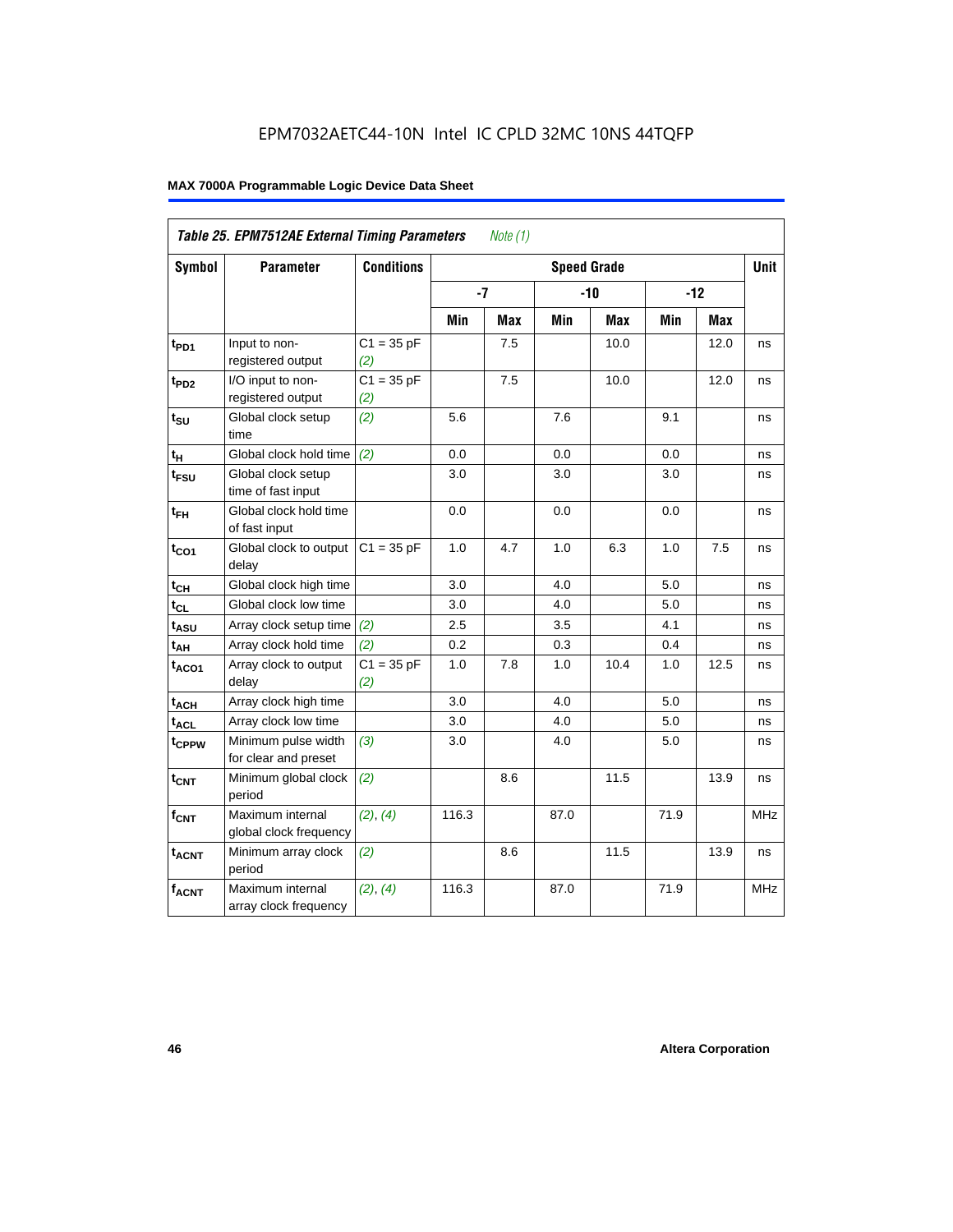EPM7032AETC44-10N Intel IC CPLD 32MC 10NS 44TQFP

**MAX 7000A Programmable Logic Device Data Sheet**

| *Table 25. EPM7512AE External Timing Parameters* *Note (1)* | | | | | | | | | |
|---|---|---|---|---|---|---|---|---|---|
| **Symbol** | **Parameter** | **Conditions** | **Speed Grade** | | | | | | **Unit** |
| | | | **-7** | | **-10** | | **-12** | | |
| | | | **Min** | **Max** | **Min** | **Max** | **Min** | **Max** | |
| $t_{PD1}$ | Input to non-registered output | C1 = 35 pF *(2)* | | 7.5 | | 10.0 | | 12.0 | ns |
| $t_{PD2}$ | I/O input to non-registered output | C1 = 35 pF *(2)* | | 7.5 | | 10.0 | | 12.0 | ns |
| $t_{SU}$ | Global clock setup time | *(2)* | 5.6 | | 7.6 | | 9.1 | | ns |
| $t_{H}$ | Global clock hold time | *(2)* | 0.0 | | 0.0 | | 0.0 | | ns |
| $t_{FSU}$ | Global clock setup time of fast input | | 3.0 | | 3.0 | | 3.0 | | ns |
| $t_{FH}$ | Global clock hold time of fast input | | 0.0 | | 0.0 | | 0.0 | | ns |
| $t_{CO1}$ | Global clock to output delay | C1 = 35 pF | 1.0 | 4.7 | 1.0 | 6.3 | 1.0 | 7.5 | ns |
| $t_{CH}$ | Global clock high time | | 3.0 | | 4.0 | | 5.0 | | ns |
| $t_{CL}$ | Global clock low time | | 3.0 | | 4.0 | | 5.0 | | ns |
| $t_{ASU}$ | Array clock setup time | *(2)* | 2.5 | | 3.5 | | 4.1 | | ns |
| $t_{AH}$ | Array clock hold time | *(2)* | 0.2 | | 0.3 | | 0.4 | | ns |
| $t_{ACO1}$ | Array clock to output delay | C1 = 35 pF *(2)* | 1.0 | 7.8 | 1.0 | 10.4 | 1.0 | 12.5 | ns |
| $t_{ACH}$ | Array clock high time | | 3.0 | | 4.0 | | 5.0 | | ns |
| $t_{ACL}$ | Array clock low time | | 3.0 | | 4.0 | | 5.0 | | ns |
| $t_{CPPW}$ | Minimum pulse width for clear and preset | *(3)* | 3.0 | | 4.0 | | 5.0 | | ns |
| $t_{CNT}$ | Minimum global clock period | *(2)* | | 8.6 | | 11.5 | | 13.9 | ns |
| $f_{CNT}$ | Maximum internal global clock frequency | *(2)*, *(4)* | 116.3 | | 87.0 | | 71.9 | | MHz |
| $t_{ACNT}$ | Minimum array clock period | *(2)* | | 8.6 | | 11.5 | | 13.9 | ns |
| $f_{ACNT}$ | Maximum internal array clock frequency | *(2)*, *(4)* | 116.3 | | 87.0 | | 71.9 | | MHz |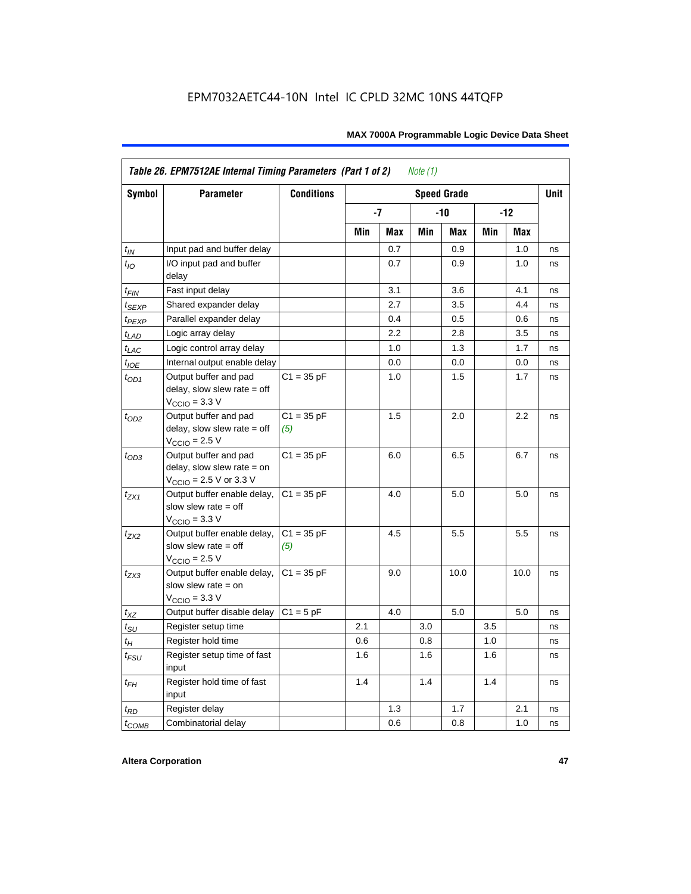| *Table 26. EPM7512AE Internal Timing Parameters (Part 1 of 2) Note (1)* | | | | | | | | | |
|---|---|---|---|---|---|---|---|---|---|
| **Symbol** | **Parameter** | **Conditions** | **Speed Grade** | | | | | | **Unit** |
| | | | **-7** | | **-10** | | **-12** | | |
| | | | **Min** | **Max** | **Min** | **Max** | **Min** | **Max** | |
| $t_{IN}$ | Input pad and buffer delay | | | 0.7 | | 0.9 | | 1.0 | ns |
| $t_{IO}$ | I/O input pad and buffer delay | | | 0.7 | | 0.9 | | 1.0 | ns |
| $t_{FIN}$ | Fast input delay | | | 3.1 | | 3.6 | | 4.1 | ns |
| $t_{SEXP}$ | Shared expander delay | | | 2.7 | | 3.5 | | 4.4 | ns |
| $t_{PEXP}$ | Parallel expander delay | | | 0.4 | | 0.5 | | 0.6 | ns |
| $t_{LAD}$ | Logic array delay | | | 2.2 | | 2.8 | | 3.5 | ns |
| $t_{LAC}$ | Logic control array delay | | | 1.0 | | 1.3 | | 1.7 | ns |
| $t_{IOE}$ | Internal output enable delay | | | 0.0 | | 0.0 | | 0.0 | ns |
| $t_{OD1}$ | Output buffer and pad delay, slow slew rate = off $V_{CCIO}$ = 3.3 V | C1 = 35 pF | | 1.0 | | 1.5 | | 1.7 | ns |
| $t_{OD2}$ | Output buffer and pad delay, slow slew rate = off $V_{CCIO}$ = 2.5 V | C1 = 35 pF *(5)* | | 1.5 | | 2.0 | | 2.2 | ns |
| $t_{OD3}$ | Output buffer and pad delay, slow slew rate = on $V_{CCIO}$ = 2.5 V or 3.3 V | C1 = 35 pF | | 6.0 | | 6.5 | | 6.7 | ns |
| $t_{ZX1}$ | Output buffer enable delay, slow slew rate = off $V_{CCIO}$ = 3.3 V | C1 = 35 pF | | 4.0 | | 5.0 | | 5.0 | ns |
| $t_{ZX2}$ | Output buffer enable delay, slow slew rate = off $V_{CCIO}$ = 2.5 V | C1 = 35 pF *(5)* | | 4.5 | | 5.5 | | 5.5 | ns |
| $t_{ZX3}$ | Output buffer enable delay, slow slew rate = on $V_{CCIO}$ = 3.3 V | C1 = 35 pF | | 9.0 | | 10.0 | | 10.0 | ns |
| $t_{XZ}$ | Output buffer disable delay | C1 = 5 pF | | 4.0 | | 5.0 | | 5.0 | ns |
| $t_{SU}$ | Register setup time | | 2.1 | | 3.0 | | 3.5 | | ns |
| $t_{H}$ | Register hold time | | 0.6 | | 0.8 | | 1.0 | | ns |
| $t_{FSU}$ | Register setup time of fast input | | 1.6 | | 1.6 | | 1.6 | | ns |
| $t_{FH}$ | Register hold time of fast input | | 1.4 | | 1.4 | | 1.4 | | ns |
| $t_{RD}$ | Register delay | | | 1.3 | | 1.7 | | 2.1 | ns |
| $t_{COMB}$ | Combinatorial delay | | | 0.6 | | 0.8 | | 1.0 | ns |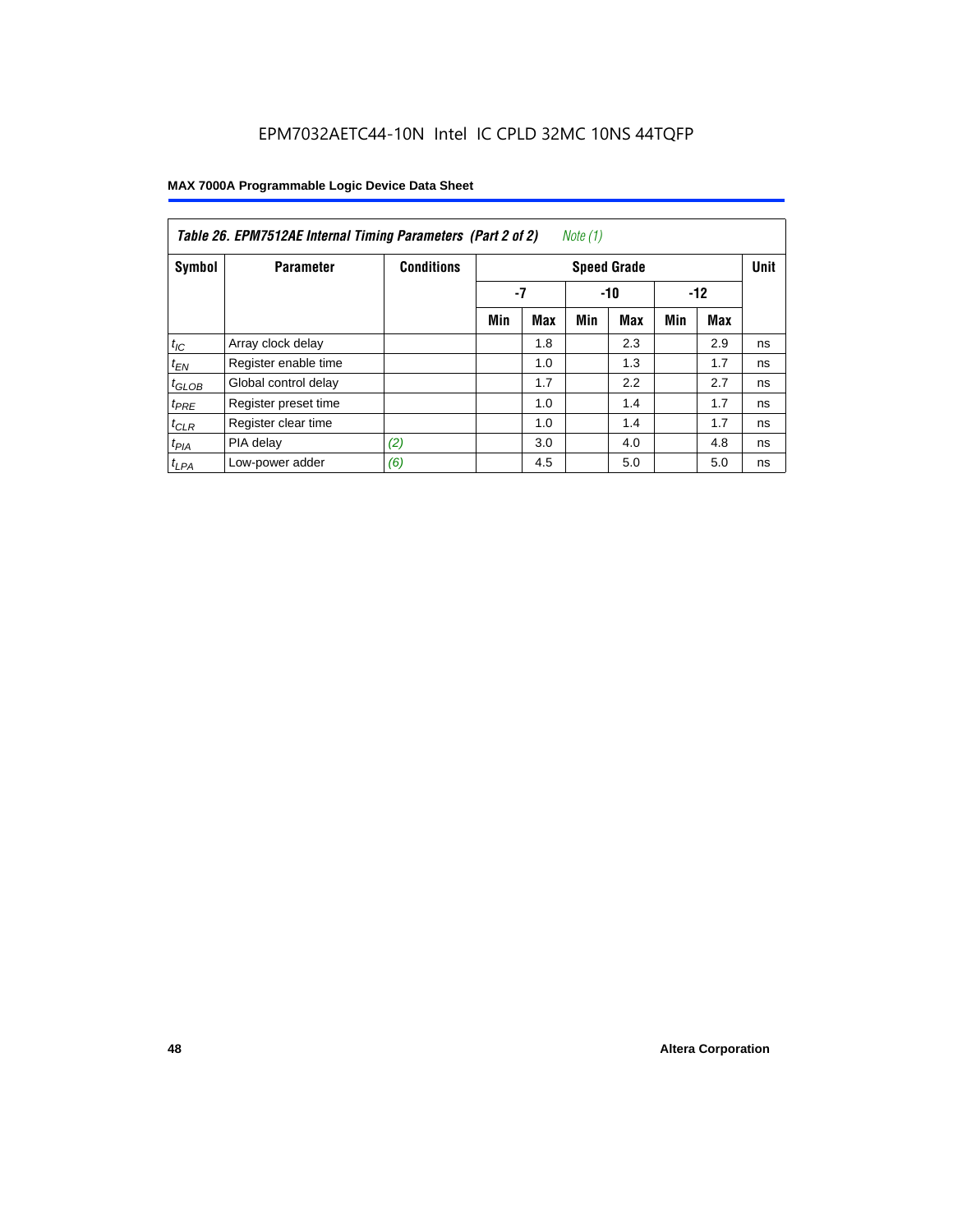**Table 26. EPM7512AE Internal Timing Parameters (Part 2 of 2)** *Note (1)*

| Symbol | Parameter | Conditions | Speed Grade | | | | | | Unit |
|---|---|---|---|---|---|---|---|---|---|
| | | | -7 | | -10 | | -12 | | |
| | | | Min | Max | Min | Max | Min | Max | |
| $t_{IC}$ | Array clock delay | | | 1.8 | | 2.3 | | 2.9 | ns |
| $t_{EN}$ | Register enable time | | | 1.0 | | 1.3 | | 1.7 | ns |
| $t_{GLOB}$ | Global control delay | | | 1.7 | | 2.2 | | 2.7 | ns |
| $t_{PRE}$ | Register preset time | | | 1.0 | | 1.4 | | 1.7 | ns |
| $t_{CLR}$ | Register clear time | | | 1.0 | | 1.4 | | 1.7 | ns |
| $t_{PIA}$ | PIA delay | *(2)* | | 3.0 | | 4.0 | | 4.8 | ns |
| $t_{LPA}$ | Low-power adder | *(6)* | | 4.5 | | 5.0 | | 5.0 | ns |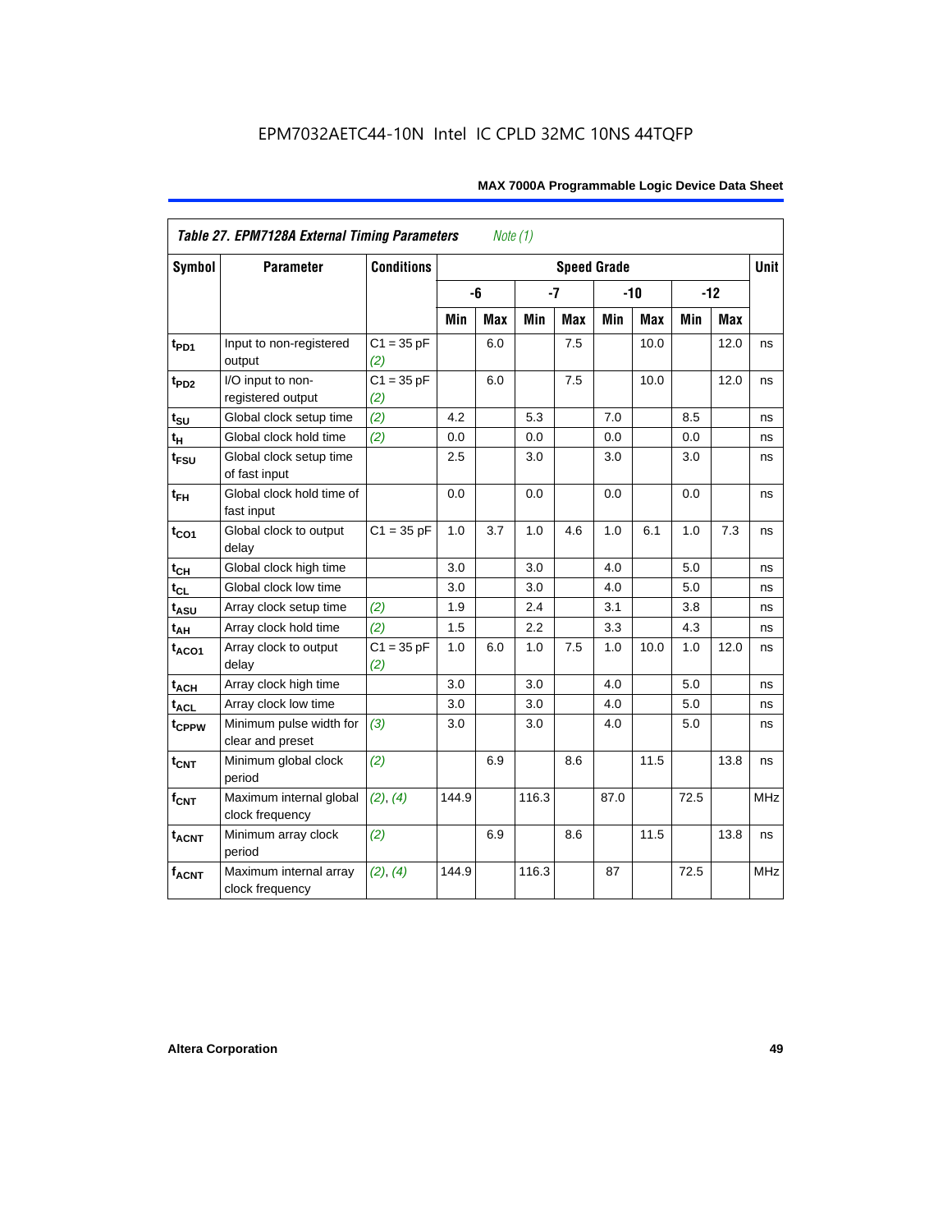EPM7032AETC44-10N Intel IC CPLD 32MC 10NS 44TQFP

| Table 27. EPM7128A External Timing Parameters *Note (1)* | | | | | | | | | | | |
|---|---|---|---|---|---|---|---|---|---|---|---|
| Symbol | Parameter | Conditions | Speed Grade | | | | | | | | Unit |
| | | | -6 | | -7 | | -10 | | -12 | | |
| | | | Min | Max | Min | Max | Min | Max | Min | Max | |
| $t_{PD1}$ | Input to non-registered output | C1 = 35 pF *(2)* | | 6.0 | | 7.5 | | 10.0 | | 12.0 | ns |
| $t_{PD2}$ | I/O input to non-registered output | C1 = 35 pF *(2)* | | 6.0 | | 7.5 | | 10.0 | | 12.0 | ns |
| $t_{SU}$ | Global clock setup time | *(2)* | 4.2 | | 5.3 | | 7.0 | | 8.5 | | ns |
| $t_H$ | Global clock hold time | *(2)* | 0.0 | | 0.0 | | 0.0 | | 0.0 | | ns |
| $t_{FSU}$ | Global clock setup time of fast input | | 2.5 | | 3.0 | | 3.0 | | 3.0 | | ns |
| $t_{FH}$ | Global clock hold time of fast input | | 0.0 | | 0.0 | | 0.0 | | 0.0 | | ns |
| $t_{CO1}$ | Global clock to output delay | C1 = 35 pF | 1.0 | 3.7 | 1.0 | 4.6 | 1.0 | 6.1 | 1.0 | 7.3 | ns |
| $t_{CH}$ | Global clock high time | | 3.0 | | 3.0 | | 4.0 | | 5.0 | | ns |
| $t_{CL}$ | Global clock low time | | 3.0 | | 3.0 | | 4.0 | | 5.0 | | ns |
| $t_{ASU}$ | Array clock setup time | *(2)* | 1.9 | | 2.4 | | 3.1 | | 3.8 | | ns |
| $t_{AH}$ | Array clock hold time | *(2)* | 1.5 | | 2.2 | | 3.3 | | 4.3 | | ns |
| $t_{ACO1}$ | Array clock to output delay | C1 = 35 pF *(2)* | 1.0 | 6.0 | 1.0 | 7.5 | 1.0 | 10.0 | 1.0 | 12.0 | ns |
| $t_{ACH}$ | Array clock high time | | 3.0 | | 3.0 | | 4.0 | | 5.0 | | ns |
| $t_{ACL}$ | Array clock low time | | 3.0 | | 3.0 | | 4.0 | | 5.0 | | ns |
| $t_{CPPW}$ | Minimum pulse width for clear and preset | *(3)* | 3.0 | | 3.0 | | 4.0 | | 5.0 | | ns |
| $t_{CNT}$ | Minimum global clock period | *(2)* | | 6.9 | | 8.6 | | 11.5 | | 13.8 | ns |
| $f_{CNT}$ | Maximum internal global clock frequency | *(2)*, *(4)* | 144.9 | | 116.3 | | 87.0 | | 72.5 | | MHz |
| $t_{ACNT}$ | Minimum array clock period | *(2)* | | 6.9 | | 8.6 | | 11.5 | | 13.8 | ns |
| $f_{ACNT}$ | Maximum internal array clock frequency | *(2)*, *(4)* | 144.9 | | 116.3 | | 87 | | 72.5 | | MHz |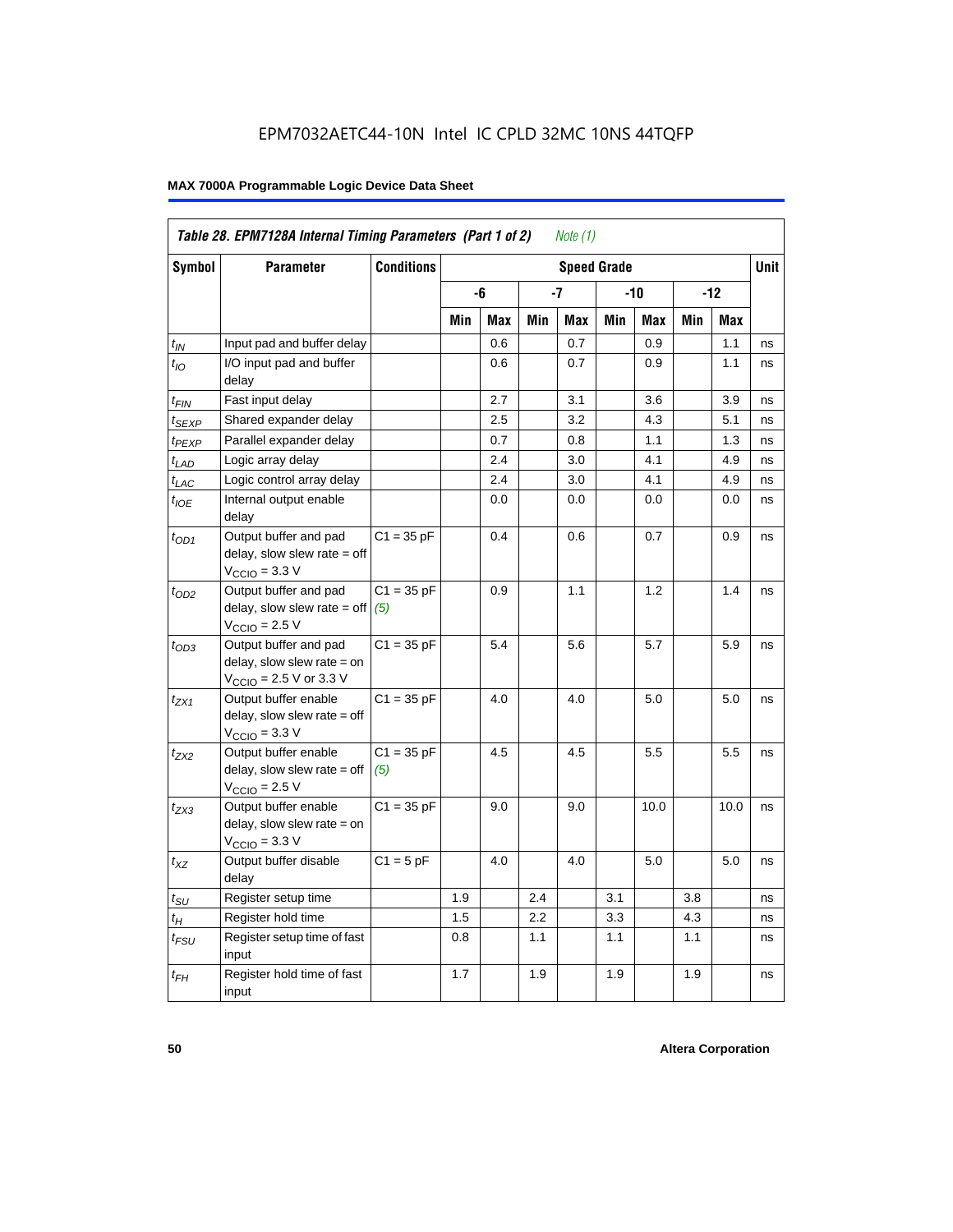EPM7032AETC44-10N Intel IC CPLD 32MC 10NS 44TQFP

**MAX 7000A Programmable Logic Device Data Sheet**

| *Table 28. EPM7128A Internal Timing Parameters (Part 1 of 2) Note (1)* | | | | | | | | | | | |
|---|---|---|---|---|---|---|---|---|---|---|---|
| **Symbol** | **Parameter** | **Conditions** | **Speed Grade** | | | | | | | | **Unit** |
| | | | **-6** | | **-7** | | **-10** | | **-12** | | |
| | | | **Min** | **Max** | **Min** | **Max** | **Min** | **Max** | **Min** | **Max** | |
| $t_{IN}$ | Input pad and buffer delay | | | 0.6 | | 0.7 | | 0.9 | | 1.1 | ns |
| $t_{IO}$ | I/O input pad and buffer delay | | | 0.6 | | 0.7 | | 0.9 | | 1.1 | ns |
| $t_{FIN}$ | Fast input delay | | | 2.7 | | 3.1 | | 3.6 | | 3.9 | ns |
| $t_{SEXP}$ | Shared expander delay | | | 2.5 | | 3.2 | | 4.3 | | 5.1 | ns |
| $t_{PEXP}$ | Parallel expander delay | | | 0.7 | | 0.8 | | 1.1 | | 1.3 | ns |
| $t_{LAD}$ | Logic array delay | | | 2.4 | | 3.0 | | 4.1 | | 4.9 | ns |
| $t_{LAC}$ | Logic control array delay | | | 2.4 | | 3.0 | | 4.1 | | 4.9 | ns |
| $t_{IOE}$ | Internal output enable delay | | | 0.0 | | 0.0 | | 0.0 | | 0.0 | ns |
| $t_{OD1}$ | Output buffer and pad delay, slow slew rate = off $V_{CCIO}$ = 3.3 V | C1 = 35 pF | | 0.4 | | 0.6 | | 0.7 | | 0.9 | ns |
| $t_{OD2}$ | Output buffer and pad delay, slow slew rate = off $V_{CCIO}$ = 2.5 V | C1 = 35 pF *(5)* | | 0.9 | | 1.1 | | 1.2 | | 1.4 | ns |
| $t_{OD3}$ | Output buffer and pad delay, slow slew rate = on $V_{CCIO}$ = 2.5 V or 3.3 V | C1 = 35 pF | | 5.4 | | 5.6 | | 5.7 | | 5.9 | ns |
| $t_{ZX1}$ | Output buffer enable delay, slow slew rate = off $V_{CCIO}$ = 3.3 V | C1 = 35 pF | | 4.0 | | 4.0 | | 5.0 | | 5.0 | ns |
| $t_{ZX2}$ | Output buffer enable delay, slow slew rate = off $V_{CCIO}$ = 2.5 V | C1 = 35 pF *(5)* | | 4.5 | | 4.5 | | 5.5 | | 5.5 | ns |
| $t_{ZX3}$ | Output buffer enable delay, slow slew rate = on $V_{CCIO}$ = 3.3 V | C1 = 35 pF | | 9.0 | | 9.0 | | 10.0 | | 10.0 | ns |
| $t_{XZ}$ | Output buffer disable delay | C1 = 5 pF | | 4.0 | | 4.0 | | 5.0 | | 5.0 | ns |
| $t_{SU}$ | Register setup time | | 1.9 | | 2.4 | | 3.1 | | 3.8 | | ns |
| $t_{H}$ | Register hold time | | 1.5 | | 2.2 | | 3.3 | | 4.3 | | ns |
| $t_{FSU}$ | Register setup time of fast input | | 0.8 | | 1.1 | | 1.1 | | 1.1 | | ns |
| $t_{FH}$ | Register hold time of fast input | | 1.7 | | 1.9 | | 1.9 | | 1.9 | | ns |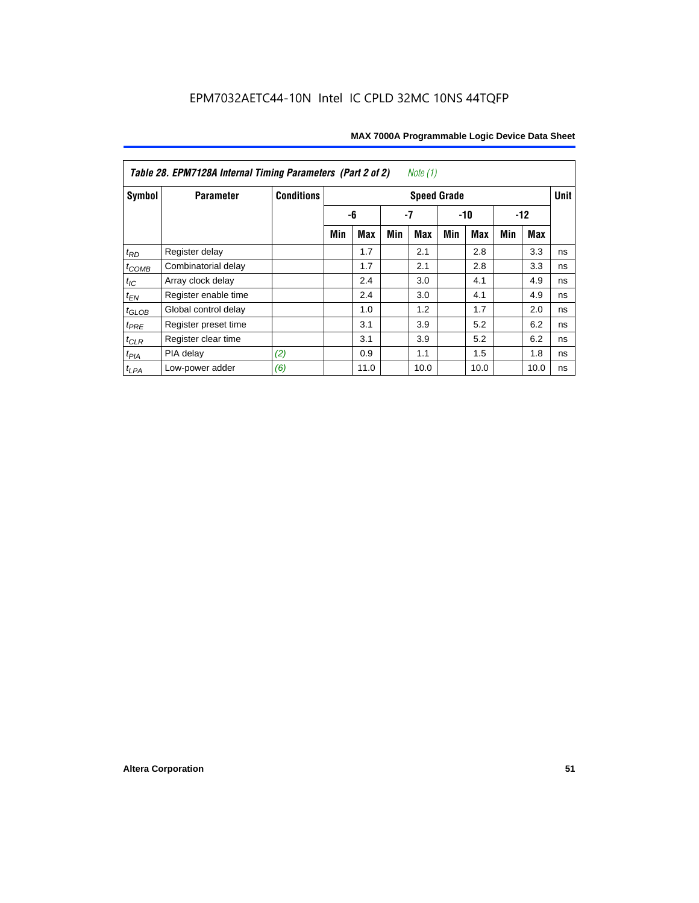**Table 28. EPM7128A Internal Timing Parameters (Part 2 of 2)** *Note (1)*

| Symbol | Parameter | Conditions | Speed Grade | | | | | | | | Unit |
|---|---|---|---|---|---|---|---|---|---|---|---|
| | | | -6 | | -7 | | -10 | | -12 | | |
| | | | Min | Max | Min | Max | Min | Max | Min | Max | |
| $t_{RD}$ | Register delay | | | 1.7 | | 2.1 | | 2.8 | | 3.3 | ns |
| $t_{COMB}$ | Combinatorial delay | | | 1.7 | | 2.1 | | 2.8 | | 3.3 | ns |
| $t_{IC}$ | Array clock delay | | | 2.4 | | 3.0 | | 4.1 | | 4.9 | ns |
| $t_{EN}$ | Register enable time | | | 2.4 | | 3.0 | | 4.1 | | 4.9 | ns |
| $t_{GLOB}$ | Global control delay | | | 1.0 | | 1.2 | | 1.7 | | 2.0 | ns |
| $t_{PRE}$ | Register preset time | | | 3.1 | | 3.9 | | 5.2 | | 6.2 | ns |
| $t_{CLR}$ | Register clear time | | | 3.1 | | 3.9 | | 5.2 | | 6.2 | ns |
| $t_{PIA}$ | PIA delay | *(2)* | | 0.9 | | 1.1 | | 1.5 | | 1.8 | ns |
| $t_{LPA}$ | Low-power adder | *(6)* | | 11.0 | | 10.0 | | 10.0 | | 10.0 | ns |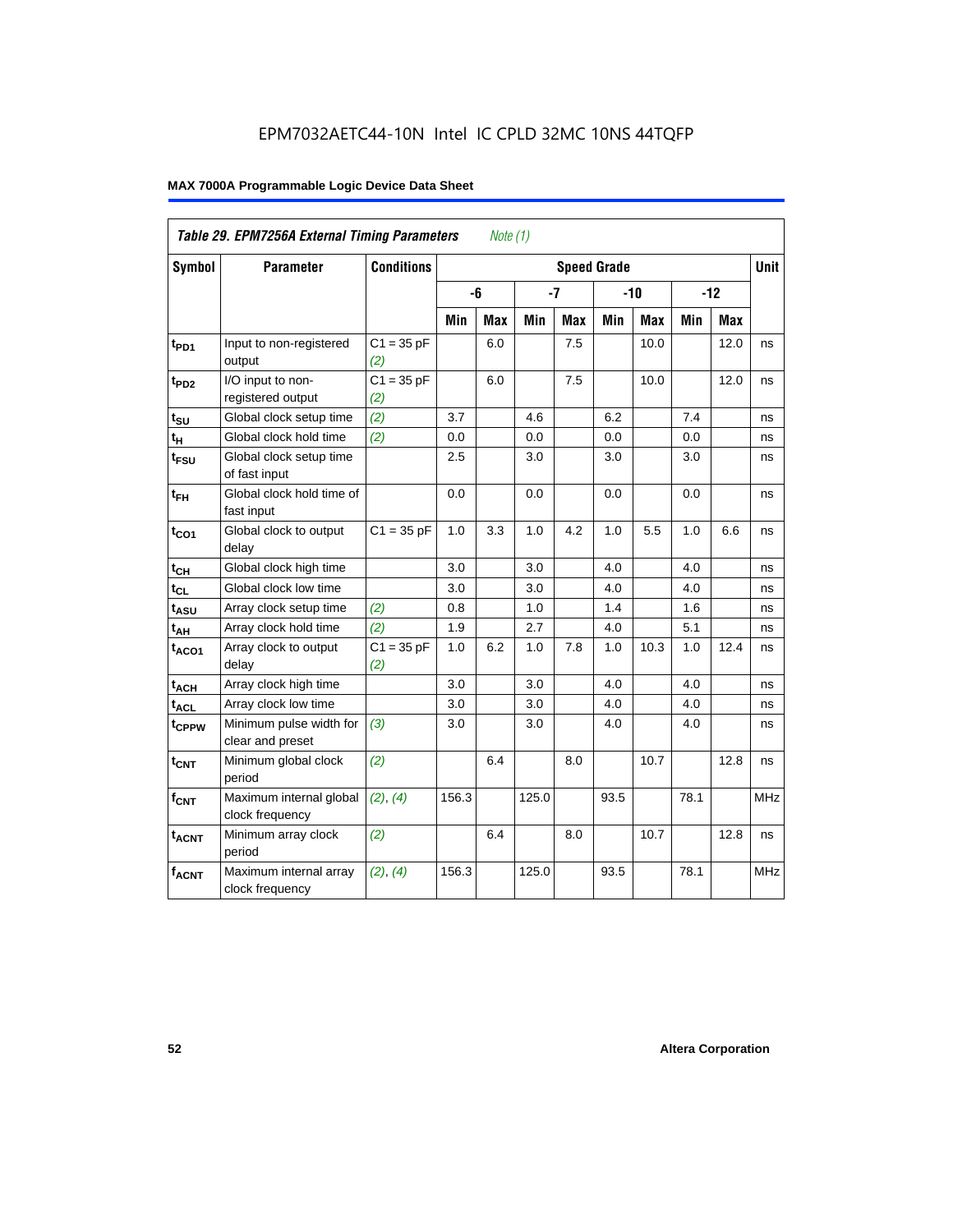EPM7032AETC44-10N Intel IC CPLD 32MC 10NS 44TQFP

**MAX 7000A Programmable Logic Device Data Sheet**

| *Table 29. EPM7256A External Timing Parameters* *Note (1)* | | | | | | | | | | | |
|---|---|---|---|---|---|---|---|---|---|---|---|
| **Symbol** | **Parameter** | **Conditions** | **Speed Grade** | | | | | | | | **Unit** |
| | | | **-6** | | **-7** | | **-10** | | **-12** | | |
| | | | **Min** | **Max** | **Min** | **Max** | **Min** | **Max** | **Min** | **Max** | |
| $t_{PD1}$ | Input to non-registered output | C1 = 35 pF *(2)* | | 6.0 | | 7.5 | | 10.0 | | 12.0 | ns |
| $t_{PD2}$ | I/O input to non-registered output | C1 = 35 pF *(2)* | | 6.0 | | 7.5 | | 10.0 | | 12.0 | ns |
| $t_{SU}$ | Global clock setup time | *(2)* | 3.7 | | 4.6 | | 6.2 | | 7.4 | | ns |
| $t_{H}$ | Global clock hold time | *(2)* | 0.0 | | 0.0 | | 0.0 | | 0.0 | | ns |
| $t_{FSU}$ | Global clock setup time of fast input | | 2.5 | | 3.0 | | 3.0 | | 3.0 | | ns |
| $t_{FH}$ | Global clock hold time of fast input | | 0.0 | | 0.0 | | 0.0 | | 0.0 | | ns |
| $t_{CO1}$ | Global clock to output delay | C1 = 35 pF | 1.0 | 3.3 | 1.0 | 4.2 | 1.0 | 5.5 | 1.0 | 6.6 | ns |
| $t_{CH}$ | Global clock high time | | 3.0 | | 3.0 | | 4.0 | | 4.0 | | ns |
| $t_{CL}$ | Global clock low time | | 3.0 | | 3.0 | | 4.0 | | 4.0 | | ns |
| $t_{ASU}$ | Array clock setup time | *(2)* | 0.8 | | 1.0 | | 1.4 | | 1.6 | | ns |
| $t_{AH}$ | Array clock hold time | *(2)* | 1.9 | | 2.7 | | 4.0 | | 5.1 | | ns |
| $t_{ACO1}$ | Array clock to output delay | C1 = 35 pF *(2)* | 1.0 | 6.2 | 1.0 | 7.8 | 1.0 | 10.3 | 1.0 | 12.4 | ns |
| $t_{ACH}$ | Array clock high time | | 3.0 | | 3.0 | | 4.0 | | 4.0 | | ns |
| $t_{ACL}$ | Array clock low time | | 3.0 | | 3.0 | | 4.0 | | 4.0 | | ns |
| $t_{CPPW}$ | Minimum pulse width for clear and preset | *(3)* | 3.0 | | 3.0 | | 4.0 | | 4.0 | | ns |
| $t_{CNT}$ | Minimum global clock period | *(2)* | | 6.4 | | 8.0 | | 10.7 | | 12.8 | ns |
| $f_{CNT}$ | Maximum internal global clock frequency | *(2)*, *(4)* | 156.3 | | 125.0 | | 93.5 | | 78.1 | | MHz |
| $t_{ACNT}$ | Minimum array clock period | *(2)* | | 6.4 | | 8.0 | | 10.7 | | 12.8 | ns |
| $f_{ACNT}$ | Maximum internal array clock frequency | *(2)*, *(4)* | 156.3 | | 125.0 | | 93.5 | | 78.1 | | MHz |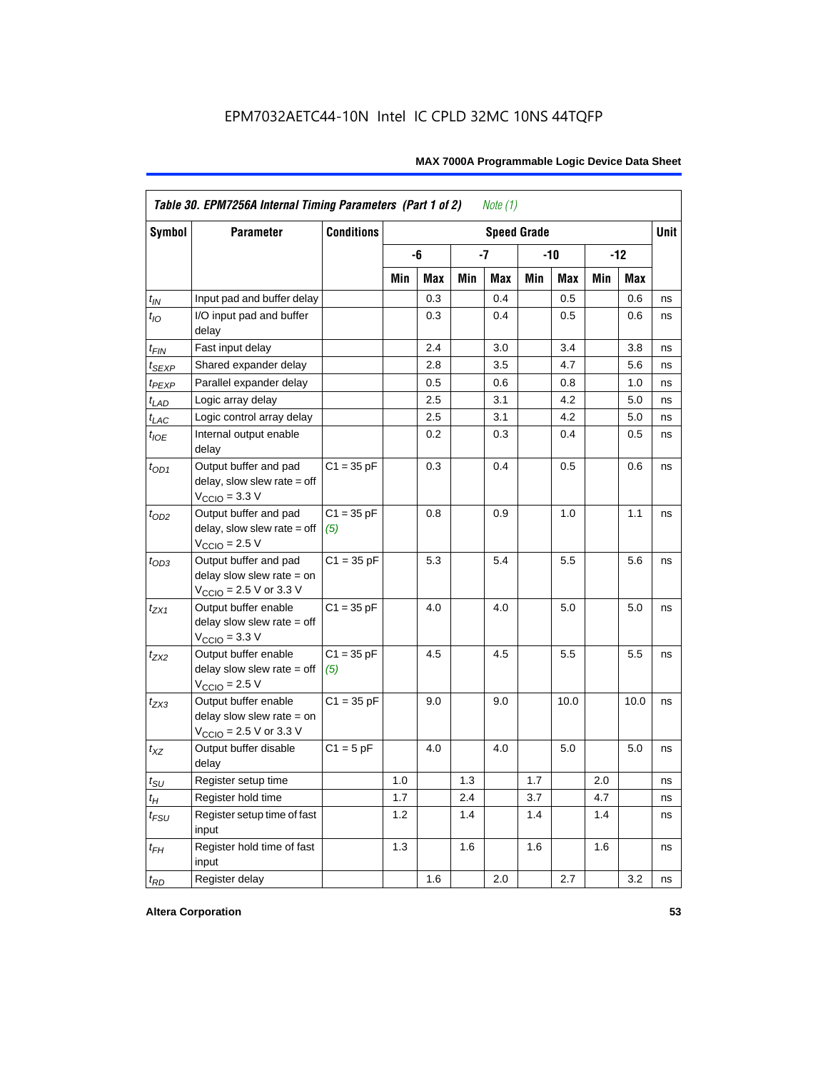EPM7032AETC44-10N Intel IC CPLD 32MC 10NS 44TQFP

| *Table 30. EPM7256A Internal Timing Parameters (Part 1 of 2) Note (1)* | | | | | | | | | | | |
|---|---|---|---|---|---|---|---|---|---|---|---|
| **Symbol** | **Parameter** | **Conditions** | **Speed Grade** | | | | | | | | **Unit** |
| | | | **-6** | | **-7** | | **-10** | | **-12** | | |
| | | | **Min** | **Max** | **Min** | **Max** | **Min** | **Max** | **Min** | **Max** | |
| $t_{IN}$ | Input pad and buffer delay | | | 0.3 | | 0.4 | | 0.5 | | 0.6 | ns |
| $t_{IO}$ | I/O input pad and buffer delay | | | 0.3 | | 0.4 | | 0.5 | | 0.6 | ns |
| $t_{FIN}$ | Fast input delay | | | 2.4 | | 3.0 | | 3.4 | | 3.8 | ns |
| $t_{SEXP}$ | Shared expander delay | | | 2.8 | | 3.5 | | 4.7 | | 5.6 | ns |
| $t_{PEXP}$ | Parallel expander delay | | | 0.5 | | 0.6 | | 0.8 | | 1.0 | ns |
| $t_{LAD}$ | Logic array delay | | | 2.5 | | 3.1 | | 4.2 | | 5.0 | ns |
| $t_{LAC}$ | Logic control array delay | | | 2.5 | | 3.1 | | 4.2 | | 5.0 | ns |
| $t_{IOE}$ | Internal output enable delay | | | 0.2 | | 0.3 | | 0.4 | | 0.5 | ns |
| $t_{OD1}$ | Output buffer and pad delay, slow slew rate = off $V_{CCIO}$ = 3.3 V | C1 = 35 pF | | 0.3 | | 0.4 | | 0.5 | | 0.6 | ns |
| $t_{OD2}$ | Output buffer and pad delay, slow slew rate = off $V_{CCIO}$ = 2.5 V | C1 = 35 pF *(5)* | | 0.8 | | 0.9 | | 1.0 | | 1.1 | ns |
| $t_{OD3}$ | Output buffer and pad delay slow slew rate = on $V_{CCIO}$ = 2.5 V or 3.3 V | C1 = 35 pF | | 5.3 | | 5.4 | | 5.5 | | 5.6 | ns |
| $t_{ZX1}$ | Output buffer enable delay slow slew rate = off $V_{CCIO}$ = 3.3 V | C1 = 35 pF | | 4.0 | | 4.0 | | 5.0 | | 5.0 | ns |
| $t_{ZX2}$ | Output buffer enable delay slow slew rate = off $V_{CCIO}$ = 2.5 V | C1 = 35 pF *(5)* | | 4.5 | | 4.5 | | 5.5 | | 5.5 | ns |
| $t_{ZX3}$ | Output buffer enable delay slow slew rate = on $V_{CCIO}$ = 2.5 V or 3.3 V | C1 = 35 pF | | 9.0 | | 9.0 | | 10.0 | | 10.0 | ns |
| $t_{XZ}$ | Output buffer disable delay | C1 = 5 pF | | 4.0 | | 4.0 | | 5.0 | | 5.0 | ns |
| $t_{SU}$ | Register setup time | | 1.0 | | 1.3 | | 1.7 | | 2.0 | | ns |
| $t_{H}$ | Register hold time | | 1.7 | | 2.4 | | 3.7 | | 4.7 | | ns |
| $t_{FSU}$ | Register setup time of fast input | | 1.2 | | 1.4 | | 1.4 | | 1.4 | | ns |
| $t_{FH}$ | Register hold time of fast input | | 1.3 | | 1.6 | | 1.6 | | 1.6 | | ns |
| $t_{RD}$ | Register delay | | | 1.6 | | 2.0 | | 2.7 | | 3.2 | ns |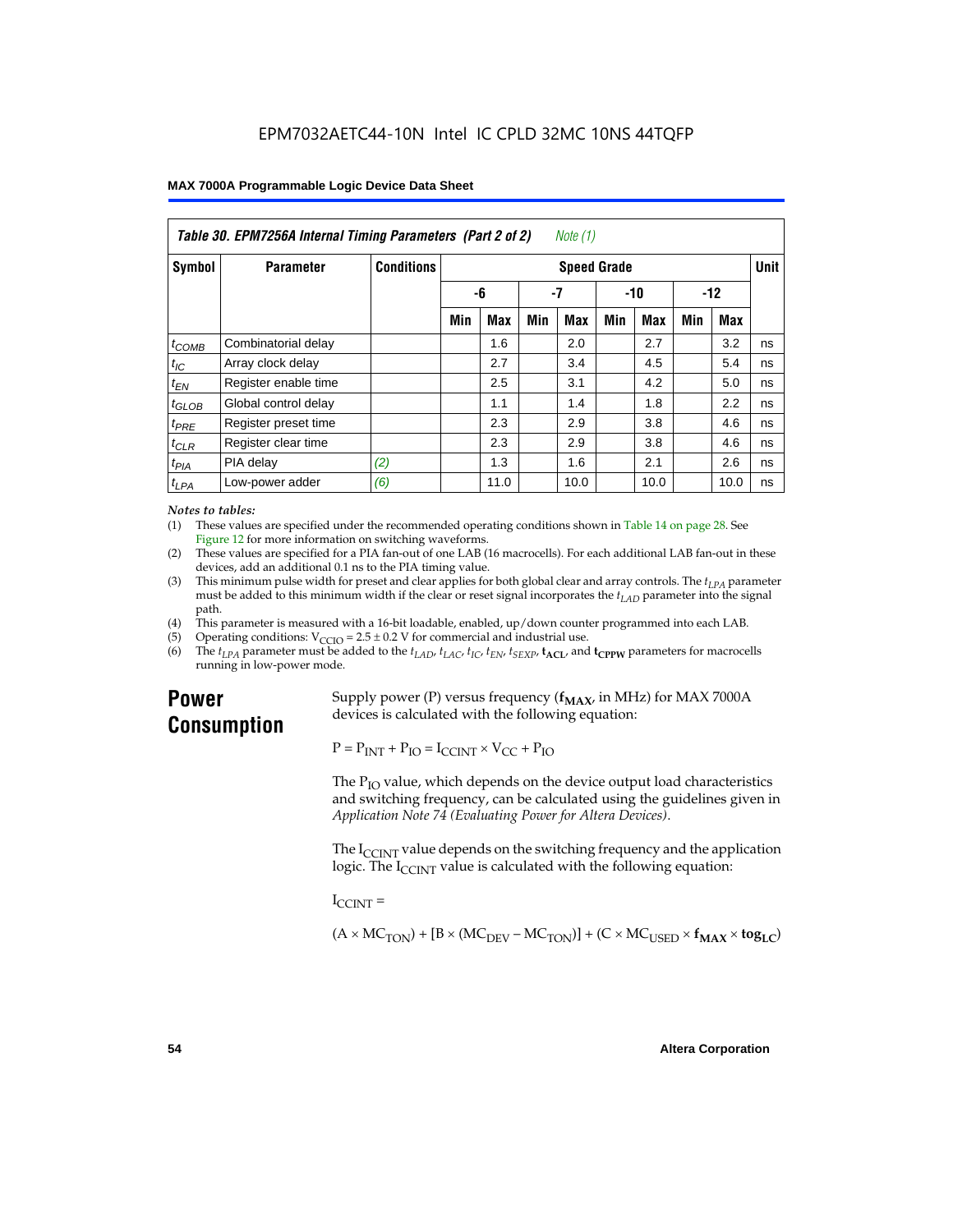| *Table 30. EPM7256A Internal Timing Parameters (Part 2 of 2)* *Note (1)* | | | | | | | | | | | |
|---|---|---|---|---|---|---|---|---|---|---|---|
| Symbol | Parameter | Conditions | Speed Grade | | | | | | | | Unit |
| | | | -6 | | -7 | | -10 | | -12 | | |
| | | | Min | Max | Min | Max | Min | Max | Min | Max | |
| $t_{COMB}$ | Combinatorial delay | | | 1.6 | | 2.0 | | 2.7 | | 3.2 | ns |
| $t_{IC}$ | Array clock delay | | | 2.7 | | 3.4 | | 4.5 | | 5.4 | ns |
| $t_{EN}$ | Register enable time | | | 2.5 | | 3.1 | | 4.2 | | 5.0 | ns |
| $t_{GLOB}$ | Global control delay | | | 1.1 | | 1.4 | | 1.8 | | 2.2 | ns |
| $t_{PRE}$ | Register preset time | | | 2.3 | | 2.9 | | 3.8 | | 4.6 | ns |
| $t_{CLR}$ | Register clear time | | | 2.3 | | 2.9 | | 3.8 | | 4.6 | ns |
| $t_{PIA}$ | PIA delay | *(2)* | | 1.3 | | 1.6 | | 2.1 | | 2.6 | ns |
| $t_{LPA}$ | Low-power adder | *(6)* | | 11.0 | | 10.0 | | 10.0 | | 10.0 | ns |

*Notes to tables:*

(1) These values are specified under the recommended operating conditions shown in Table 14 on page 28. See Figure 12 for more information on switching waveforms.

(2) These values are specified for a PIA fan-out of one LAB (16 macrocells). For each additional LAB fan-out in these devices, add an additional 0.1 ns to the PIA timing value.

(3) This minimum pulse width for preset and clear applies for both global clear and array controls. The $t_{LPA}$ parameter must be added to this minimum width if the clear or reset signal incorporates the $t_{LAD}$ parameter into the signal path.

(4) This parameter is measured with a 16-bit loadable, enabled, up/down counter programmed into each LAB.

(5) Operating conditions: $V_{CCIO} = 2.5 \pm 0.2$ V for commercial and industrial use.

(6) The $t_{LPA}$ parameter must be added to the $t_{LAD}$, $t_{LAC}$, $t_{IC}$, $t_{EN}$, $t_{SEXP}$, $\mathbf{t_{ACL}}$, and $\mathbf{t_{CPPW}}$ parameters for macrocells running in low-power mode.

## Power Consumption

Supply power (P) versus frequency ($\mathbf{f_{MAX}}$, in MHz) for MAX 7000A devices is calculated with the following equation:

$$P = P_{INT} + P_{IO} = I_{CCINT} \times V_{CC} + P_{IO}$$

The $P_{IO}$ value, which depends on the device output load characteristics and switching frequency, can be calculated using the guidelines given in *Application Note 74 (Evaluating Power for Altera Devices)*.

The $I_{CCINT}$ value depends on the switching frequency and the application logic. The $I_{CCINT}$ value is calculated with the following equation:

$I_{CCINT}$ =

$$(A \times MC_{TON}) + [B \times (MC_{DEV} - MC_{TON})] + (C \times MC_{USED} \times \mathbf{f_{MAX}} \times \mathbf{tog_{LC}})$$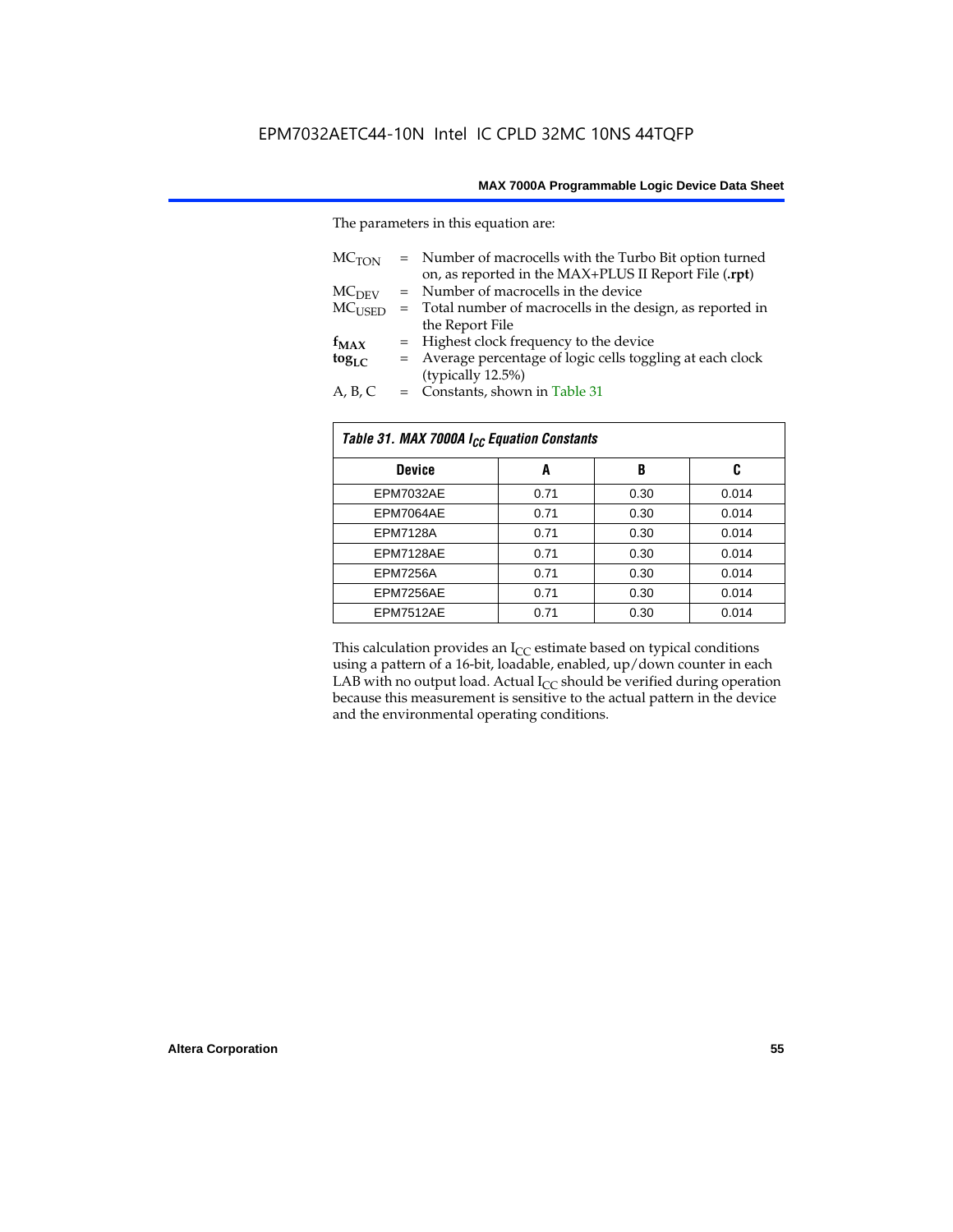The parameters in this equation are:

$MC_{TON}$ = Number of macrocells with the Turbo Bit option turned on, as reported in the MAX+PLUS II Report File (**.rpt**)

$MC_{DEV}$ = Number of macrocells in the device

$MC_{USED}$ = Total number of macrocells in the design, as reported in the Report File

$f_{MAX}$ = Highest clock frequency to the device

$tog_{LC}$ = Average percentage of logic cells toggling at each clock (typically 12.5%)

A, B, C = Constants, shown in Table 31

*Table 31. MAX 7000A $I_{CC}$ Equation Constants*

| Device | A | B | C |
|---|---|---|---|
| EPM7032AE | 0.71 | 0.30 | 0.014 |
| EPM7064AE | 0.71 | 0.30 | 0.014 |
| EPM7128A | 0.71 | 0.30 | 0.014 |
| EPM7128AE | 0.71 | 0.30 | 0.014 |
| EPM7256A | 0.71 | 0.30 | 0.014 |
| EPM7256AE | 0.71 | 0.30 | 0.014 |
| EPM7512AE | 0.71 | 0.30 | 0.014 |

This calculation provides an $I_{CC}$ estimate based on typical conditions using a pattern of a 16-bit, loadable, enabled, up/down counter in each LAB with no output load. Actual $I_{CC}$ should be verified during operation because this measurement is sensitive to the actual pattern in the device and the environmental operating conditions.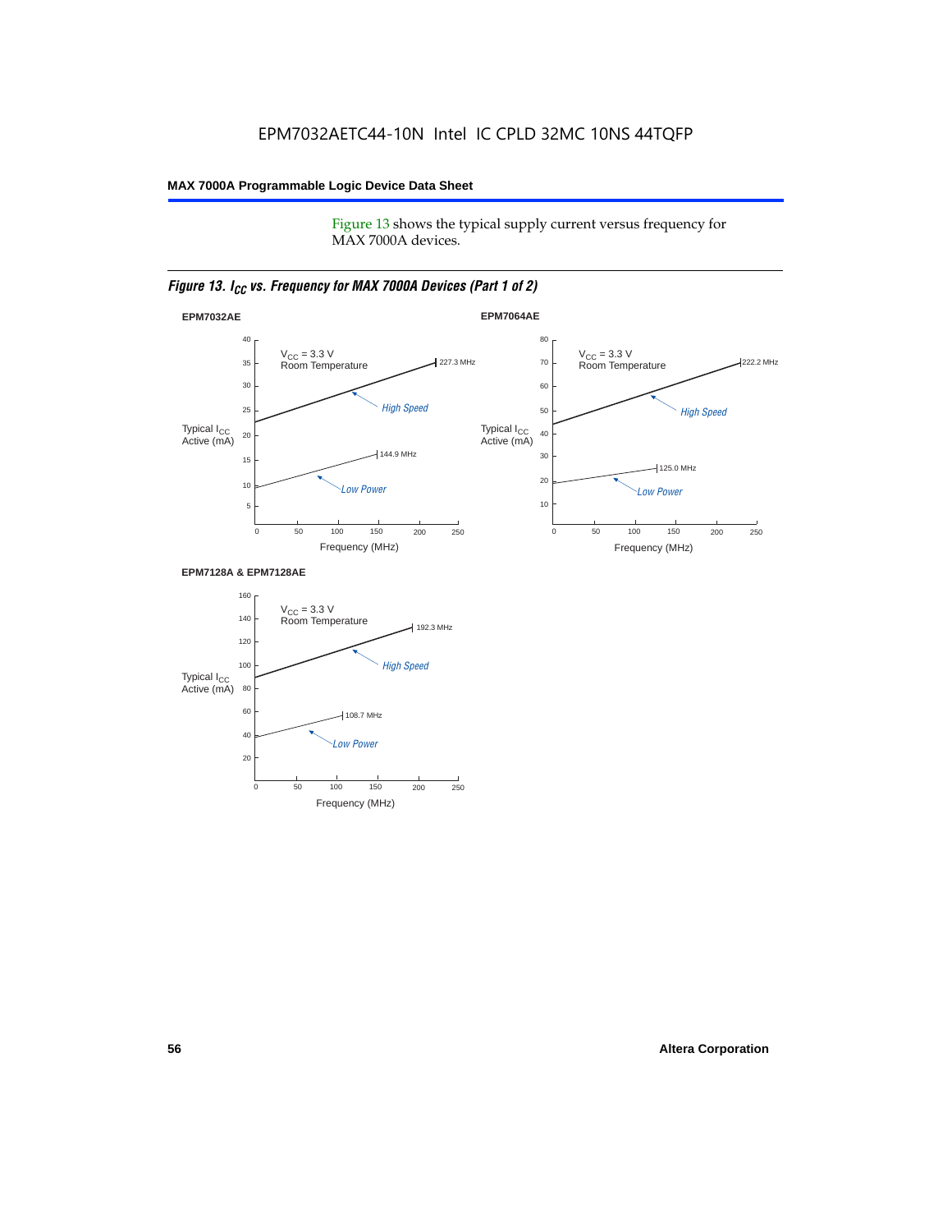Figure 13 shows the typical supply current versus frequency for MAX 7000A devices.

*Figure 13. $I_{CC}$ vs. Frequency for MAX 7000A Devices (Part 1 of 2)*

**EPM7032AE**

$V_{CC}$ = 3.3 V
Room Temperature

Typical $I_{CC}$ Active (mA)

High Speed — 227.3 MHz

Low Power — 144.9 MHz

Frequency (MHz)

**EPM7064AE**

$V_{CC}$ = 3.3 V
Room Temperature

Typical $I_{CC}$ Active (mA)

High Speed — 222.2 MHz

Low Power — 125.0 MHz

Frequency (MHz)

**EPM7128A & EPM7128AE**

$V_{CC}$ = 3.3 V
Room Temperature

Typical $I_{CC}$ Active (mA)

High Speed — 192.3 MHz

Low Power — 108.7 MHz

Frequency (MHz)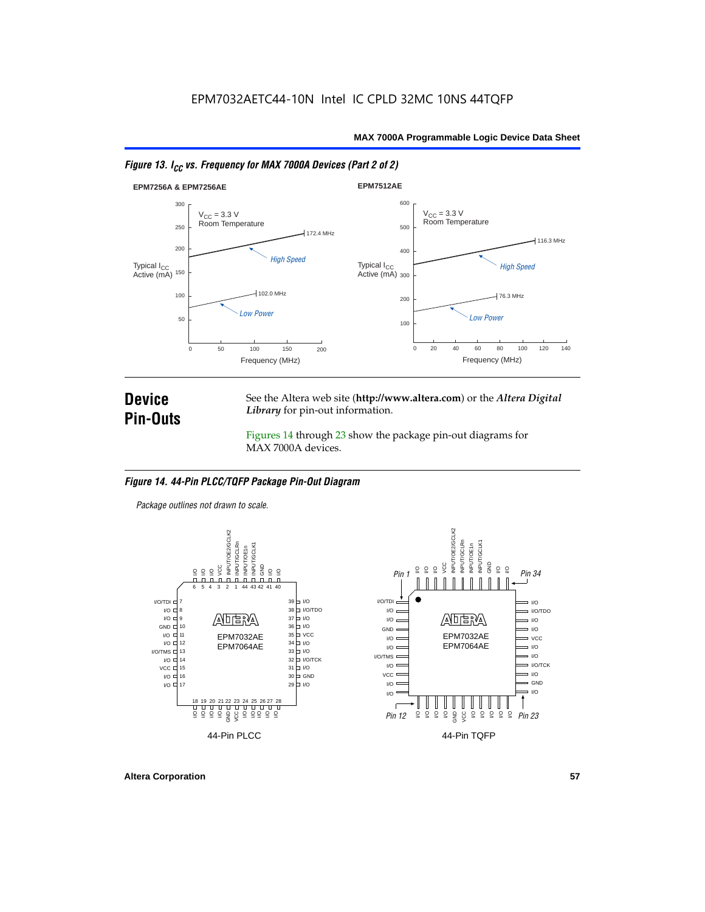EPM7032AETC44-10N Intel IC CPLD 32MC 10NS 44TQFP

*Figure 13. $I_{CC}$ vs. Frequency for MAX 7000A Devices (Part 2 of 2)*

EPM7256A & EPM7256AE

$V_{CC}$ = 3.3 V
Room Temperature

Typical $I_{CC}$ Active (mA)

High Speed — 172.4 MHz

Low Power — 102.0 MHz

Frequency (MHz)

EPM7512AE

$V_{CC}$ = 3.3 V
Room Temperature

Typical $I_{CC}$ Active (mA)

High Speed — 116.3 MHz

Low Power — 76.3 MHz

Frequency (MHz)

# Device Pin-Outs

See the Altera web site (**http://www.altera.com**) or the ***Altera Digital Library*** for pin-out information.

Figures 14 through 23 show the package pin-out diagrams for MAX 7000A devices.

*Figure 14. 44-Pin PLCC/TQFP Package Pin-Out Diagram*

*Package outlines not drawn to scale.*

EPM7032AE
EPM7064AE

44-Pin PLCC

EPM7032AE
EPM7064AE

44-Pin TQFP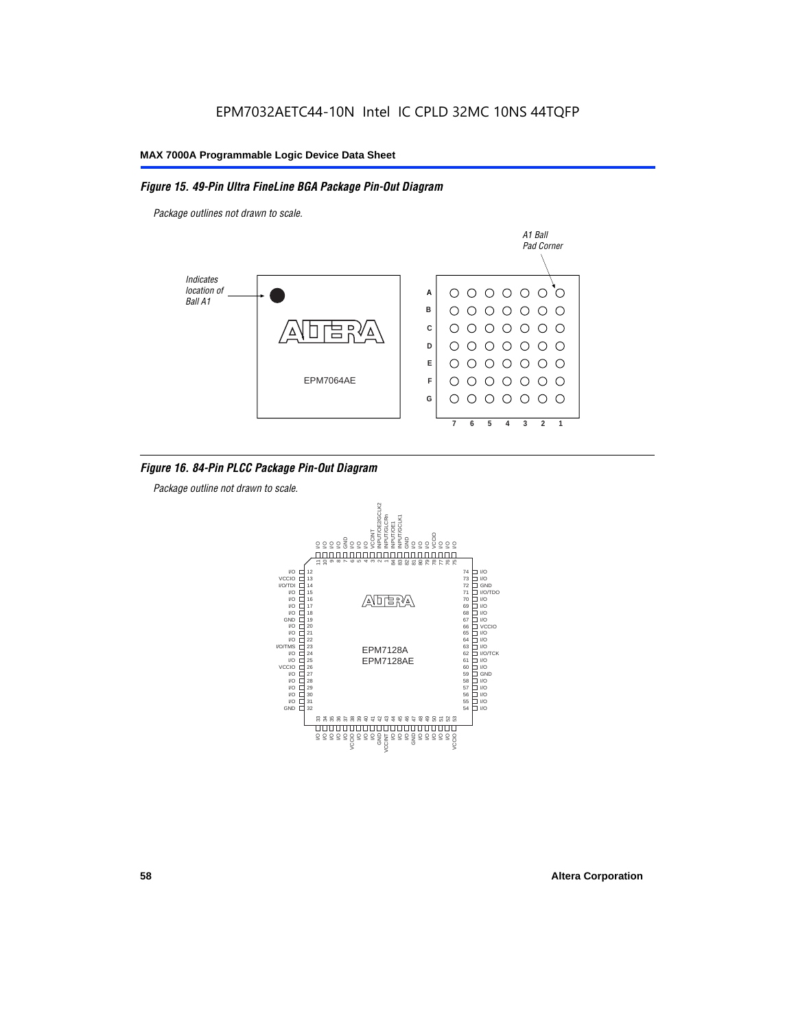## Figure 15. 49-Pin Ultra FineLine BGA Package Pin-Out Diagram

*Package outlines not drawn to scale.*

*Indicates location of Ball A1*

*A1 Ball Pad Corner*

EPM7064AE

A
B
C
D
E
F
G

7 6 5 4 3 2 1

## Figure 16. 84-Pin PLCC Package Pin-Out Diagram

*Package outline not drawn to scale.*

EPM7128A
EPM7128AE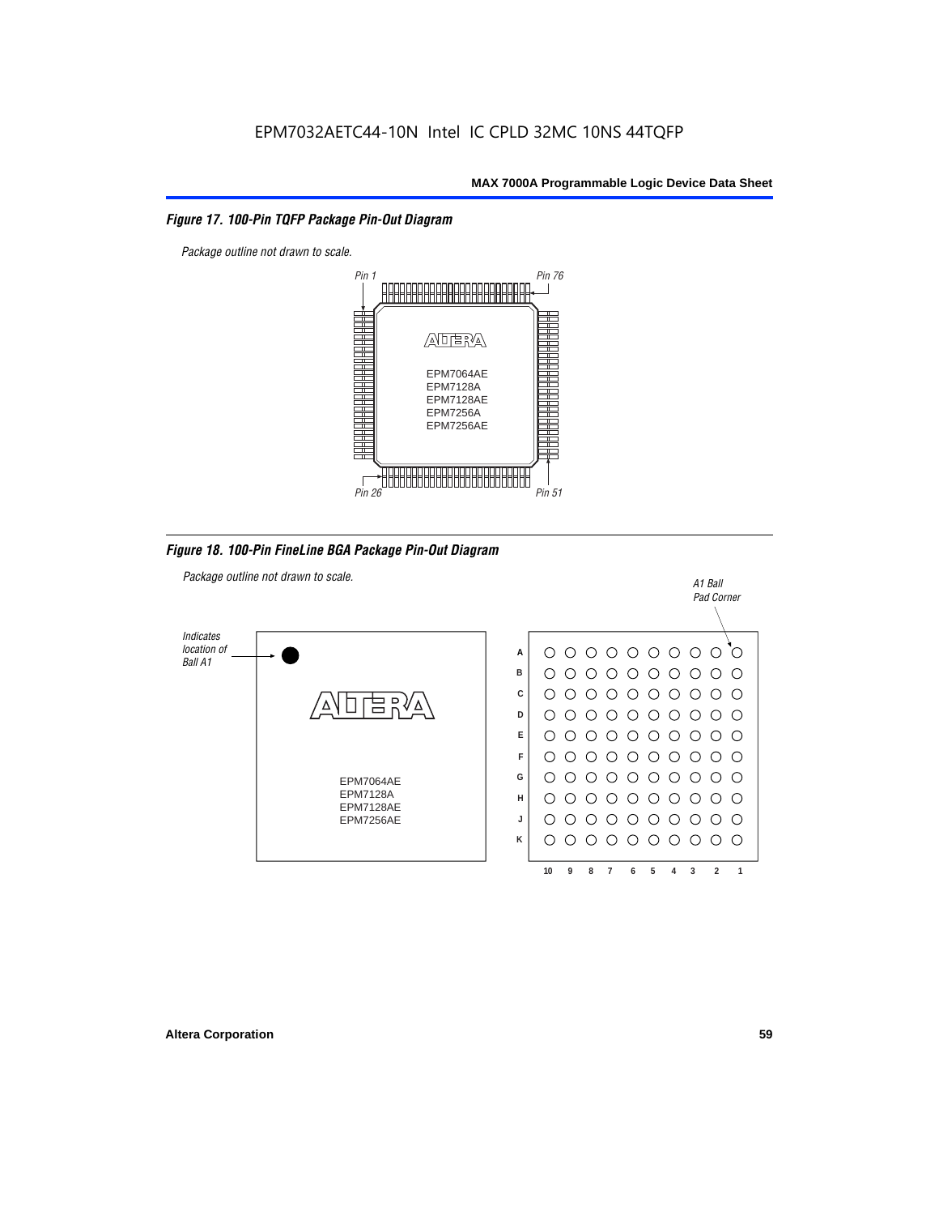EPM7032AETC44-10N Intel IC CPLD 32MC 10NS 44TQFP

*Figure 17. 100-Pin TQFP Package Pin-Out Diagram*

*Package outline not drawn to scale.*

*Pin 1* *Pin 76*

EPM7064AE
EPM7128A
EPM7128AE
EPM7256A
EPM7256AE

*Pin 26* *Pin 51*

*Figure 18. 100-Pin FineLine BGA Package Pin-Out Diagram*

*Package outline not drawn to scale.*

*Indicates location of Ball A1*

EPM7064AE
EPM7128A
EPM7128AE
EPM7256AE

*A1 Ball Pad Corner*

A B C D E F G H J K

10 9 8 7 6 5 4 3 2 1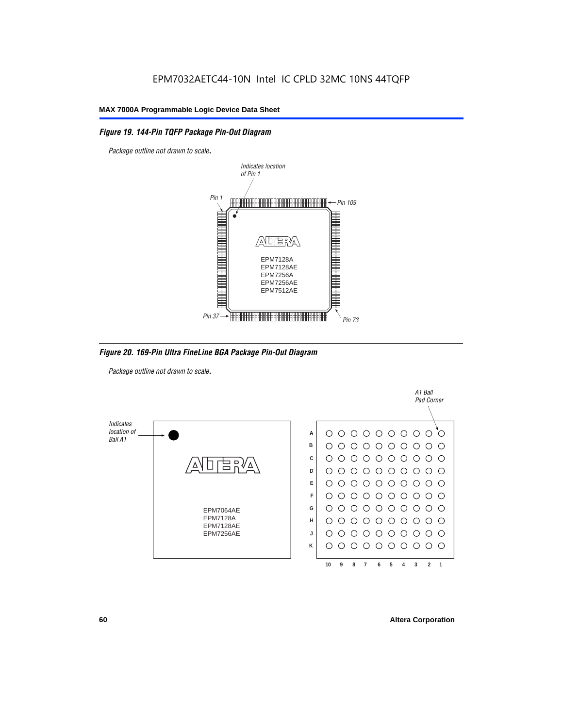EPM7032AETC44-10N Intel IC CPLD 32MC 10NS 44TQFP

### Figure 19. 144-Pin TQFP Package Pin-Out Diagram

*Package outline not drawn to scale.*

Indicates location of Pin 1

Pin 1

Pin 109

EPM7128A
EPM7128AE
EPM7256A
EPM7256AE
EPM7512AE

Pin 37

Pin 73

### Figure 20. 169-Pin Ultra FineLine BGA Package Pin-Out Diagram

*Package outline not drawn to scale.*

Indicates location of Ball A1

A1 Ball Pad Corner

EPM7064AE
EPM7128A
EPM7128AE
EPM7256AE

Rows: A B C D E F G H J K

Columns: 10 9 8 7 6 5 4 3 2 1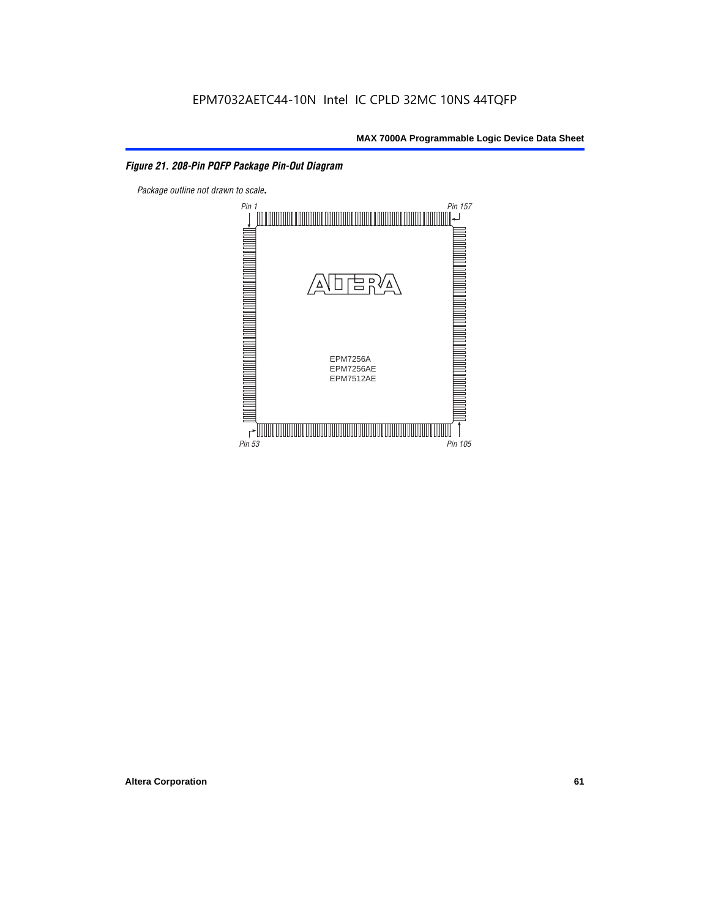### *Figure 21. 208-Pin PQFP Package Pin-Out Diagram*

*Package outline not drawn to scale.*

Pin 1

Pin 157

EPM7256A
EPM7256AE
EPM7512AE

Pin 53

Pin 105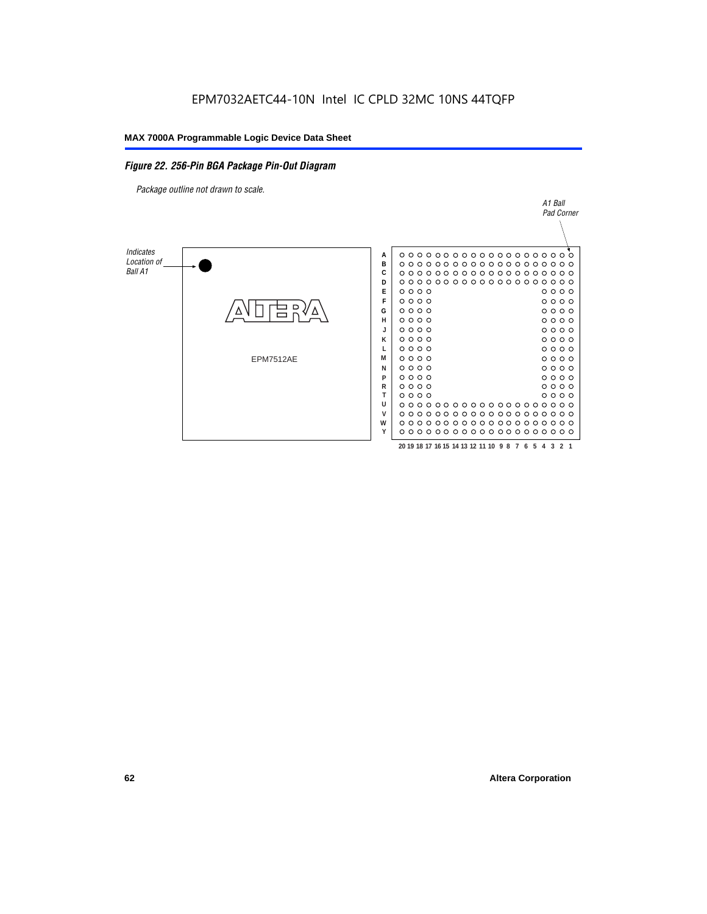EPM7032AETC44-10N Intel IC CPLD 32MC 10NS 44TQFP

*Figure 22. 256-Pin BGA Package Pin-Out Diagram*

*Package outline not drawn to scale.*

*A1 Ball Pad Corner*

*Indicates Location of Ball A1*

EPM7512AE

A B C D E F G H J K L M N P R T U V W Y

20 19 18 17 16 15 14 13 12 11 10 9 8 7 6 5 4 3 2 1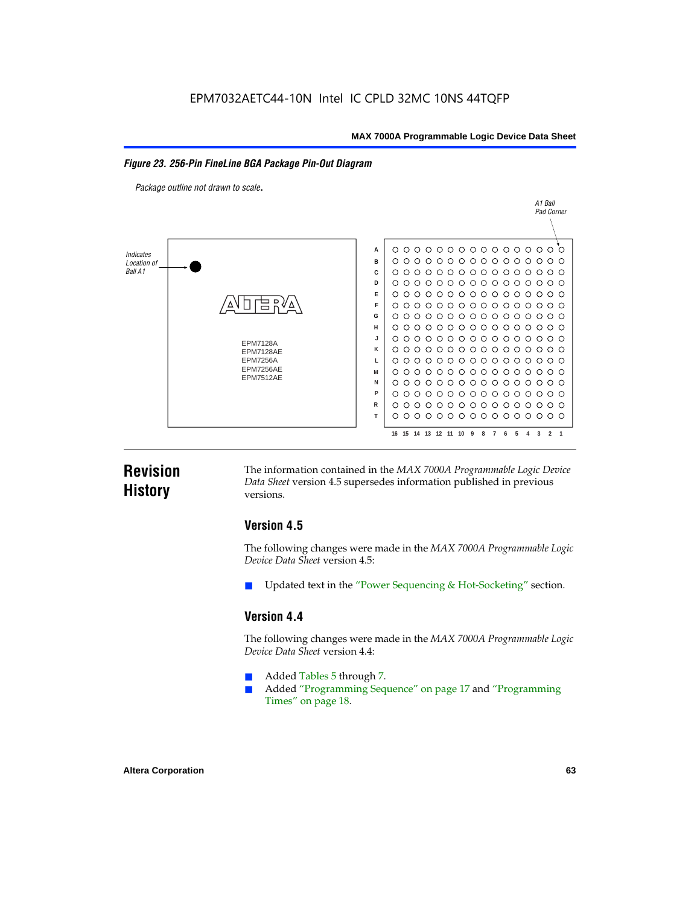**Figure 23. 256-Pin FineLine BGA Package Pin-Out Diagram**

*Package outline not drawn to scale.*

Indicates Location of Ball A1

A1 Ball Pad Corner

EPM7128A
EPM7128AE
EPM7256A
EPM7256AE
EPM7512AE

# Revision History

The information contained in the *MAX 7000A Programmable Logic Device Data Sheet* version 4.5 supersedes information published in previous versions.

## Version 4.5

The following changes were made in the *MAX 7000A Programmable Logic Device Data Sheet* version 4.5:

- Updated text in the "Power Sequencing & Hot-Socketing" section.

## Version 4.4

The following changes were made in the *MAX 7000A Programmable Logic Device Data Sheet* version 4.4:

- Added Tables 5 through 7.
- Added "Programming Sequence" on page 17 and "Programming Times" on page 18.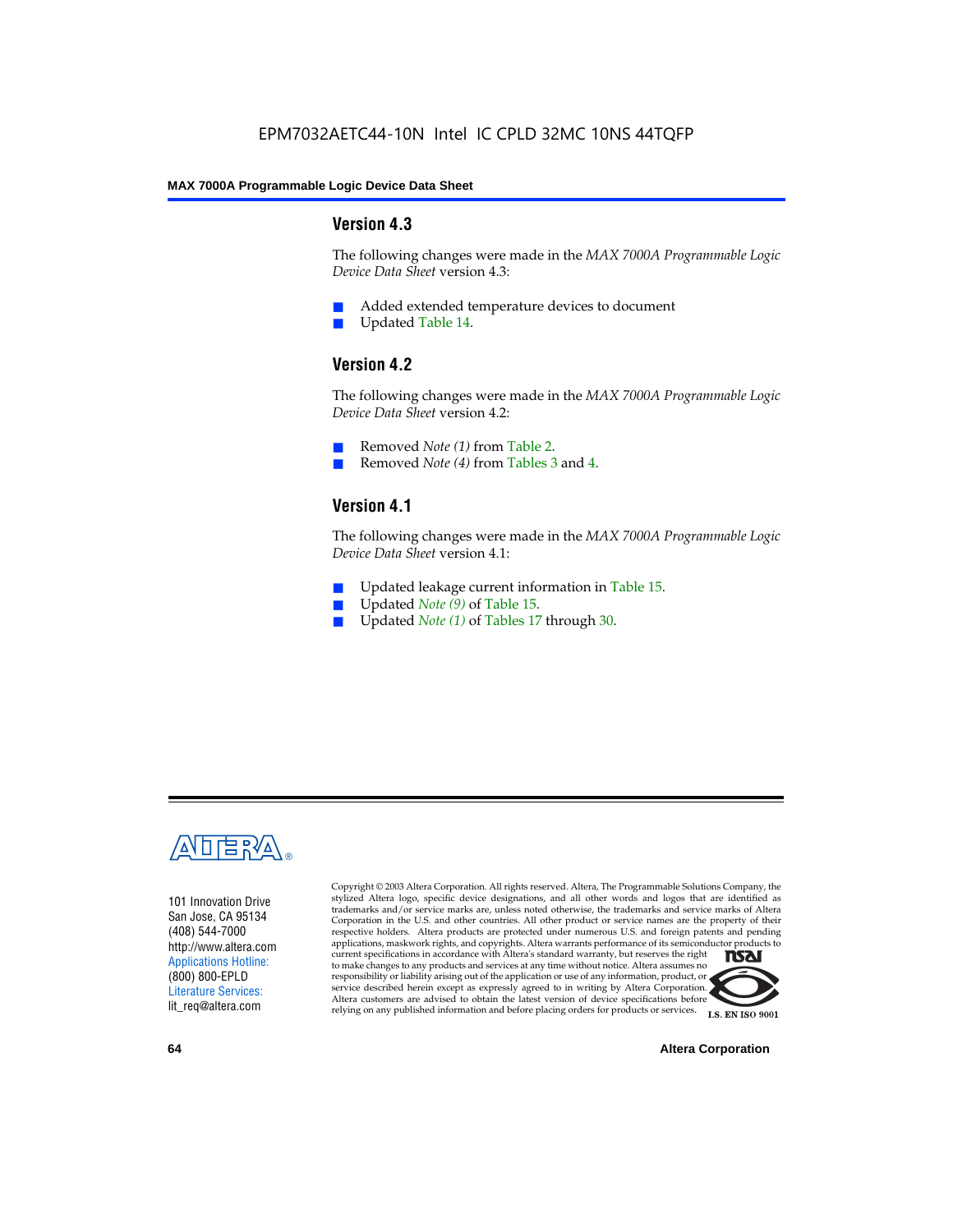## Version 4.3

The following changes were made in the *MAX 7000A Programmable Logic Device Data Sheet* version 4.3:

- Added extended temperature devices to document
- Updated Table 14.

## Version 4.2

The following changes were made in the *MAX 7000A Programmable Logic Device Data Sheet* version 4.2:

- Removed *Note (1)* from Table 2.
- Removed *Note (4)* from Tables 3 and 4.

## Version 4.1

The following changes were made in the *MAX 7000A Programmable Logic Device Data Sheet* version 4.1:

- Updated leakage current information in Table 15.
- Updated *Note (9)* of Table 15.
- Updated *Note (1)* of Tables 17 through 30.

101 Innovation Drive
San Jose, CA 95134
(408) 544-7000
http://www.altera.com
Applications Hotline:
(800) 800-EPLD
Literature Services:
lit_req@altera.com

Copyright © 2003 Altera Corporation. All rights reserved. Altera, The Programmable Solutions Company, the stylized Altera logo, specific device designations, and all other words and logos that are identified as trademarks and/or service marks are, unless noted otherwise, the trademarks and service marks of Altera Corporation in the U.S. and other countries. All other product or service names are the property of their respective holders. Altera products are protected under numerous U.S. and foreign patents and pending applications, maskwork rights, and copyrights. Altera warrants performance of its semiconductor products to current specifications in accordance with Altera's standard warranty, but reserves the right to make changes to any products and services at any time without notice. Altera assumes no responsibility or liability arising out of the application or use of any information, product, or service described herein except as expressly agreed to in writing by Altera Corporation. Altera customers are advised to obtain the latest version of device specifications before relying on any published information and before placing orders for products or services.

I.S. EN ISO 9001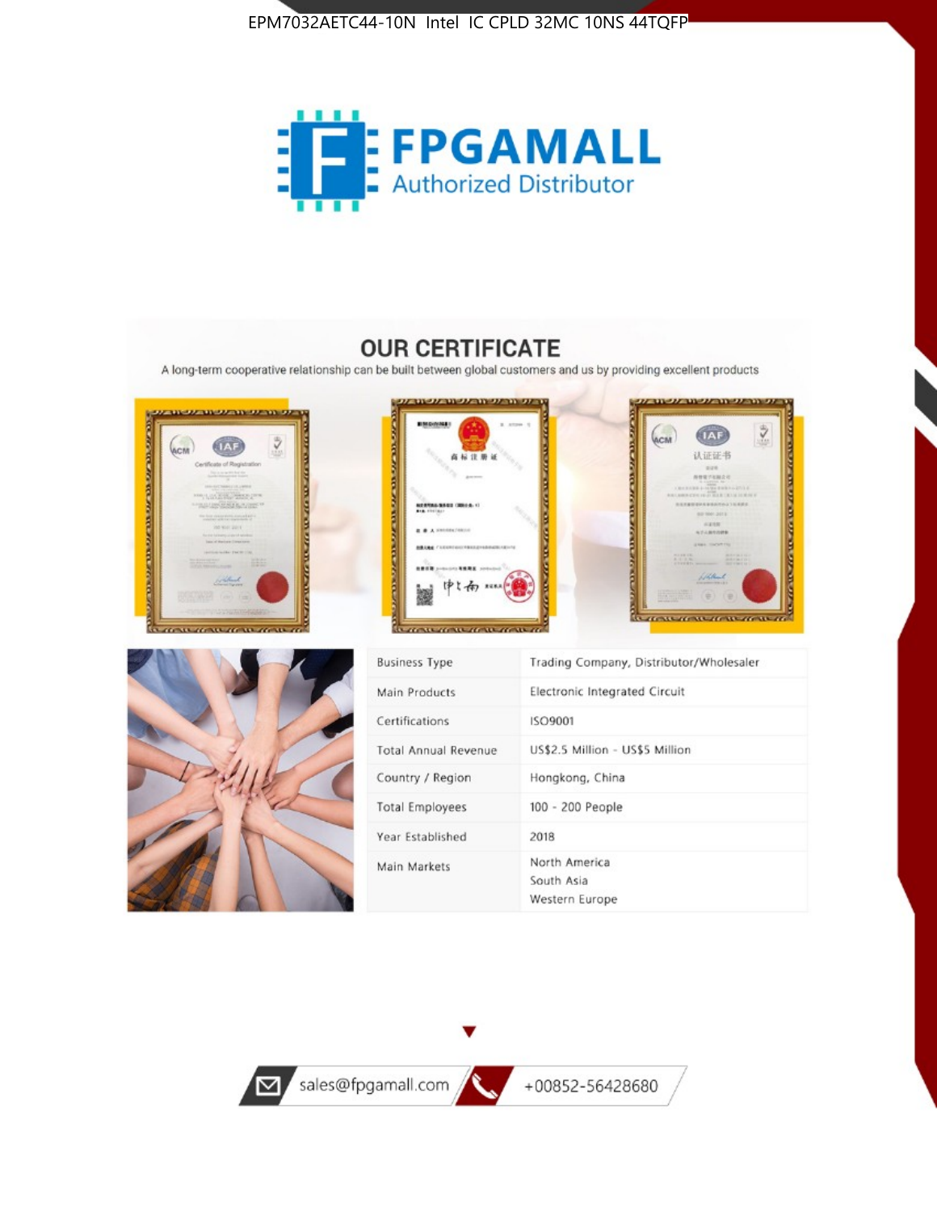FPGAMALL

Authorized Distributor

## OUR CERTIFICATE

A long-term cooperative relationship can be built between global customers and us by providing excellent products

| | |
|---|---|
| Business Type | Trading Company, Distributor/Wholesaler |
| Main Products | Electronic Integrated Circuit |
| Certifications | ISO9001 |
| Total Annual Revenue | US$2.5 Million - US$5 Million |
| Country / Region | Hongkong, China |
| Total Employees | 100 - 200 People |
| Year Established | 2018 |
| Main Markets | North America<br>South Asia<br>Western Europe |

sales@fpgamall.com

+00852-56428680